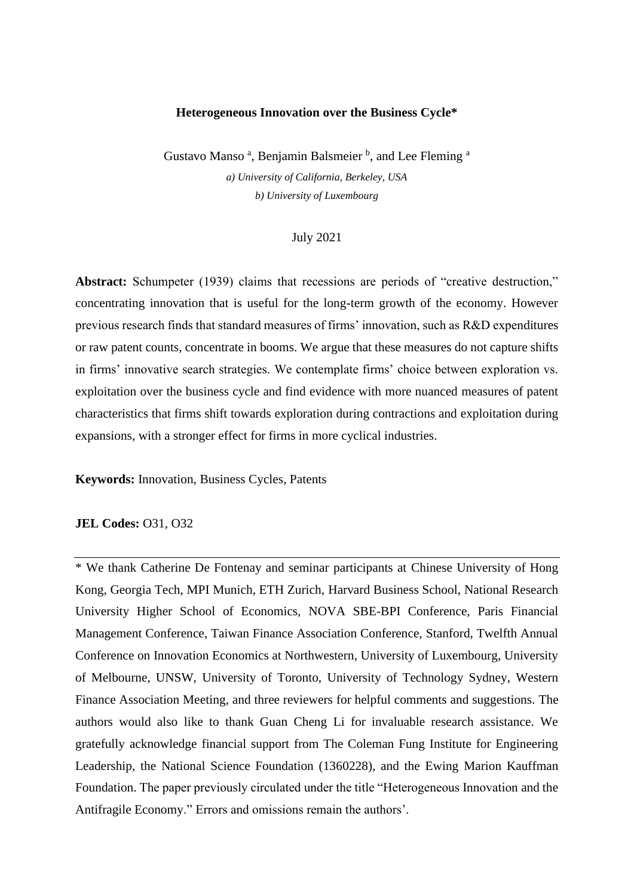**Heterogeneous Innovation over the Business Cycle***

Gustavo Manso [a], Benjamin Balsmeier [b], and Lee Fleming [a]

*a) University of California, Berkeley, USA*

*b) University of Luxembourg*

July 2021

**Abstract:** Schumpeter (1939) claims that recessions are periods of "creative destruction," concentrating innovation that is useful for the long-term growth of the economy. However previous research finds that standard measures of firms' innovation, such as R&D expenditures or raw patent counts, concentrate in booms. We argue that these measures do not capture shifts in firms' innovative search strategies. We contemplate firms' choice between exploration vs. exploitation over the business cycle and find evidence with more nuanced measures of patent characteristics that firms shift towards exploration during contractions and exploitation during expansions, with a stronger effect for firms in more cyclical industries.

**Keywords:** Innovation, Business Cycles, Patents

**JEL Codes:** O31, O32

---

* We thank Catherine De Fontenay and seminar participants at Chinese University of Hong Kong, Georgia Tech, MPI Munich, ETH Zurich, Harvard Business School, National Research University Higher School of Economics, NOVA SBE-BPI Conference, Paris Financial Management Conference, Taiwan Finance Association Conference, Stanford, Twelfth Annual Conference on Innovation Economics at Northwestern, University of Luxembourg, University of Melbourne, UNSW, University of Toronto, University of Technology Sydney, Western Finance Association Meeting, and three reviewers for helpful comments and suggestions. The authors would also like to thank Guan Cheng Li for invaluable research assistance. We gratefully acknowledge financial support from The Coleman Fung Institute for Engineering Leadership, the National Science Foundation (1360228), and the Ewing Marion Kauffman Foundation. The paper previously circulated under the title "Heterogeneous Innovation and the Antifragile Economy." Errors and omissions remain the authors'.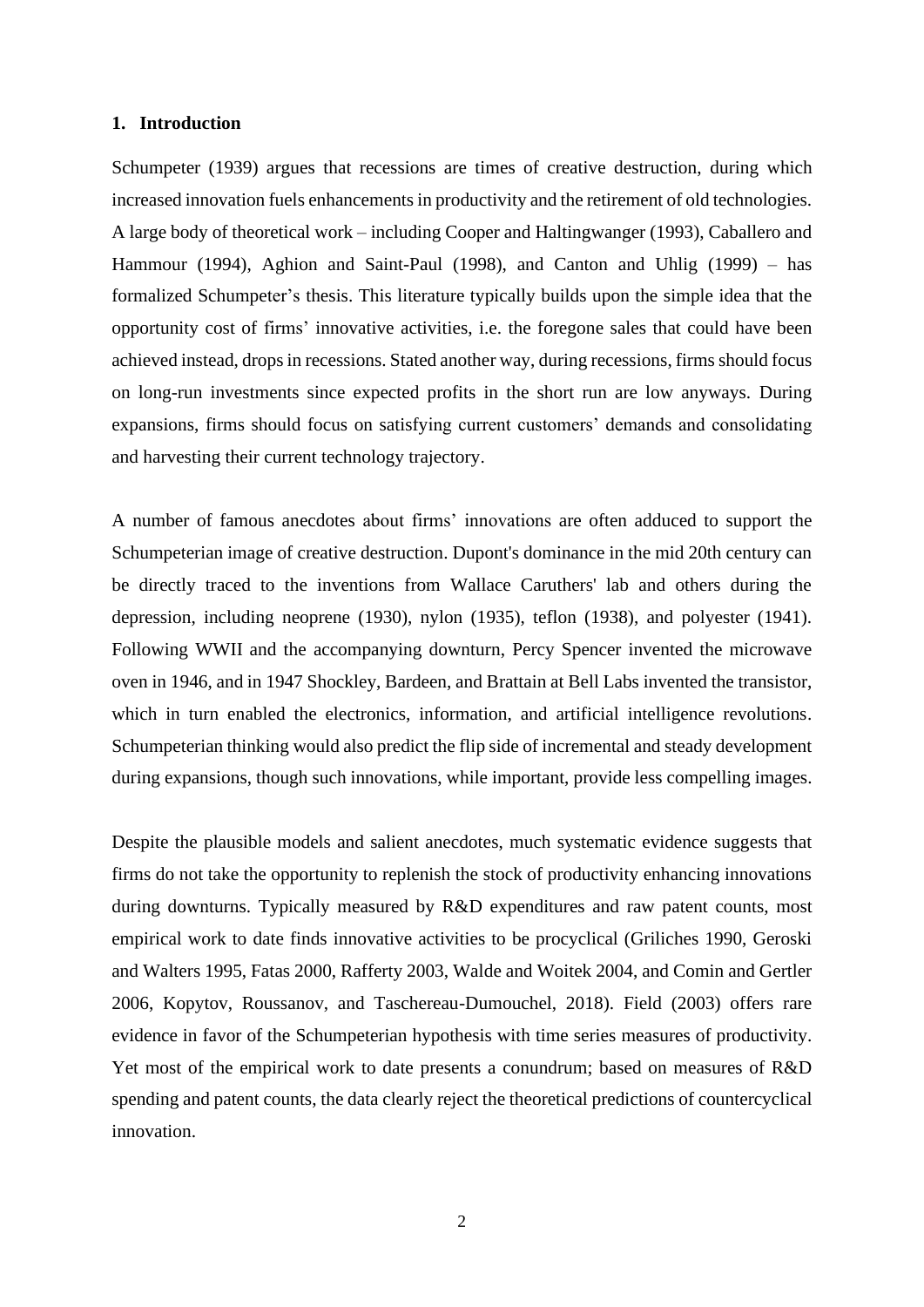## 1. Introduction

Schumpeter (1939) argues that recessions are times of creative destruction, during which increased innovation fuels enhancements in productivity and the retirement of old technologies. A large body of theoretical work – including Cooper and Haltingwanger (1993), Caballero and Hammour (1994), Aghion and Saint-Paul (1998), and Canton and Uhlig (1999) – has formalized Schumpeter's thesis. This literature typically builds upon the simple idea that the opportunity cost of firms' innovative activities, i.e. the foregone sales that could have been achieved instead, drops in recessions. Stated another way, during recessions, firms should focus on long-run investments since expected profits in the short run are low anyways. During expansions, firms should focus on satisfying current customers' demands and consolidating and harvesting their current technology trajectory.

A number of famous anecdotes about firms' innovations are often adduced to support the Schumpeterian image of creative destruction. Dupont's dominance in the mid 20th century can be directly traced to the inventions from Wallace Caruthers' lab and others during the depression, including neoprene (1930), nylon (1935), teflon (1938), and polyester (1941). Following WWII and the accompanying downturn, Percy Spencer invented the microwave oven in 1946, and in 1947 Shockley, Bardeen, and Brattain at Bell Labs invented the transistor, which in turn enabled the electronics, information, and artificial intelligence revolutions. Schumpeterian thinking would also predict the flip side of incremental and steady development during expansions, though such innovations, while important, provide less compelling images.

Despite the plausible models and salient anecdotes, much systematic evidence suggests that firms do not take the opportunity to replenish the stock of productivity enhancing innovations during downturns. Typically measured by R&D expenditures and raw patent counts, most empirical work to date finds innovative activities to be procyclical (Griliches 1990, Geroski and Walters 1995, Fatas 2000, Rafferty 2003, Walde and Woitek 2004, and Comin and Gertler 2006, Kopytov, Roussanov, and Taschereau-Dumouchel, 2018). Field (2003) offers rare evidence in favor of the Schumpeterian hypothesis with time series measures of productivity. Yet most of the empirical work to date presents a conundrum; based on measures of R&D spending and patent counts, the data clearly reject the theoretical predictions of countercyclical innovation.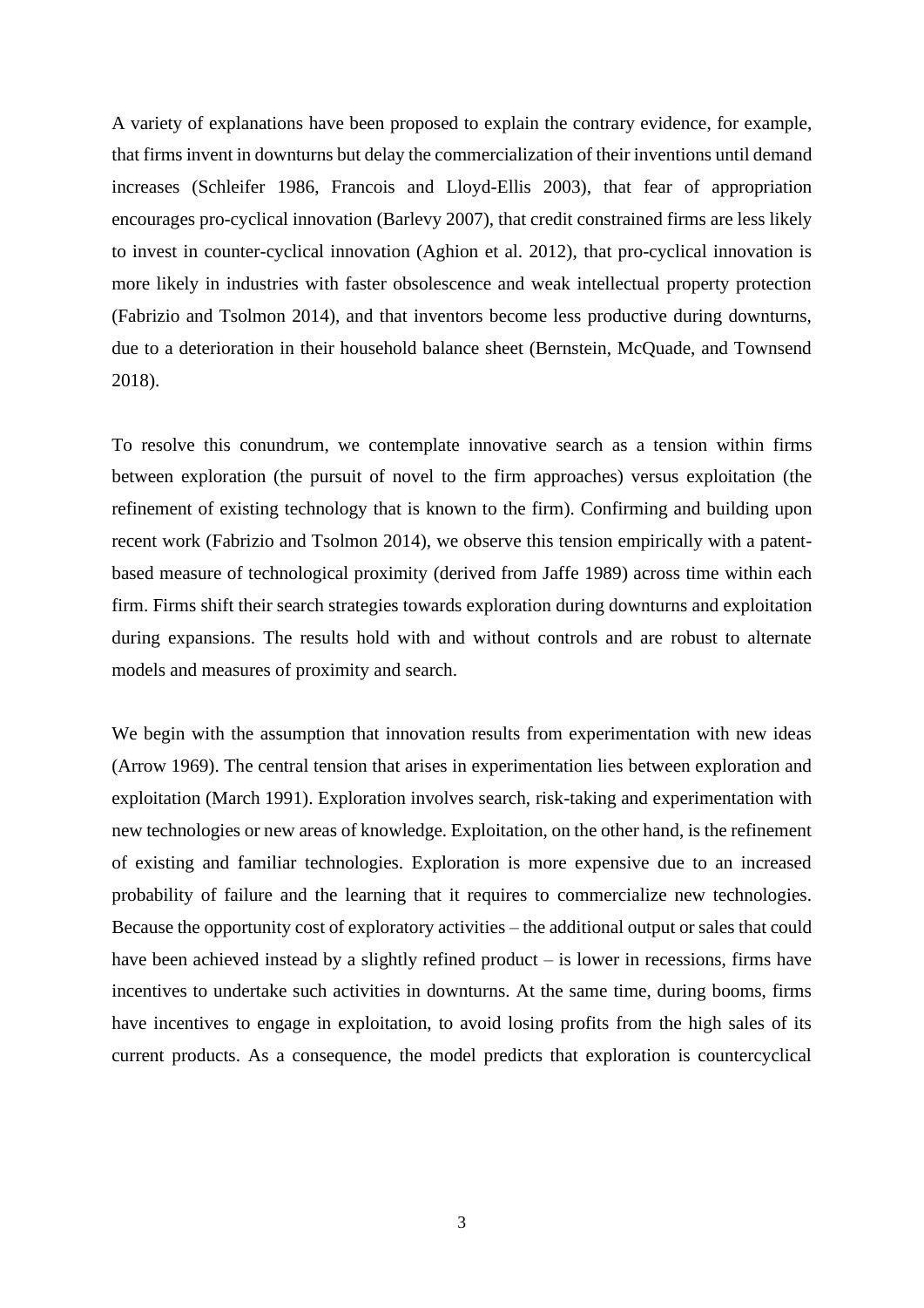A variety of explanations have been proposed to explain the contrary evidence, for example, that firms invent in downturns but delay the commercialization of their inventions until demand increases (Schleifer 1986, Francois and Lloyd-Ellis 2003), that fear of appropriation encourages pro-cyclical innovation (Barlevy 2007), that credit constrained firms are less likely to invest in counter-cyclical innovation (Aghion et al. 2012), that pro-cyclical innovation is more likely in industries with faster obsolescence and weak intellectual property protection (Fabrizio and Tsolmon 2014), and that inventors become less productive during downturns, due to a deterioration in their household balance sheet (Bernstein, McQuade, and Townsend 2018).

To resolve this conundrum, we contemplate innovative search as a tension within firms between exploration (the pursuit of novel to the firm approaches) versus exploitation (the refinement of existing technology that is known to the firm). Confirming and building upon recent work (Fabrizio and Tsolmon 2014), we observe this tension empirically with a patent-based measure of technological proximity (derived from Jaffe 1989) across time within each firm. Firms shift their search strategies towards exploration during downturns and exploitation during expansions. The results hold with and without controls and are robust to alternate models and measures of proximity and search.

We begin with the assumption that innovation results from experimentation with new ideas (Arrow 1969). The central tension that arises in experimentation lies between exploration and exploitation (March 1991). Exploration involves search, risk-taking and experimentation with new technologies or new areas of knowledge. Exploitation, on the other hand, is the refinement of existing and familiar technologies. Exploration is more expensive due to an increased probability of failure and the learning that it requires to commercialize new technologies. Because the opportunity cost of exploratory activities – the additional output or sales that could have been achieved instead by a slightly refined product – is lower in recessions, firms have incentives to undertake such activities in downturns. At the same time, during booms, firms have incentives to engage in exploitation, to avoid losing profits from the high sales of its current products. As a consequence, the model predicts that exploration is countercyclical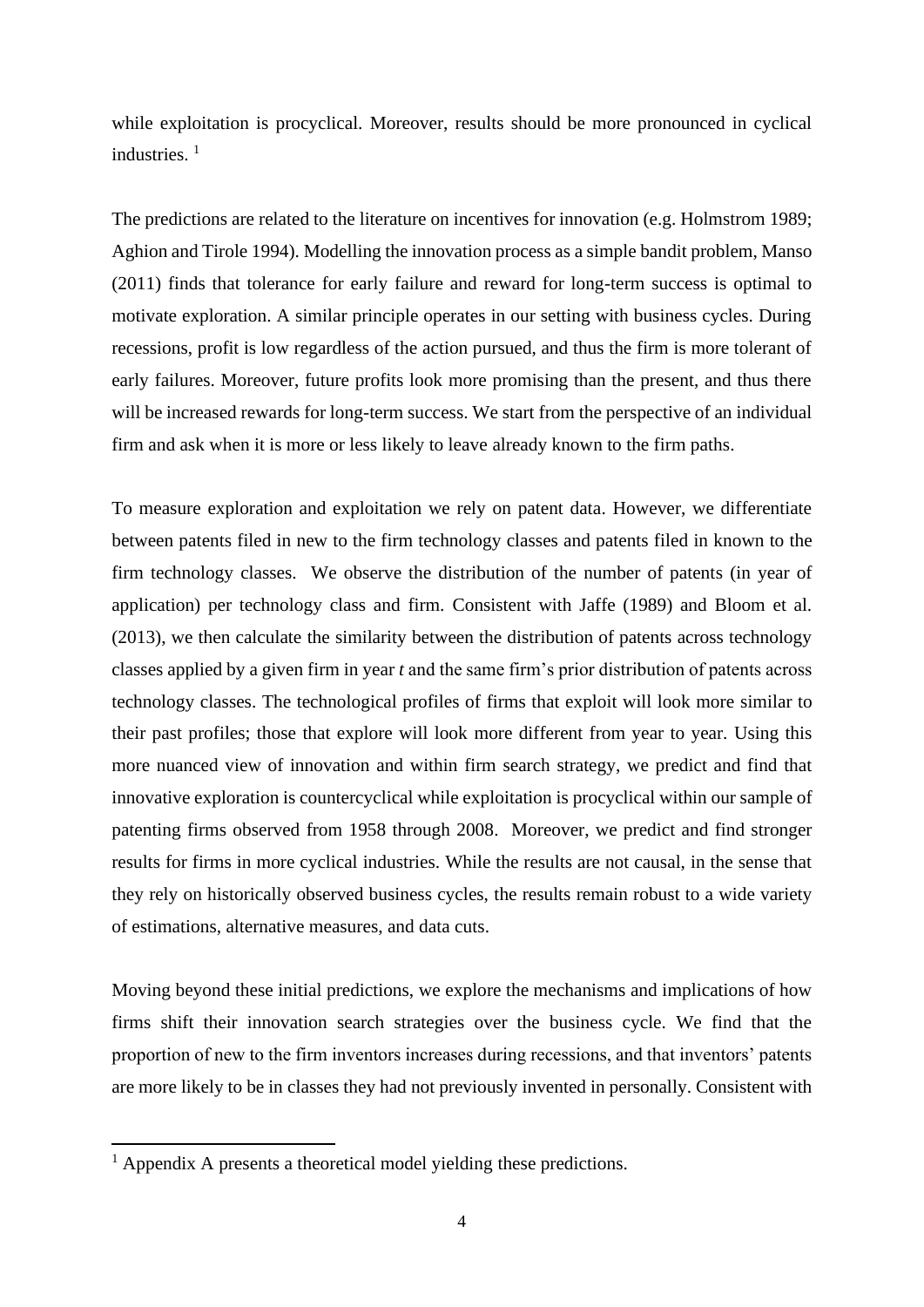while exploitation is procyclical. Moreover, results should be more pronounced in cyclical industries. [1]

The predictions are related to the literature on incentives for innovation (e.g. Holmstrom 1989; Aghion and Tirole 1994). Modelling the innovation process as a simple bandit problem, Manso (2011) finds that tolerance for early failure and reward for long-term success is optimal to motivate exploration. A similar principle operates in our setting with business cycles. During recessions, profit is low regardless of the action pursued, and thus the firm is more tolerant of early failures. Moreover, future profits look more promising than the present, and thus there will be increased rewards for long-term success. We start from the perspective of an individual firm and ask when it is more or less likely to leave already known to the firm paths.

To measure exploration and exploitation we rely on patent data. However, we differentiate between patents filed in new to the firm technology classes and patents filed in known to the firm technology classes. We observe the distribution of the number of patents (in year of application) per technology class and firm. Consistent with Jaffe (1989) and Bloom et al. (2013), we then calculate the similarity between the distribution of patents across technology classes applied by a given firm in year *t* and the same firm's prior distribution of patents across technology classes. The technological profiles of firms that exploit will look more similar to their past profiles; those that explore will look more different from year to year. Using this more nuanced view of innovation and within firm search strategy, we predict and find that innovative exploration is countercyclical while exploitation is procyclical within our sample of patenting firms observed from 1958 through 2008. Moreover, we predict and find stronger results for firms in more cyclical industries. While the results are not causal, in the sense that they rely on historically observed business cycles, the results remain robust to a wide variety of estimations, alternative measures, and data cuts.

Moving beyond these initial predictions, we explore the mechanisms and implications of how firms shift their innovation search strategies over the business cycle. We find that the proportion of new to the firm inventors increases during recessions, and that inventors' patents are more likely to be in classes they had not previously invented in personally. Consistent with

[1] Appendix A presents a theoretical model yielding these predictions.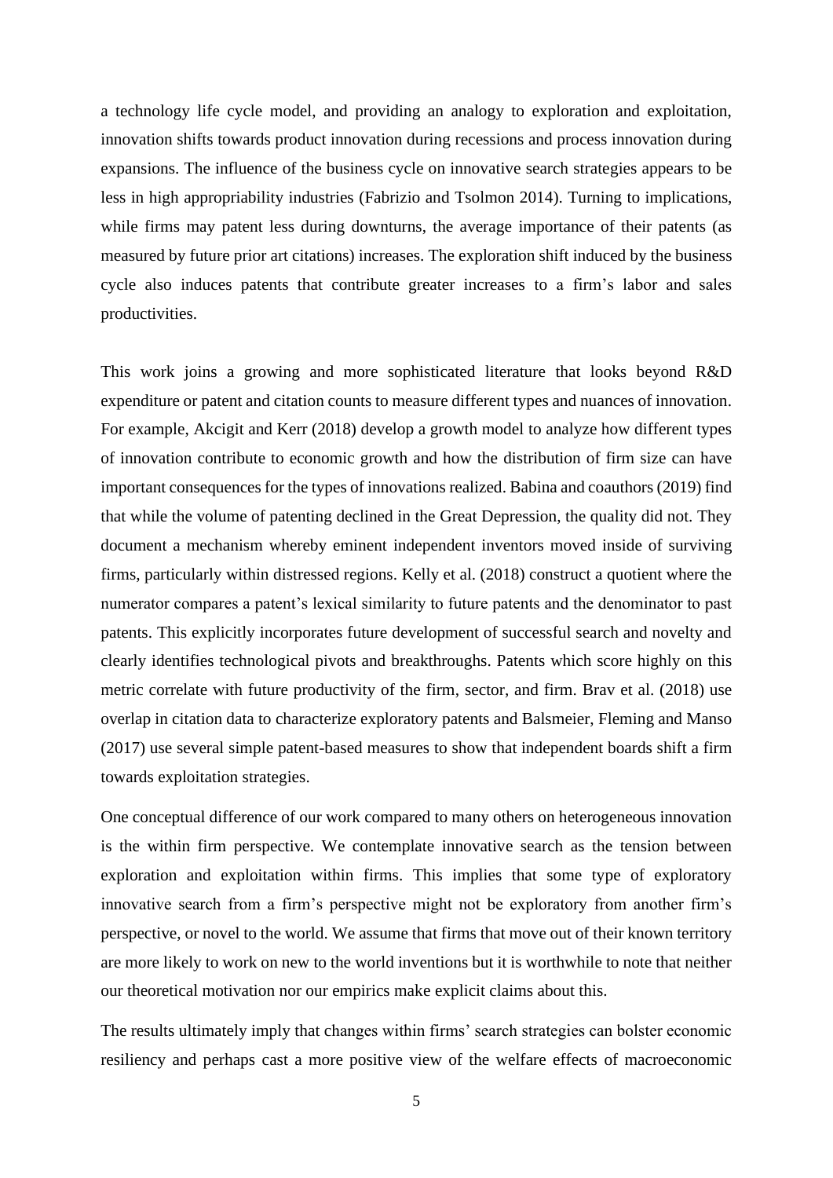a technology life cycle model, and providing an analogy to exploration and exploitation, innovation shifts towards product innovation during recessions and process innovation during expansions. The influence of the business cycle on innovative search strategies appears to be less in high appropriability industries (Fabrizio and Tsolmon 2014). Turning to implications, while firms may patent less during downturns, the average importance of their patents (as measured by future prior art citations) increases. The exploration shift induced by the business cycle also induces patents that contribute greater increases to a firm's labor and sales productivities.

This work joins a growing and more sophisticated literature that looks beyond R&D expenditure or patent and citation counts to measure different types and nuances of innovation. For example, Akcigit and Kerr (2018) develop a growth model to analyze how different types of innovation contribute to economic growth and how the distribution of firm size can have important consequences for the types of innovations realized. Babina and coauthors (2019) find that while the volume of patenting declined in the Great Depression, the quality did not. They document a mechanism whereby eminent independent inventors moved inside of surviving firms, particularly within distressed regions. Kelly et al. (2018) construct a quotient where the numerator compares a patent's lexical similarity to future patents and the denominator to past patents. This explicitly incorporates future development of successful search and novelty and clearly identifies technological pivots and breakthroughs. Patents which score highly on this metric correlate with future productivity of the firm, sector, and firm. Brav et al. (2018) use overlap in citation data to characterize exploratory patents and Balsmeier, Fleming and Manso (2017) use several simple patent-based measures to show that independent boards shift a firm towards exploitation strategies.

One conceptual difference of our work compared to many others on heterogeneous innovation is the within firm perspective. We contemplate innovative search as the tension between exploration and exploitation within firms. This implies that some type of exploratory innovative search from a firm's perspective might not be exploratory from another firm's perspective, or novel to the world. We assume that firms that move out of their known territory are more likely to work on new to the world inventions but it is worthwhile to note that neither our theoretical motivation nor our empirics make explicit claims about this.

The results ultimately imply that changes within firms' search strategies can bolster economic resiliency and perhaps cast a more positive view of the welfare effects of macroeconomic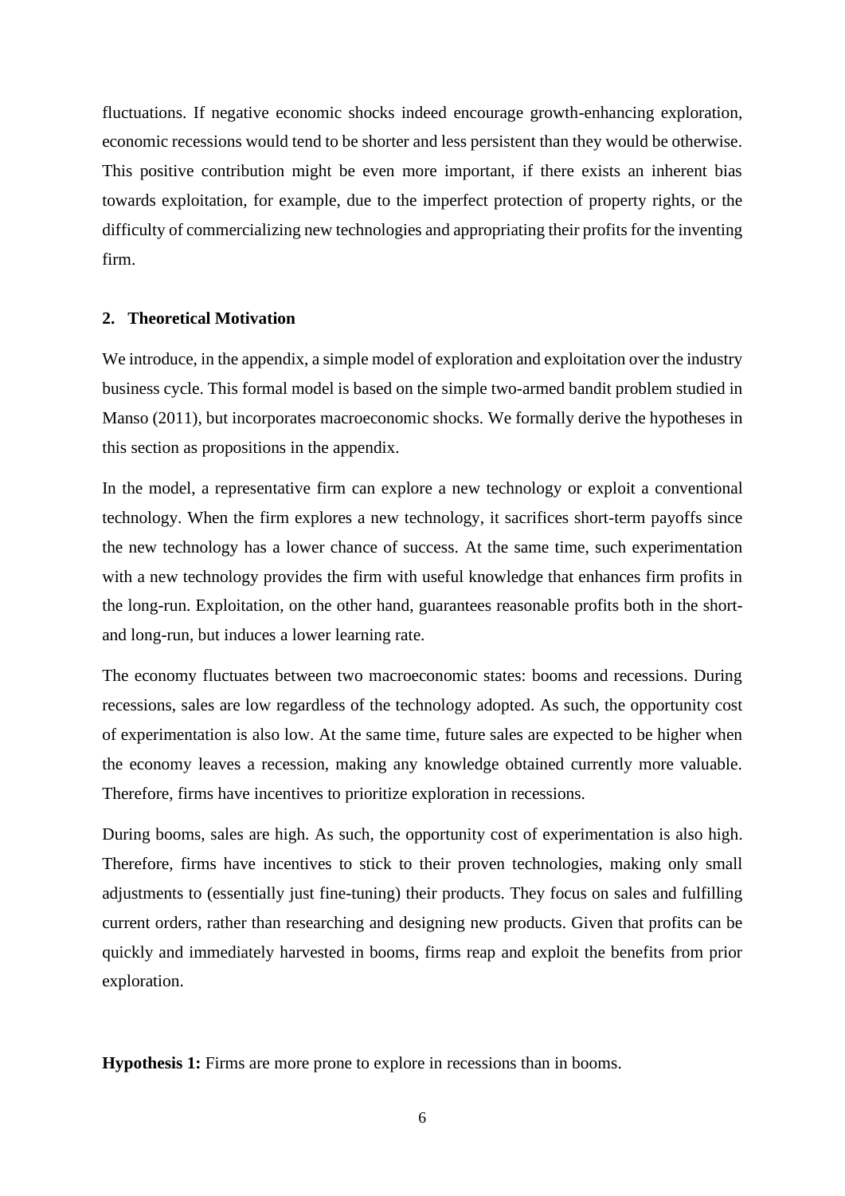fluctuations. If negative economic shocks indeed encourage growth-enhancing exploration, economic recessions would tend to be shorter and less persistent than they would be otherwise. This positive contribution might be even more important, if there exists an inherent bias towards exploitation, for example, due to the imperfect protection of property rights, or the difficulty of commercializing new technologies and appropriating their profits for the inventing firm.

## 2. Theoretical Motivation

We introduce, in the appendix, a simple model of exploration and exploitation over the industry business cycle. This formal model is based on the simple two-armed bandit problem studied in Manso (2011), but incorporates macroeconomic shocks. We formally derive the hypotheses in this section as propositions in the appendix.

In the model, a representative firm can explore a new technology or exploit a conventional technology. When the firm explores a new technology, it sacrifices short-term payoffs since the new technology has a lower chance of success. At the same time, such experimentation with a new technology provides the firm with useful knowledge that enhances firm profits in the long-run. Exploitation, on the other hand, guarantees reasonable profits both in the short- and long-run, but induces a lower learning rate.

The economy fluctuates between two macroeconomic states: booms and recessions. During recessions, sales are low regardless of the technology adopted. As such, the opportunity cost of experimentation is also low. At the same time, future sales are expected to be higher when the economy leaves a recession, making any knowledge obtained currently more valuable. Therefore, firms have incentives to prioritize exploration in recessions.

During booms, sales are high. As such, the opportunity cost of experimentation is also high. Therefore, firms have incentives to stick to their proven technologies, making only small adjustments to (essentially just fine-tuning) their products. They focus on sales and fulfilling current orders, rather than researching and designing new products. Given that profits can be quickly and immediately harvested in booms, firms reap and exploit the benefits from prior exploration.

**Hypothesis 1:** Firms are more prone to explore in recessions than in booms.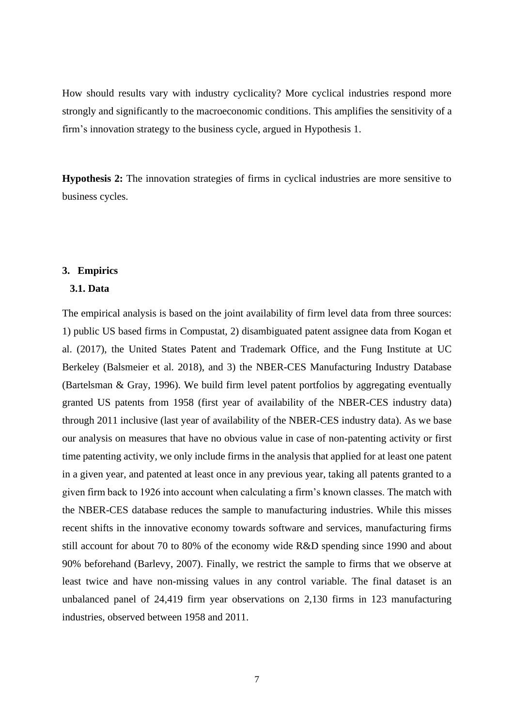How should results vary with industry cyclicality? More cyclical industries respond more strongly and significantly to the macroeconomic conditions. This amplifies the sensitivity of a firm's innovation strategy to the business cycle, argued in Hypothesis 1.

**Hypothesis 2:** The innovation strategies of firms in cyclical industries are more sensitive to business cycles.

## 3. Empirics

### 3.1. Data

The empirical analysis is based on the joint availability of firm level data from three sources: 1) public US based firms in Compustat, 2) disambiguated patent assignee data from Kogan et al. (2017), the United States Patent and Trademark Office, and the Fung Institute at UC Berkeley (Balsmeier et al. 2018), and 3) the NBER-CES Manufacturing Industry Database (Bartelsman & Gray, 1996). We build firm level patent portfolios by aggregating eventually granted US patents from 1958 (first year of availability of the NBER-CES industry data) through 2011 inclusive (last year of availability of the NBER-CES industry data). As we base our analysis on measures that have no obvious value in case of non-patenting activity or first time patenting activity, we only include firms in the analysis that applied for at least one patent in a given year, and patented at least once in any previous year, taking all patents granted to a given firm back to 1926 into account when calculating a firm's known classes. The match with the NBER-CES database reduces the sample to manufacturing industries. While this misses recent shifts in the innovative economy towards software and services, manufacturing firms still account for about 70 to 80% of the economy wide R&D spending since 1990 and about 90% beforehand (Barlevy, 2007). Finally, we restrict the sample to firms that we observe at least twice and have non-missing values in any control variable. The final dataset is an unbalanced panel of 24,419 firm year observations on 2,130 firms in 123 manufacturing industries, observed between 1958 and 2011.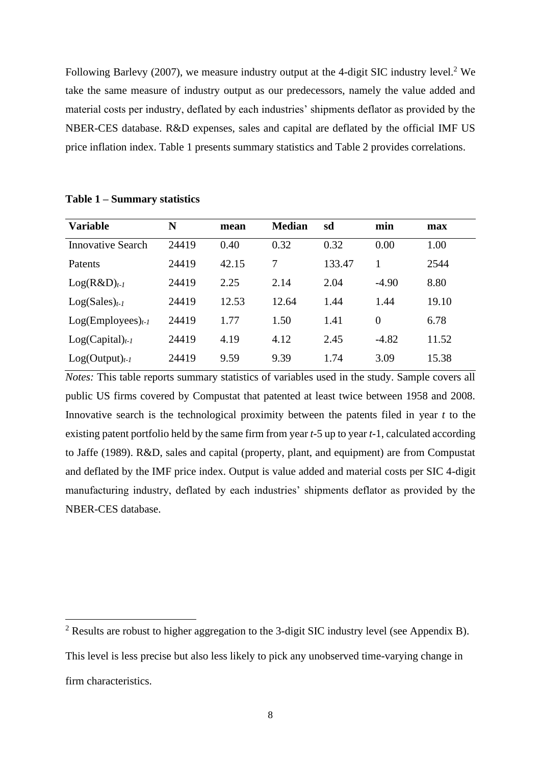Following Barlevy (2007), we measure industry output at the 4-digit SIC industry level.[2] We take the same measure of industry output as our predecessors, namely the value added and material costs per industry, deflated by each industries' shipments deflator as provided by the NBER-CES database. R&D expenses, sales and capital are deflated by the official IMF US price inflation index. Table 1 presents summary statistics and Table 2 provides correlations.

**Table 1 – Summary statistics**

| Variable | N | mean | Median | sd | min | max |
|---|---|---|---|---|---|---|
| Innovative Search | 24419 | 0.40 | 0.32 | 0.32 | 0.00 | 1.00 |
| Patents | 24419 | 42.15 | 7 | 133.47 | 1 | 2544 |
| $\text{Log(R\&D)}_{t-1}$ | 24419 | 2.25 | 2.14 | 2.04 | -4.90 | 8.80 |
| $\text{Log(Sales)}_{t-1}$ | 24419 | 12.53 | 12.64 | 1.44 | 1.44 | 19.10 |
| $\text{Log(Employees)}_{t-1}$ | 24419 | 1.77 | 1.50 | 1.41 | 0 | 6.78 |
| $\text{Log(Capital)}_{t-1}$ | 24419 | 4.19 | 4.12 | 2.45 | -4.82 | 11.52 |
| $\text{Log(Output)}_{t-1}$ | 24419 | 9.59 | 9.39 | 1.74 | 3.09 | 15.38 |

*Notes:* This table reports summary statistics of variables used in the study. Sample covers all public US firms covered by Compustat that patented at least twice between 1958 and 2008. Innovative search is the technological proximity between the patents filed in year $t$ to the existing patent portfolio held by the same firm from year $t$-5 up to year $t$-1, calculated according to Jaffe (1989). R&D, sales and capital (property, plant, and equipment) are from Compustat and deflated by the IMF price index. Output is value added and material costs per SIC 4-digit manufacturing industry, deflated by each industries' shipments deflator as provided by the NBER-CES database.

[2] Results are robust to higher aggregation to the 3-digit SIC industry level (see Appendix B). This level is less precise but also less likely to pick any unobserved time-varying change in firm characteristics.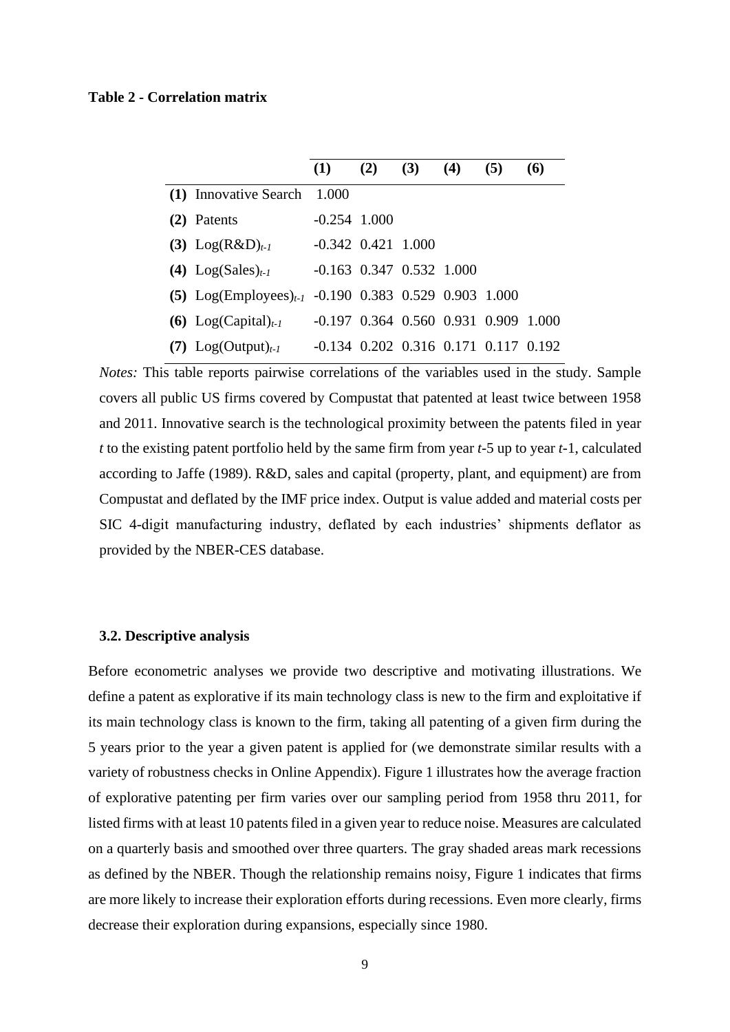**Table 2 - Correlation matrix**

| | (1) | (2) | (3) | (4) | (5) | (6) |
|---|---|---|---|---|---|---|
| **(1)** Innovative Search | 1.000 | | | | | |
| **(2)** Patents | -0.254 | 1.000 | | | | |
| **(3)** $\text{Log}(\text{R\&D})_{t-1}$ | -0.342 | 0.421 | 1.000 | | | |
| **(4)** $\text{Log}(\text{Sales})_{t-1}$ | -0.163 | 0.347 | 0.532 | 1.000 | | |
| **(5)** $\text{Log}(\text{Employees})_{t-1}$ | -0.190 | 0.383 | 0.529 | 0.903 | 1.000 | |
| **(6)** $\text{Log}(\text{Capital})_{t-1}$ | -0.197 | 0.364 | 0.560 | 0.931 | 0.909 | 1.000 |
| **(7)** $\text{Log}(\text{Output})_{t-1}$ | -0.134 | 0.202 | 0.316 | 0.171 | 0.117 | 0.192 |

*Notes:* This table reports pairwise correlations of the variables used in the study. Sample covers all public US firms covered by Compustat that patented at least twice between 1958 and 2011. Innovative search is the technological proximity between the patents filed in year *t* to the existing patent portfolio held by the same firm from year *t*-5 up to year *t*-1, calculated according to Jaffe (1989). R&D, sales and capital (property, plant, and equipment) are from Compustat and deflated by the IMF price index. Output is value added and material costs per SIC 4-digit manufacturing industry, deflated by each industries' shipments deflator as provided by the NBER-CES database.

### 3.2. Descriptive analysis

Before econometric analyses we provide two descriptive and motivating illustrations. We define a patent as explorative if its main technology class is new to the firm and exploitative if its main technology class is known to the firm, taking all patenting of a given firm during the 5 years prior to the year a given patent is applied for (we demonstrate similar results with a variety of robustness checks in Online Appendix). Figure 1 illustrates how the average fraction of explorative patenting per firm varies over our sampling period from 1958 thru 2011, for listed firms with at least 10 patents filed in a given year to reduce noise. Measures are calculated on a quarterly basis and smoothed over three quarters. The gray shaded areas mark recessions as defined by the NBER. Though the relationship remains noisy, Figure 1 indicates that firms are more likely to increase their exploration efforts during recessions. Even more clearly, firms decrease their exploration during expansions, especially since 1980.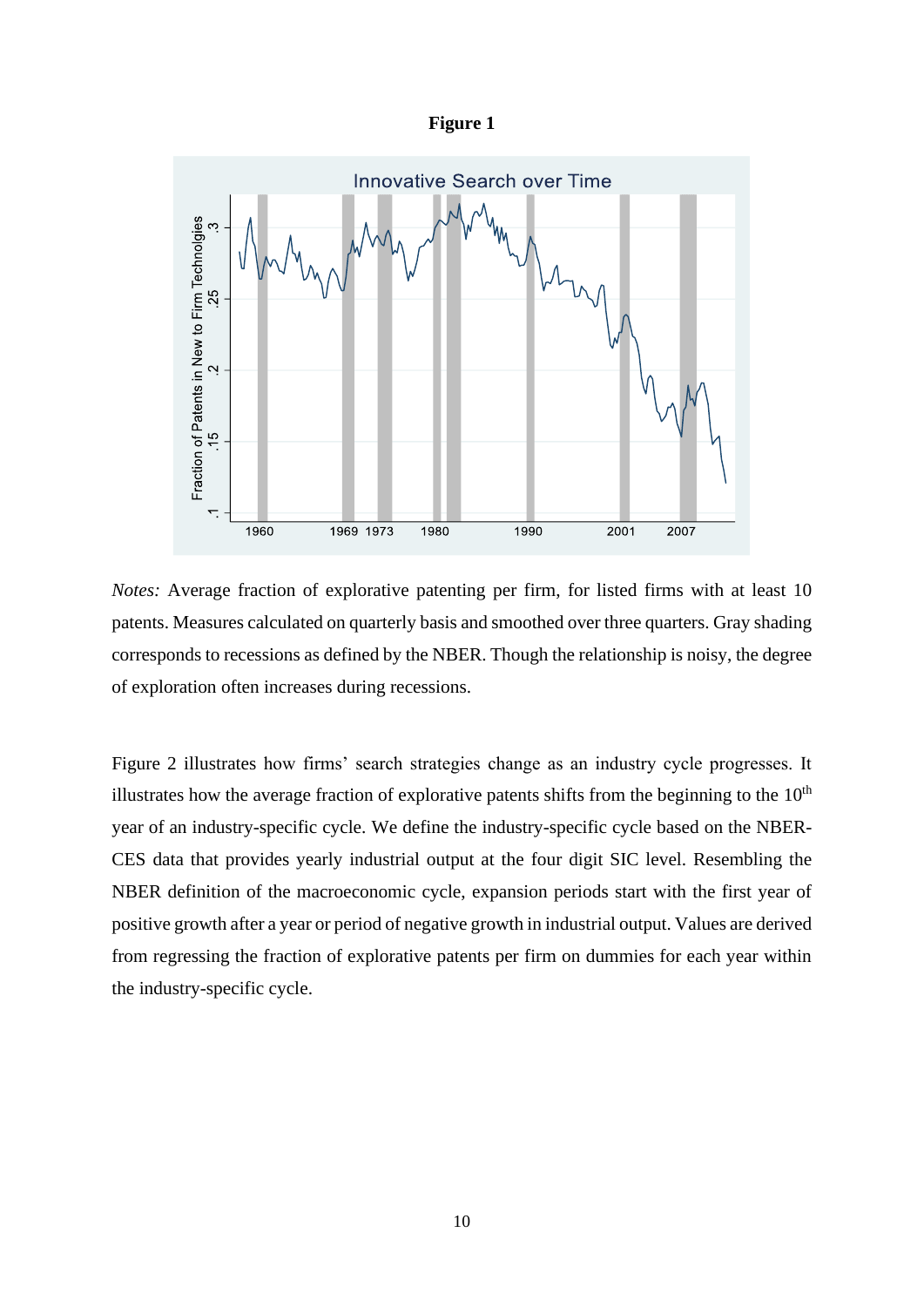**Figure 1**

*Notes:* Average fraction of explorative patenting per firm, for listed firms with at least 10 patents. Measures calculated on quarterly basis and smoothed over three quarters. Gray shading corresponds to recessions as defined by the NBER. Though the relationship is noisy, the degree of exploration often increases during recessions.

Figure 2 illustrates how firms' search strategies change as an industry cycle progresses. It illustrates how the average fraction of explorative patents shifts from the beginning to the 10th year of an industry-specific cycle. We define the industry-specific cycle based on the NBER-CES data that provides yearly industrial output at the four digit SIC level. Resembling the NBER definition of the macroeconomic cycle, expansion periods start with the first year of positive growth after a year or period of negative growth in industrial output. Values are derived from regressing the fraction of explorative patents per firm on dummies for each year within the industry-specific cycle.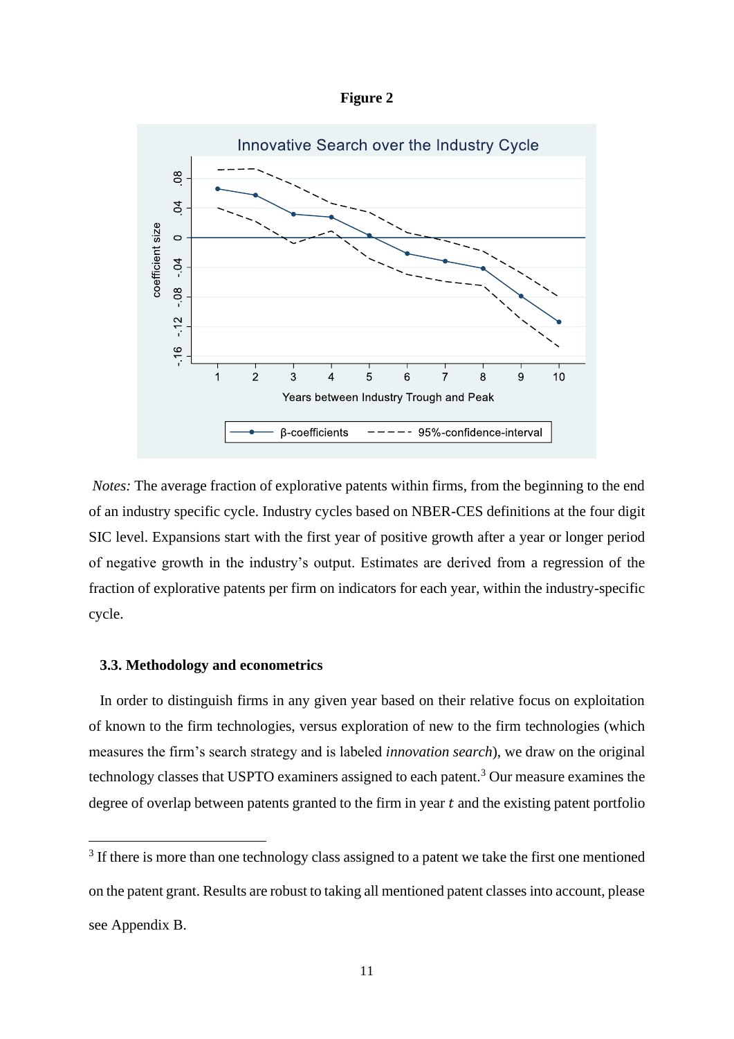**Figure 2**

*Notes:* The average fraction of explorative patents within firms, from the beginning to the end of an industry specific cycle. Industry cycles based on NBER-CES definitions at the four digit SIC level. Expansions start with the first year of positive growth after a year or longer period of negative growth in the industry's output. Estimates are derived from a regression of the fraction of explorative patents per firm on indicators for each year, within the industry-specific cycle.

### 3.3. Methodology and econometrics

In order to distinguish firms in any given year based on their relative focus on exploitation of known to the firm technologies, versus exploration of new to the firm technologies (which measures the firm's search strategy and is labeled *innovation search*), we draw on the original technology classes that USPTO examiners assigned to each patent.[3] Our measure examines the degree of overlap between patents granted to the firm in year $t$ and the existing patent portfolio

[3] If there is more than one technology class assigned to a patent we take the first one mentioned on the patent grant. Results are robust to taking all mentioned patent classes into account, please see Appendix B.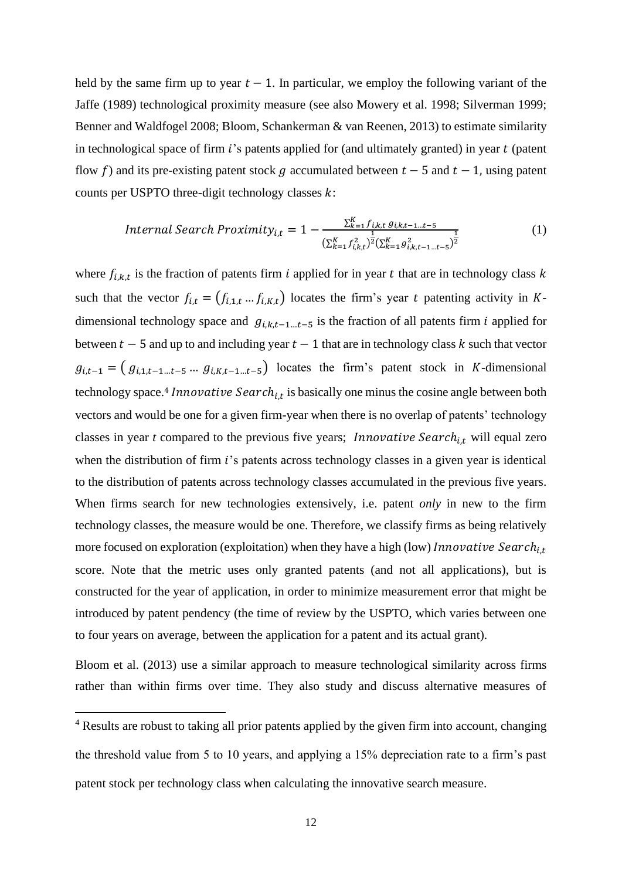held by the same firm up to year $t - 1$. In particular, we employ the following variant of the Jaffe (1989) technological proximity measure (see also Mowery et al. 1998; Silverman 1999; Benner and Waldfogel 2008; Bloom, Schankerman & van Reenen, 2013) to estimate similarity in technological space of firm $i$'s patents applied for (and ultimately granted) in year $t$ (patent flow $f$) and its pre-existing patent stock $g$ accumulated between $t - 5$ and $t - 1$, using patent counts per USPTO three-digit technology classes $k$:

$$Internal\ Search\ Proximity_{i,t} = 1 - \frac{\sum_{k=1}^{K} f_{i,k,t}\, g_{i,k,t-1\ldots t-5}}{(\sum_{k=1}^{K} f_{i,k,t}^2)^{\frac{1}{2}} (\sum_{k=1}^{K} g_{i,k,t-1\ldots t-5}^2)^{\frac{1}{2}}} \tag{1}$$

where $f_{i,k,t}$ is the fraction of patents firm $i$ applied for in year $t$ that are in technology class $k$ such that the vector $f_{i,t} = (f_{i,1,t} \ldots f_{i,K,t})$ locates the firm's year $t$ patenting activity in $K$-dimensional technology space and $g_{i,k,t-1\ldots t-5}$ is the fraction of all patents firm $i$ applied for between $t - 5$ and up to and including year $t - 1$ that are in technology class $k$ such that vector $g_{i,t-1} = (g_{i,1,t-1\ldots t-5} \ldots g_{i,K,t-1\ldots t-5})$ locates the firm's patent stock in $K$-dimensional technology space.[4] $Innovative\ Search_{i,t}$ is basically one minus the cosine angle between both vectors and would be one for a given firm-year when there is no overlap of patents' technology classes in year *t* compared to the previous five years; $Innovative\ Search_{i,t}$ will equal zero when the distribution of firm $i$'s patents across technology classes in a given year is identical to the distribution of patents across technology classes accumulated in the previous five years. When firms search for new technologies extensively, i.e. patent *only* in new to the firm technology classes, the measure would be one. Therefore, we classify firms as being relatively more focused on exploration (exploitation) when they have a high (low) $Innovative\ Search_{i,t}$ score. Note that the metric uses only granted patents (and not all applications), but is constructed for the year of application, in order to minimize measurement error that might be introduced by patent pendency (the time of review by the USPTO, which varies between one to four years on average, between the application for a patent and its actual grant).

Bloom et al. (2013) use a similar approach to measure technological similarity across firms rather than within firms over time. They also study and discuss alternative measures of

[4] Results are robust to taking all prior patents applied by the given firm into account, changing the threshold value from 5 to 10 years, and applying a 15% depreciation rate to a firm's past patent stock per technology class when calculating the innovative search measure.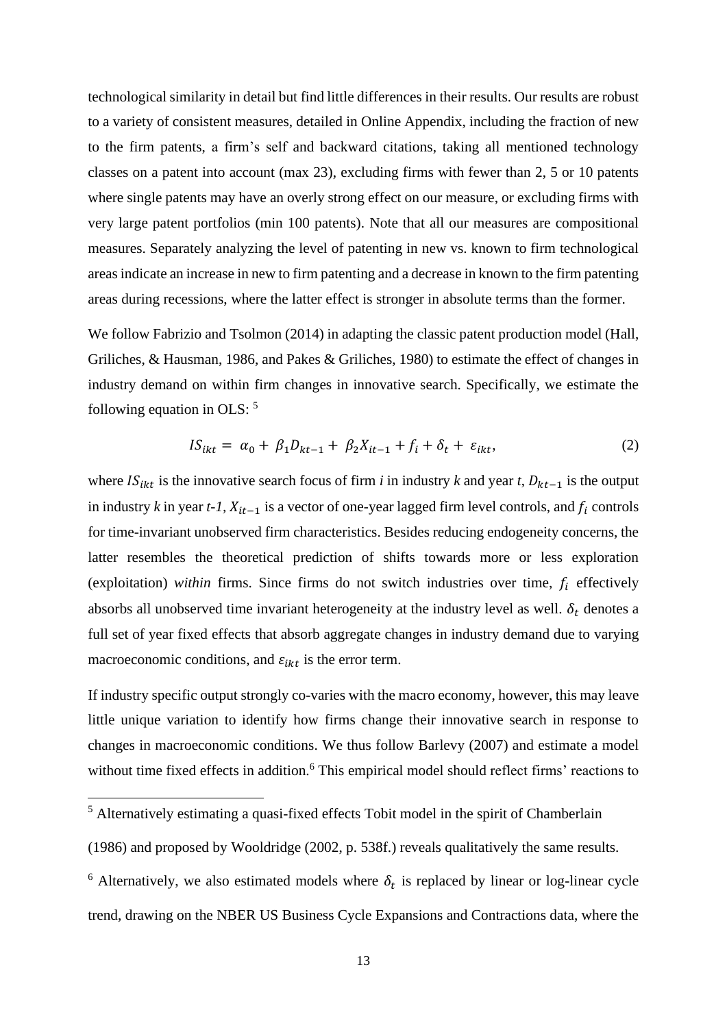technological similarity in detail but find little differences in their results. Our results are robust to a variety of consistent measures, detailed in Online Appendix, including the fraction of new to the firm patents, a firm's self and backward citations, taking all mentioned technology classes on a patent into account (max 23), excluding firms with fewer than 2, 5 or 10 patents where single patents may have an overly strong effect on our measure, or excluding firms with very large patent portfolios (min 100 patents). Note that all our measures are compositional measures. Separately analyzing the level of patenting in new vs. known to firm technological areas indicate an increase in new to firm patenting and a decrease in known to the firm patenting areas during recessions, where the latter effect is stronger in absolute terms than the former.

We follow Fabrizio and Tsolmon (2014) in adapting the classic patent production model (Hall, Griliches, & Hausman, 1986, and Pakes & Griliches, 1980) to estimate the effect of changes in industry demand on within firm changes in innovative search. Specifically, we estimate the following equation in OLS: [5]

$$IS_{ikt} = \alpha_0 + \beta_1 D_{kt-1} + \beta_2 X_{it-1} + f_i + \delta_t + \varepsilon_{ikt}, \tag{2}$$

where $IS_{ikt}$ is the innovative search focus of firm *i* in industry *k* and year *t*, $D_{kt-1}$ is the output in industry *k* in year *t-1*, $X_{it-1}$ is a vector of one-year lagged firm level controls, and $f_i$ controls for time-invariant unobserved firm characteristics. Besides reducing endogeneity concerns, the latter resembles the theoretical prediction of shifts towards more or less exploration (exploitation) *within* firms. Since firms do not switch industries over time, $f_i$ effectively absorbs all unobserved time invariant heterogeneity at the industry level as well. $\delta_t$ denotes a full set of year fixed effects that absorb aggregate changes in industry demand due to varying macroeconomic conditions, and $\varepsilon_{ikt}$ is the error term.

If industry specific output strongly co-varies with the macro economy, however, this may leave little unique variation to identify how firms change their innovative search in response to changes in macroeconomic conditions. We thus follow Barlevy (2007) and estimate a model without time fixed effects in addition.[6] This empirical model should reflect firms' reactions to

[5] Alternatively estimating a quasi-fixed effects Tobit model in the spirit of Chamberlain (1986) and proposed by Wooldridge (2002, p. 538f.) reveals qualitatively the same results.

[6] Alternatively, we also estimated models where $\delta_t$ is replaced by linear or log-linear cycle trend, drawing on the NBER US Business Cycle Expansions and Contractions data, where the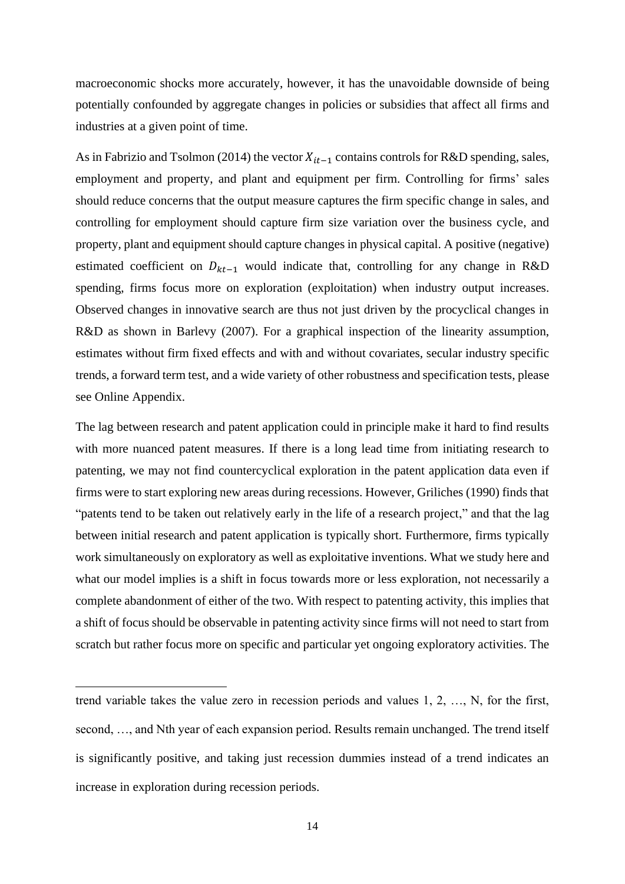macroeconomic shocks more accurately, however, it has the unavoidable downside of being potentially confounded by aggregate changes in policies or subsidies that affect all firms and industries at a given point of time.

As in Fabrizio and Tsolmon (2014) the vector $X_{it-1}$ contains controls for R&D spending, sales, employment and property, and plant and equipment per firm. Controlling for firms' sales should reduce concerns that the output measure captures the firm specific change in sales, and controlling for employment should capture firm size variation over the business cycle, and property, plant and equipment should capture changes in physical capital. A positive (negative) estimated coefficient on $D_{kt-1}$ would indicate that, controlling for any change in R&D spending, firms focus more on exploration (exploitation) when industry output increases. Observed changes in innovative search are thus not just driven by the procyclical changes in R&D as shown in Barlevy (2007). For a graphical inspection of the linearity assumption, estimates without firm fixed effects and with and without covariates, secular industry specific trends, a forward term test, and a wide variety of other robustness and specification tests, please see Online Appendix.

The lag between research and patent application could in principle make it hard to find results with more nuanced patent measures. If there is a long lead time from initiating research to patenting, we may not find countercyclical exploration in the patent application data even if firms were to start exploring new areas during recessions. However, Griliches (1990) finds that "patents tend to be taken out relatively early in the life of a research project," and that the lag between initial research and patent application is typically short. Furthermore, firms typically work simultaneously on exploratory as well as exploitative inventions. What we study here and what our model implies is a shift in focus towards more or less exploration, not necessarily a complete abandonment of either of the two. With respect to patenting activity, this implies that a shift of focus should be observable in patenting activity since firms will not need to start from scratch but rather focus more on specific and particular yet ongoing exploratory activities. The

---

trend variable takes the value zero in recession periods and values 1, 2, …, N, for the first, second, …, and Nth year of each expansion period. Results remain unchanged. The trend itself is significantly positive, and taking just recession dummies instead of a trend indicates an increase in exploration during recession periods.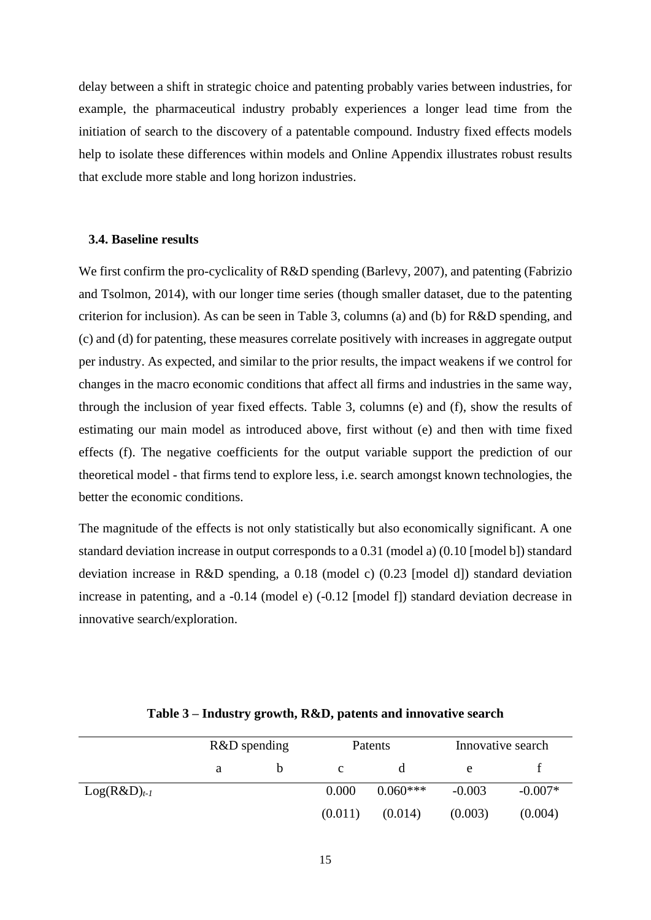delay between a shift in strategic choice and patenting probably varies between industries, for example, the pharmaceutical industry probably experiences a longer lead time from the initiation of search to the discovery of a patentable compound. Industry fixed effects models help to isolate these differences within models and Online Appendix illustrates robust results that exclude more stable and long horizon industries.

### 3.4. Baseline results

We first confirm the pro-cyclicality of R&D spending (Barlevy, 2007), and patenting (Fabrizio and Tsolmon, 2014), with our longer time series (though smaller dataset, due to the patenting criterion for inclusion). As can be seen in Table 3, columns (a) and (b) for R&D spending, and (c) and (d) for patenting, these measures correlate positively with increases in aggregate output per industry. As expected, and similar to the prior results, the impact weakens if we control for changes in the macro economic conditions that affect all firms and industries in the same way, through the inclusion of year fixed effects. Table 3, columns (e) and (f), show the results of estimating our main model as introduced above, first without (e) and then with time fixed effects (f). The negative coefficients for the output variable support the prediction of our theoretical model - that firms tend to explore less, i.e. search amongst known technologies, the better the economic conditions.

The magnitude of the effects is not only statistically but also economically significant. A one standard deviation increase in output corresponds to a 0.31 (model a) (0.10 [model b]) standard deviation increase in R&D spending, a 0.18 (model c) (0.23 [model d]) standard deviation increase in patenting, and a -0.14 (model e) (-0.12 [model f]) standard deviation decrease in innovative search/exploration.

**Table 3 – Industry growth, R&D, patents and innovative search**

| | R&D spending | | Patents | | Innovative search | |
|---|---|---|---|---|---|---|
| | a | b | c | d | e | f |
| $Log(R\&D)_{t-1}$ | | | 0.000 | 0.060*** | -0.003 | -0.007* |
| | | | (0.011) | (0.014) | (0.003) | (0.004) |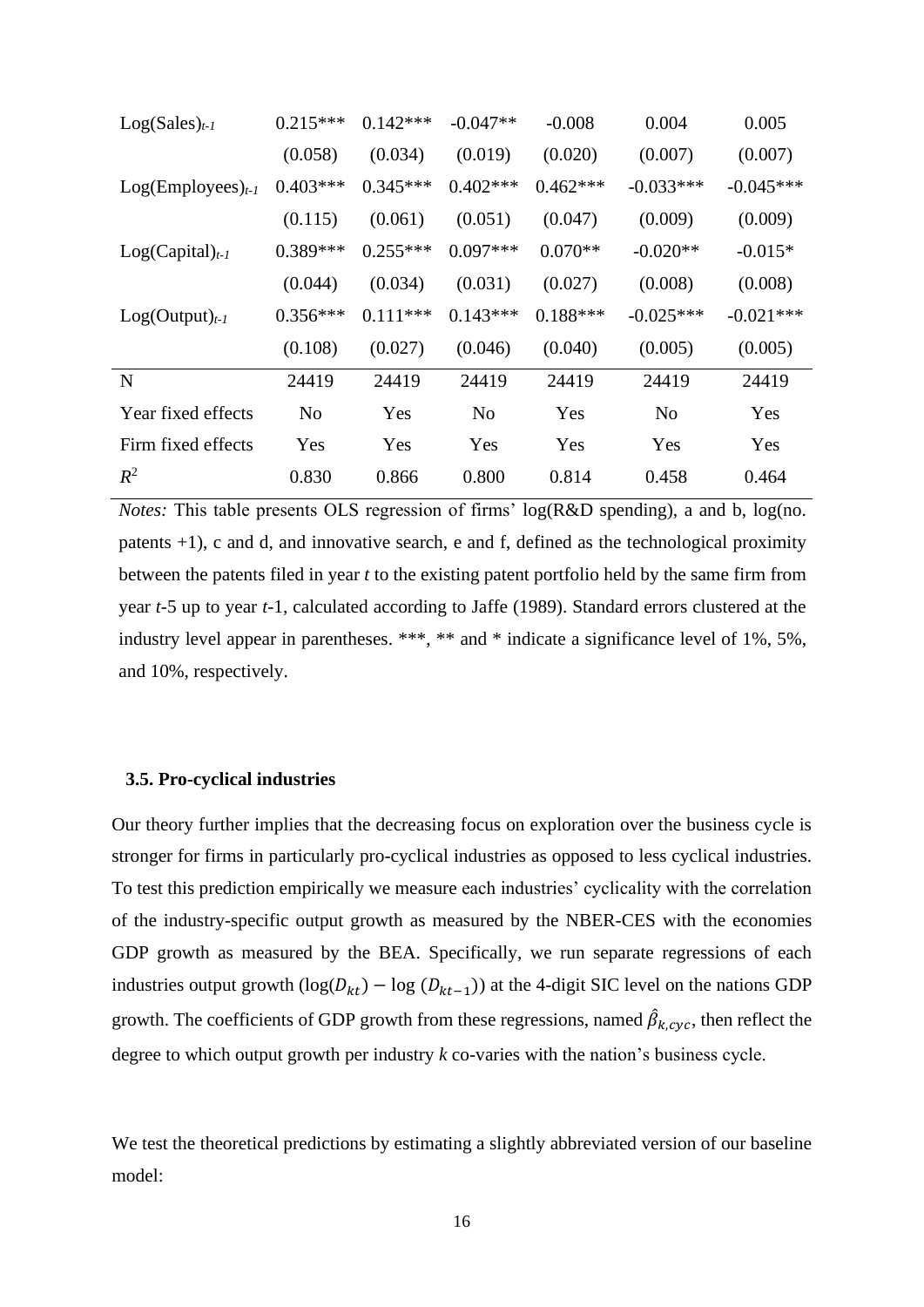| | | | | | | |
|---|---|---|---|---|---|---|
| $\text{Log(Sales)}_{t-1}$ | 0.215*** | 0.142*** | -0.047** | -0.008 | 0.004 | 0.005 |
| | (0.058) | (0.034) | (0.019) | (0.020) | (0.007) | (0.007) |
| $\text{Log(Employees)}_{t-1}$ | 0.403*** | 0.345*** | 0.402*** | 0.462*** | -0.033*** | -0.045*** |
| | (0.115) | (0.061) | (0.051) | (0.047) | (0.009) | (0.009) |
| $\text{Log(Capital)}_{t-1}$ | 0.389*** | 0.255*** | 0.097*** | 0.070** | -0.020** | -0.015* |
| | (0.044) | (0.034) | (0.031) | (0.027) | (0.008) | (0.008) |
| $\text{Log(Output)}_{t-1}$ | 0.356*** | 0.111*** | 0.143*** | 0.188*** | -0.025*** | -0.021*** |
| | (0.108) | (0.027) | (0.046) | (0.040) | (0.005) | (0.005) |
| N | 24419 | 24419 | 24419 | 24419 | 24419 | 24419 |
| Year fixed effects | No | Yes | No | Yes | No | Yes |
| Firm fixed effects | Yes | Yes | Yes | Yes | Yes | Yes |
| $R^2$ | 0.830 | 0.866 | 0.800 | 0.814 | 0.458 | 0.464 |

*Notes:* This table presents OLS regression of firms' log(R&D spending), a and b, log(no. patents +1), c and d, and innovative search, e and f, defined as the technological proximity between the patents filed in year *t* to the existing patent portfolio held by the same firm from year *t*-5 up to year *t*-1, calculated according to Jaffe (1989). Standard errors clustered at the industry level appear in parentheses. ***, ** and * indicate a significance level of 1%, 5%, and 10%, respectively.

### 3.5. Pro-cyclical industries

Our theory further implies that the decreasing focus on exploration over the business cycle is stronger for firms in particularly pro-cyclical industries as opposed to less cyclical industries. To test this prediction empirically we measure each industries' cyclicality with the correlation of the industry-specific output growth as measured by the NBER-CES with the economies GDP growth as measured by the BEA. Specifically, we run separate regressions of each industries output growth ($\log(D_{kt}) - \log(D_{kt-1})$) at the 4-digit SIC level on the nations GDP growth. The coefficients of GDP growth from these regressions, named $\hat{\beta}_{k,cyc}$, then reflect the degree to which output growth per industry *k* co-varies with the nation's business cycle.

We test the theoretical predictions by estimating a slightly abbreviated version of our baseline model: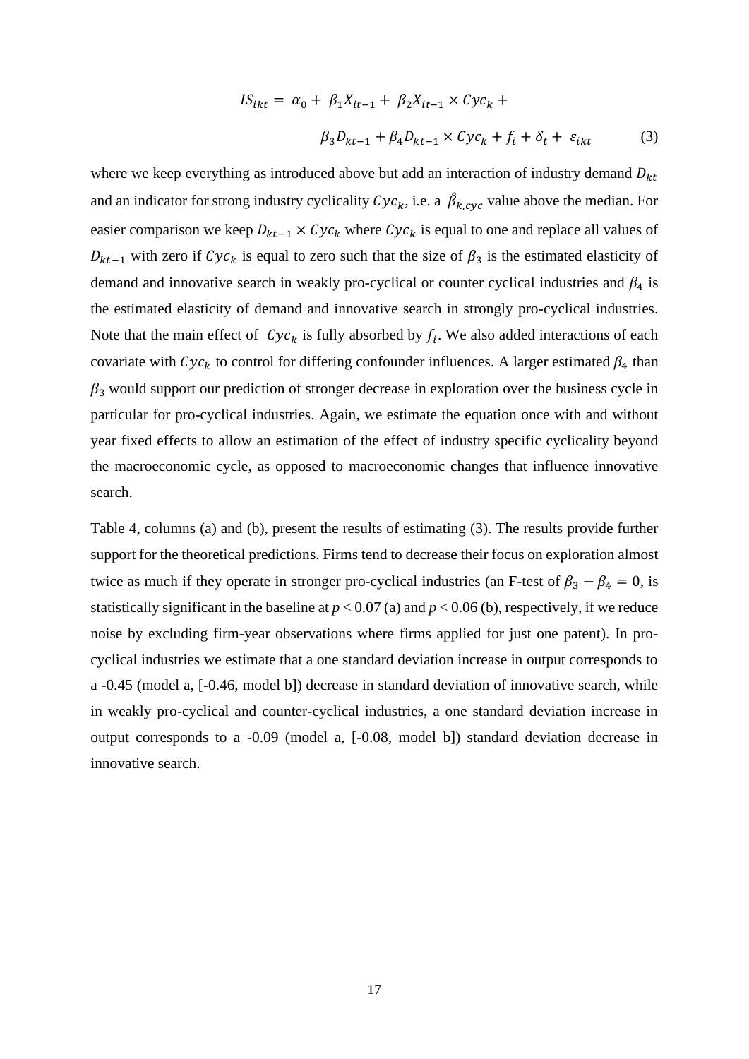$$IS_{ikt} = \alpha_0 + \beta_1 X_{it-1} + \beta_2 X_{it-1} \times Cyc_k + \beta_3 D_{kt-1} + \beta_4 D_{kt-1} \times Cyc_k + f_i + \delta_t + \varepsilon_{ikt} \quad (3)$$

where we keep everything as introduced above but add an interaction of industry demand $D_{kt}$ and an indicator for strong industry cyclicality $Cyc_k$, i.e. a $\hat{\beta}_{k,cyc}$ value above the median. For easier comparison we keep $D_{kt-1} \times Cyc_k$ where $Cyc_k$ is equal to one and replace all values of $D_{kt-1}$ with zero if $Cyc_k$ is equal to zero such that the size of $\beta_3$ is the estimated elasticity of demand and innovative search in weakly pro-cyclical or counter cyclical industries and $\beta_4$ is the estimated elasticity of demand and innovative search in strongly pro-cyclical industries. Note that the main effect of $Cyc_k$ is fully absorbed by $f_i$. We also added interactions of each covariate with $Cyc_k$ to control for differing confounder influences. A larger estimated $\beta_4$ than $\beta_3$ would support our prediction of stronger decrease in exploration over the business cycle in particular for pro-cyclical industries. Again, we estimate the equation once with and without year fixed effects to allow an estimation of the effect of industry specific cyclicality beyond the macroeconomic cycle, as opposed to macroeconomic changes that influence innovative search.

Table 4, columns (a) and (b), present the results of estimating (3). The results provide further support for the theoretical predictions. Firms tend to decrease their focus on exploration almost twice as much if they operate in stronger pro-cyclical industries (an F-test of $\beta_3 - \beta_4 = 0$, is statistically significant in the baseline at $p < 0.07$ (a) and $p < 0.06$ (b), respectively, if we reduce noise by excluding firm-year observations where firms applied for just one patent). In pro-cyclical industries we estimate that a one standard deviation increase in output corresponds to a -0.45 (model a, [-0.46, model b]) decrease in standard deviation of innovative search, while in weakly pro-cyclical and counter-cyclical industries, a one standard deviation increase in output corresponds to a -0.09 (model a, [-0.08, model b]) standard deviation decrease in innovative search.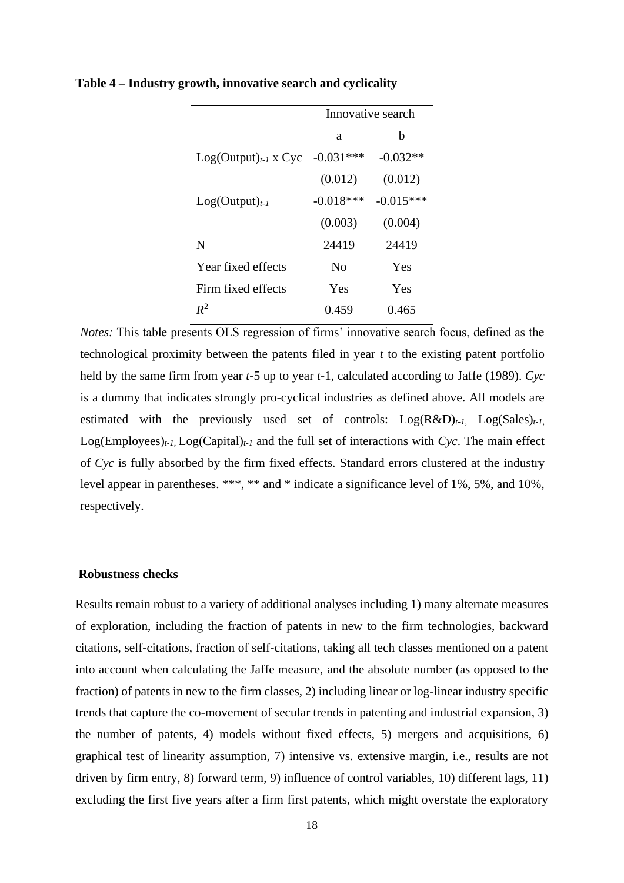**Table 4 – Industry growth, innovative search and cyclicality**

| | Innovative search | |
|---|---|---|
| | a | b |
| $\text{Log(Output)}_{t-1}$ x Cyc | -0.031*** | -0.032** |
| | (0.012) | (0.012) |
| $\text{Log(Output)}_{t-1}$ | -0.018*** | -0.015*** |
| | (0.003) | (0.004) |
| N | 24419 | 24419 |
| Year fixed effects | No | Yes |
| Firm fixed effects | Yes | Yes |
| $R^2$ | 0.459 | 0.465 |

*Notes:* This table presents OLS regression of firms' innovative search focus, defined as the technological proximity between the patents filed in year *t* to the existing patent portfolio held by the same firm from year *t*-5 up to year *t*-1, calculated according to Jaffe (1989). *Cyc* is a dummy that indicates strongly pro-cyclical industries as defined above. All models are estimated with the previously used set of controls: $\text{Log(R\&D)}_{t-1}$, $\text{Log(Sales)}_{t-1}$, $\text{Log(Employees)}_{t-1}$, $\text{Log(Capital)}_{t-1}$ and the full set of interactions with *Cyc*. The main effect of *Cyc* is fully absorbed by the firm fixed effects. Standard errors clustered at the industry level appear in parentheses. ***, ** and * indicate a significance level of 1%, 5%, and 10%, respectively.

**Robustness checks**

Results remain robust to a variety of additional analyses including 1) many alternate measures of exploration, including the fraction of patents in new to the firm technologies, backward citations, self-citations, fraction of self-citations, taking all tech classes mentioned on a patent into account when calculating the Jaffe measure, and the absolute number (as opposed to the fraction) of patents in new to the firm classes, 2) including linear or log-linear industry specific trends that capture the co-movement of secular trends in patenting and industrial expansion, 3) the number of patents, 4) models without fixed effects, 5) mergers and acquisitions, 6) graphical test of linearity assumption, 7) intensive vs. extensive margin, i.e., results are not driven by firm entry, 8) forward term, 9) influence of control variables, 10) different lags, 11) excluding the first five years after a firm first patents, which might overstate the exploratory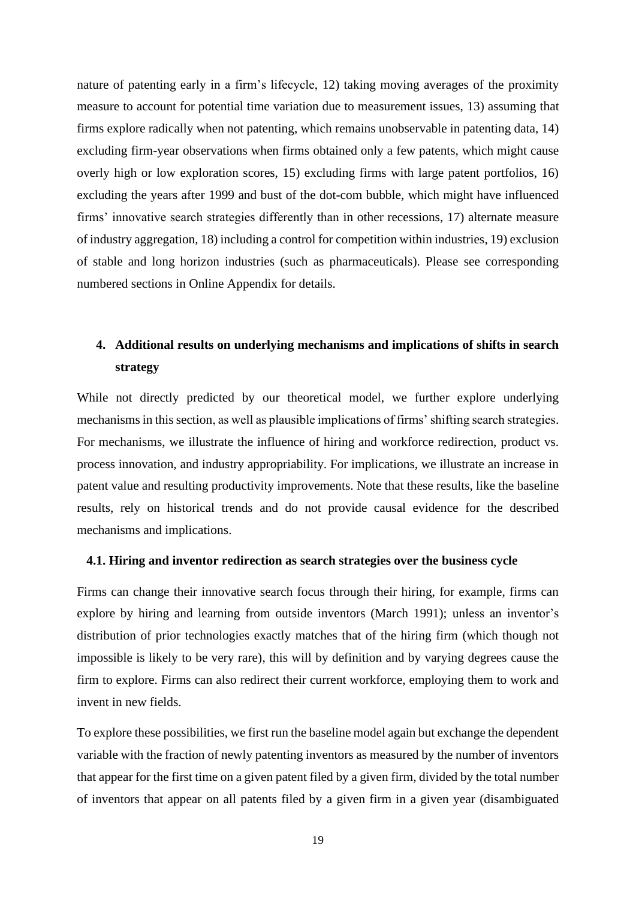nature of patenting early in a firm's lifecycle, 12) taking moving averages of the proximity measure to account for potential time variation due to measurement issues, 13) assuming that firms explore radically when not patenting, which remains unobservable in patenting data, 14) excluding firm-year observations when firms obtained only a few patents, which might cause overly high or low exploration scores, 15) excluding firms with large patent portfolios, 16) excluding the years after 1999 and bust of the dot-com bubble, which might have influenced firms' innovative search strategies differently than in other recessions, 17) alternate measure of industry aggregation, 18) including a control for competition within industries, 19) exclusion of stable and long horizon industries (such as pharmaceuticals). Please see corresponding numbered sections in Online Appendix for details.

## 4. Additional results on underlying mechanisms and implications of shifts in search strategy

While not directly predicted by our theoretical model, we further explore underlying mechanisms in this section, as well as plausible implications of firms' shifting search strategies. For mechanisms, we illustrate the influence of hiring and workforce redirection, product vs. process innovation, and industry appropriability. For implications, we illustrate an increase in patent value and resulting productivity improvements. Note that these results, like the baseline results, rely on historical trends and do not provide causal evidence for the described mechanisms and implications.

### 4.1. Hiring and inventor redirection as search strategies over the business cycle

Firms can change their innovative search focus through their hiring, for example, firms can explore by hiring and learning from outside inventors (March 1991); unless an inventor's distribution of prior technologies exactly matches that of the hiring firm (which though not impossible is likely to be very rare), this will by definition and by varying degrees cause the firm to explore. Firms can also redirect their current workforce, employing them to work and invent in new fields.

To explore these possibilities, we first run the baseline model again but exchange the dependent variable with the fraction of newly patenting inventors as measured by the number of inventors that appear for the first time on a given patent filed by a given firm, divided by the total number of inventors that appear on all patents filed by a given firm in a given year (disambiguated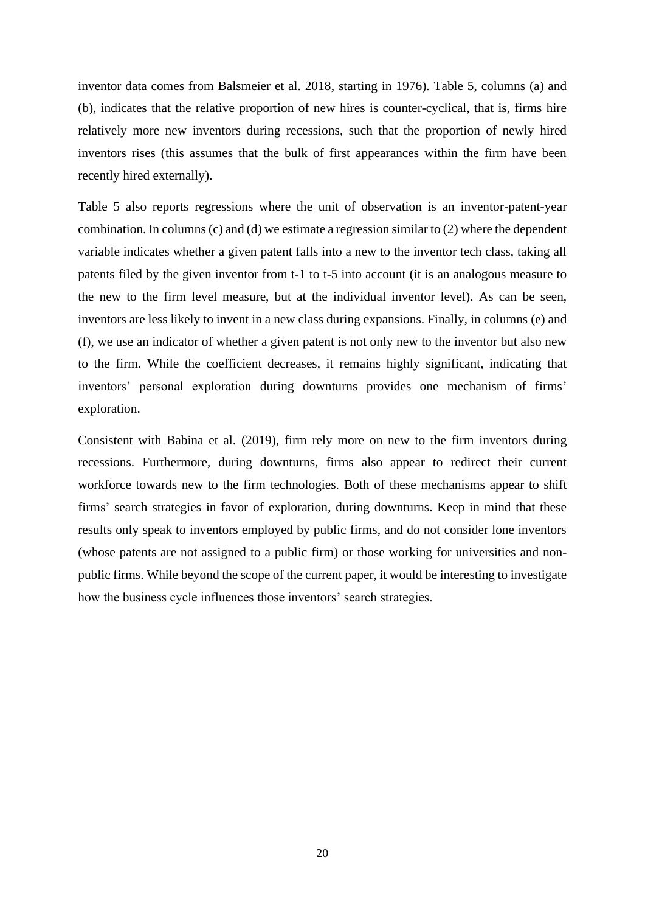inventor data comes from Balsmeier et al. 2018, starting in 1976). Table 5, columns (a) and (b), indicates that the relative proportion of new hires is counter-cyclical, that is, firms hire relatively more new inventors during recessions, such that the proportion of newly hired inventors rises (this assumes that the bulk of first appearances within the firm have been recently hired externally).

Table 5 also reports regressions where the unit of observation is an inventor-patent-year combination. In columns (c) and (d) we estimate a regression similar to (2) where the dependent variable indicates whether a given patent falls into a new to the inventor tech class, taking all patents filed by the given inventor from t-1 to t-5 into account (it is an analogous measure to the new to the firm level measure, but at the individual inventor level). As can be seen, inventors are less likely to invent in a new class during expansions. Finally, in columns (e) and (f), we use an indicator of whether a given patent is not only new to the inventor but also new to the firm. While the coefficient decreases, it remains highly significant, indicating that inventors' personal exploration during downturns provides one mechanism of firms' exploration.

Consistent with Babina et al. (2019), firm rely more on new to the firm inventors during recessions. Furthermore, during downturns, firms also appear to redirect their current workforce towards new to the firm technologies. Both of these mechanisms appear to shift firms' search strategies in favor of exploration, during downturns. Keep in mind that these results only speak to inventors employed by public firms, and do not consider lone inventors (whose patents are not assigned to a public firm) or those working for universities and non-public firms. While beyond the scope of the current paper, it would be interesting to investigate how the business cycle influences those inventors' search strategies.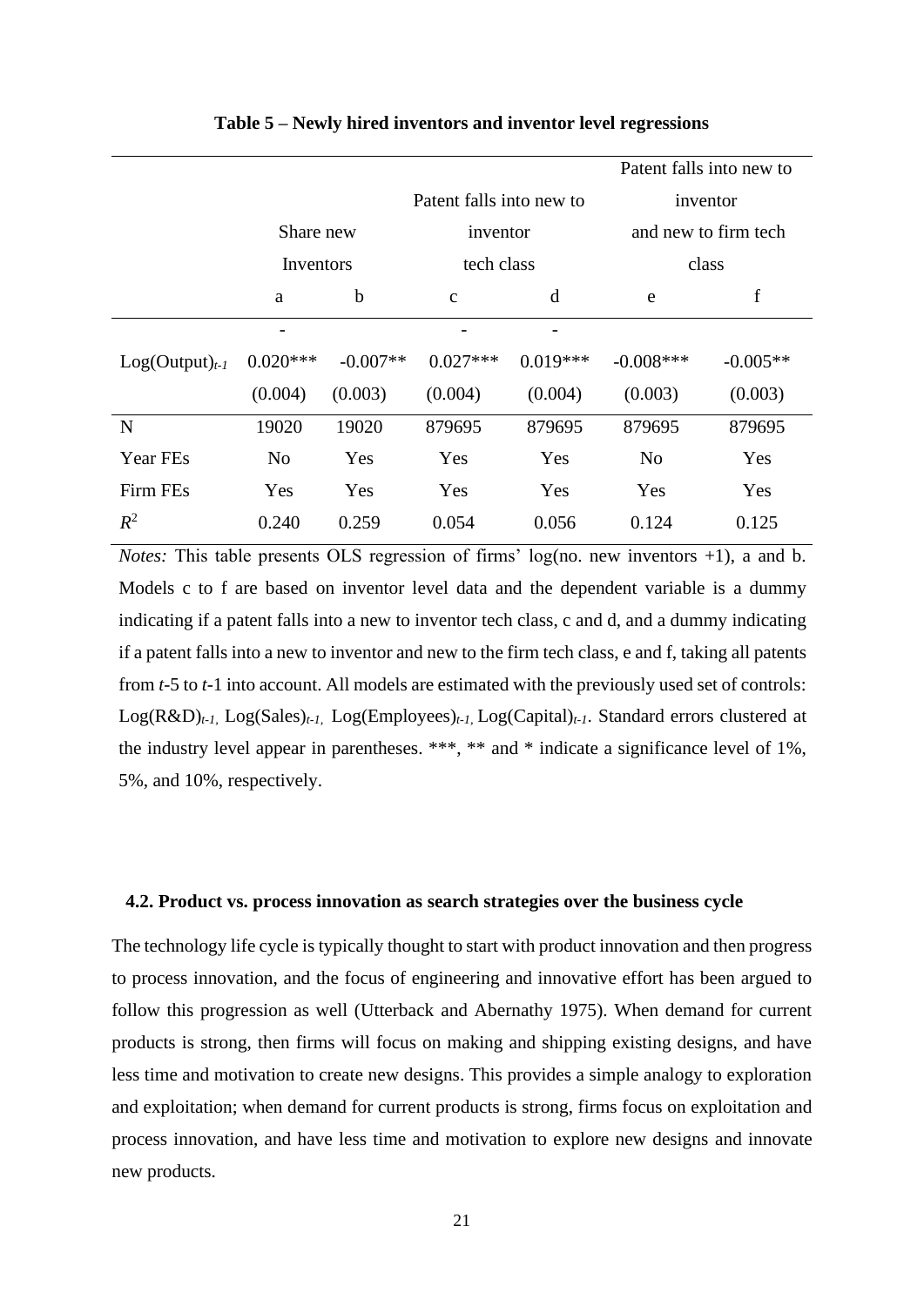**Table 5 – Newly hired inventors and inventor level regressions**

| | Share new Inventors | | Patent falls into new to inventor tech class | | Patent falls into new to inventor and new to firm tech class | |
|---|---|---|---|---|---|---|
| | a | b | c | d | e | f |
| $Log(Output)_{t-1}$ | -0.020*** | -0.007** | -0.027*** | -0.019*** | -0.008*** | -0.005** |
| | (0.004) | (0.003) | (0.004) | (0.004) | (0.003) | (0.003) |
| N | 19020 | 19020 | 879695 | 879695 | 879695 | 879695 |
| Year FEs | No | Yes | Yes | Yes | No | Yes |
| Firm FEs | Yes | Yes | Yes | Yes | Yes | Yes |
| $R^2$ | 0.240 | 0.259 | 0.054 | 0.056 | 0.124 | 0.125 |

*Notes:* This table presents OLS regression of firms' log(no. new inventors +1), a and b. Models c to f are based on inventor level data and the dependent variable is a dummy indicating if a patent falls into a new to inventor tech class, c and d, and a dummy indicating if a patent falls into a new to inventor and new to the firm tech class, e and f, taking all patents from *t*-5 to *t*-1 into account. All models are estimated with the previously used set of controls: $Log(R\&D)_{t-1}$, $Log(Sales)_{t-1}$, $Log(Employees)_{t-1}$, $Log(Capital)_{t-1}$. Standard errors clustered at the industry level appear in parentheses. ***, ** and * indicate a significance level of 1%, 5%, and 10%, respectively.

### 4.2. Product vs. process innovation as search strategies over the business cycle

The technology life cycle is typically thought to start with product innovation and then progress to process innovation, and the focus of engineering and innovative effort has been argued to follow this progression as well (Utterback and Abernathy 1975). When demand for current products is strong, then firms will focus on making and shipping existing designs, and have less time and motivation to create new designs. This provides a simple analogy to exploration and exploitation; when demand for current products is strong, firms focus on exploitation and process innovation, and have less time and motivation to explore new designs and innovate new products.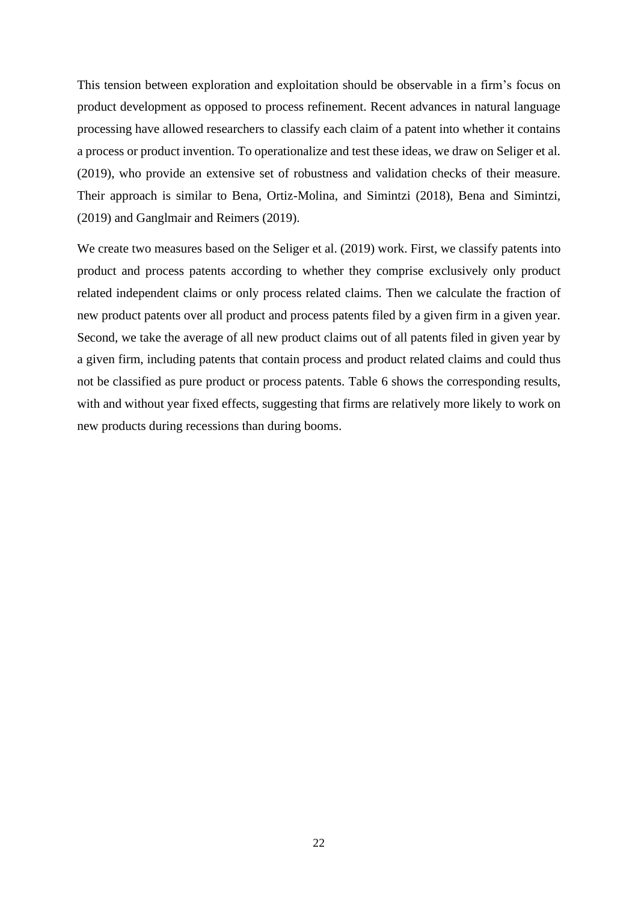This tension between exploration and exploitation should be observable in a firm's focus on product development as opposed to process refinement. Recent advances in natural language processing have allowed researchers to classify each claim of a patent into whether it contains a process or product invention. To operationalize and test these ideas, we draw on Seliger et al. (2019), who provide an extensive set of robustness and validation checks of their measure. Their approach is similar to Bena, Ortiz-Molina, and Simintzi (2018), Bena and Simintzi, (2019) and Ganglmair and Reimers (2019).

We create two measures based on the Seliger et al. (2019) work. First, we classify patents into product and process patents according to whether they comprise exclusively only product related independent claims or only process related claims. Then we calculate the fraction of new product patents over all product and process patents filed by a given firm in a given year. Second, we take the average of all new product claims out of all patents filed in given year by a given firm, including patents that contain process and product related claims and could thus not be classified as pure product or process patents. Table 6 shows the corresponding results, with and without year fixed effects, suggesting that firms are relatively more likely to work on new products during recessions than during booms.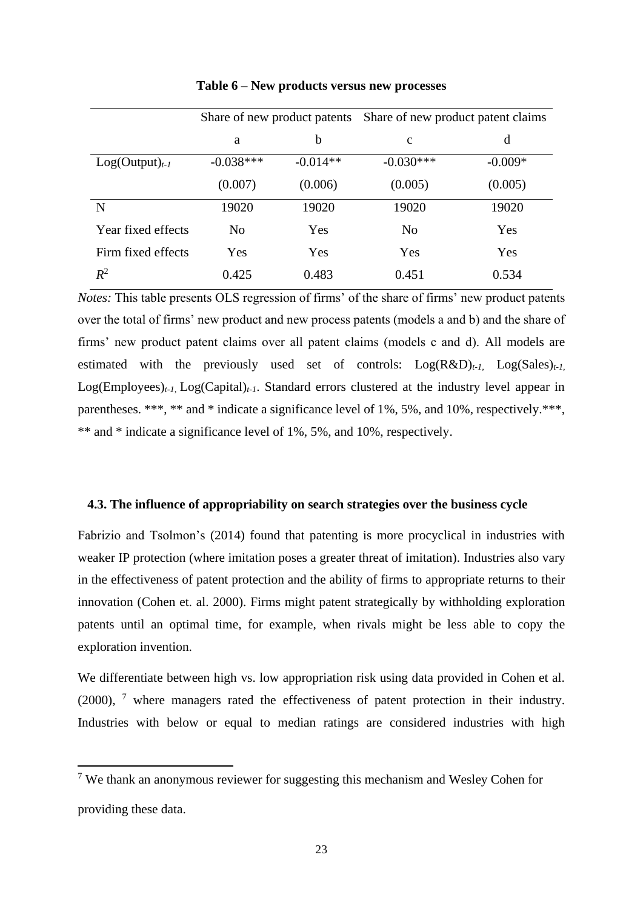**Table 6 – New products versus new processes**

| | Share of new product patents | | Share of new product patent claims | |
|---|---|---|---|---|
| | a | b | c | d |
| $Log(Output)_{t-1}$ | -0.038*** | -0.014** | -0.030*** | -0.009* |
| | (0.007) | (0.006) | (0.005) | (0.005) |
| N | 19020 | 19020 | 19020 | 19020 |
| Year fixed effects | No | Yes | No | Yes |
| Firm fixed effects | Yes | Yes | Yes | Yes |
| $R^2$ | 0.425 | 0.483 | 0.451 | 0.534 |

*Notes:* This table presents OLS regression of firms' of the share of firms' new product patents over the total of firms' new product and new process patents (models a and b) and the share of firms' new product patent claims over all patent claims (models c and d). All models are estimated with the previously used set of controls: $Log(R\&D)_{t-1}$, $Log(Sales)_{t-1}$, $Log(Employees)_{t-1}$, $Log(Capital)_{t-1}$. Standard errors clustered at the industry level appear in parentheses. ***, ** and * indicate a significance level of 1%, 5%, and 10%, respectively.***, ** and * indicate a significance level of 1%, 5%, and 10%, respectively.

### 4.3. The influence of appropriability on search strategies over the business cycle

Fabrizio and Tsolmon's (2014) found that patenting is more procyclical in industries with weaker IP protection (where imitation poses a greater threat of imitation). Industries also vary in the effectiveness of patent protection and the ability of firms to appropriate returns to their innovation (Cohen et. al. 2000). Firms might patent strategically by withholding exploration patents until an optimal time, for example, when rivals might be less able to copy the exploration invention.

We differentiate between high vs. low appropriation risk using data provided in Cohen et al. (2000), [7] where managers rated the effectiveness of patent protection in their industry. Industries with below or equal to median ratings are considered industries with high

[7] We thank an anonymous reviewer for suggesting this mechanism and Wesley Cohen for providing these data.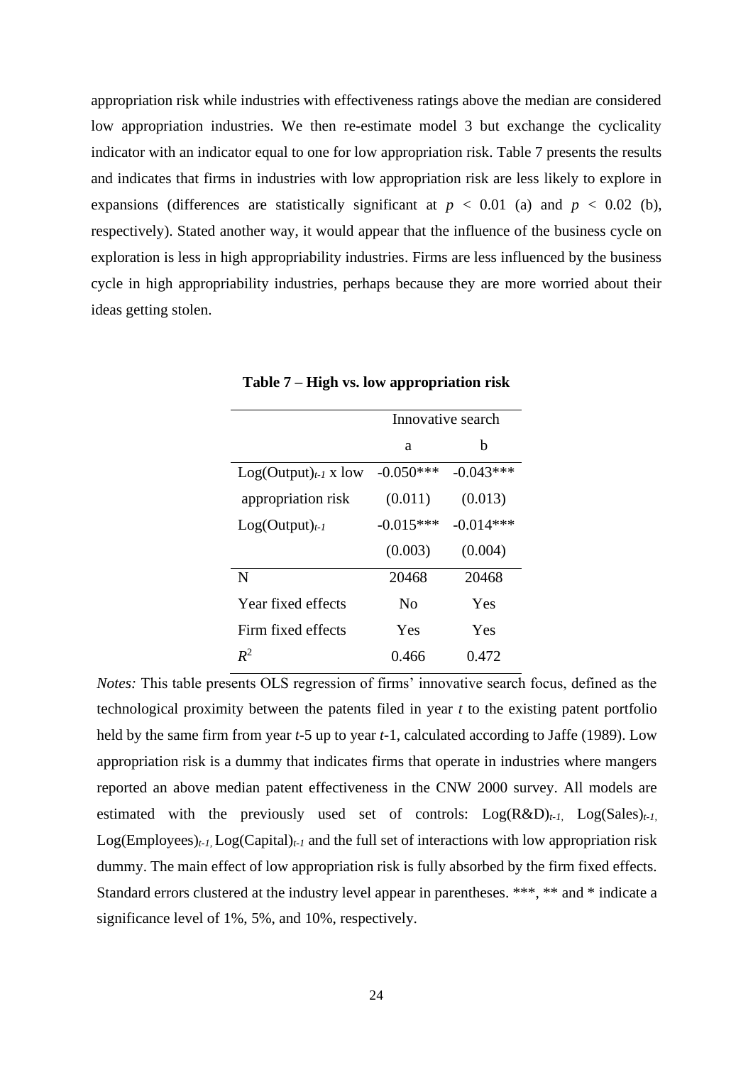appropriation risk while industries with effectiveness ratings above the median are considered low appropriation industries. We then re-estimate model 3 but exchange the cyclicality indicator with an indicator equal to one for low appropriation risk. Table 7 presents the results and indicates that firms in industries with low appropriation risk are less likely to explore in expansions (differences are statistically significant at $p < 0.01$ (a) and $p < 0.02$ (b), respectively). Stated another way, it would appear that the influence of the business cycle on exploration is less in high appropriability industries. Firms are less influenced by the business cycle in high appropriability industries, perhaps because they are more worried about their ideas getting stolen.

**Table 7 – High vs. low appropriation risk**

| | Innovative search | |
|---|---|---|
| | a | b |
| $\text{Log(Output)}_{t-1}$ x low appropriation risk | -0.050*** | -0.043*** |
| | (0.011) | (0.013) |
| $\text{Log(Output)}_{t-1}$ | -0.015*** | -0.014*** |
| | (0.003) | (0.004) |
| N | 20468 | 20468 |
| Year fixed effects | No | Yes |
| Firm fixed effects | Yes | Yes |
| $R^2$ | 0.466 | 0.472 |

*Notes:* This table presents OLS regression of firms' innovative search focus, defined as the technological proximity between the patents filed in year *t* to the existing patent portfolio held by the same firm from year *t*-5 up to year *t*-1, calculated according to Jaffe (1989). Low appropriation risk is a dummy that indicates firms that operate in industries where mangers reported an above median patent effectiveness in the CNW 2000 survey. All models are estimated with the previously used set of controls: $\text{Log(R\&D)}_{t-1}$, $\text{Log(Sales)}_{t-1}$, $\text{Log(Employees)}_{t-1}$, $\text{Log(Capital)}_{t-1}$ and the full set of interactions with low appropriation risk dummy. The main effect of low appropriation risk is fully absorbed by the firm fixed effects. Standard errors clustered at the industry level appear in parentheses. ***, ** and * indicate a significance level of 1%, 5%, and 10%, respectively.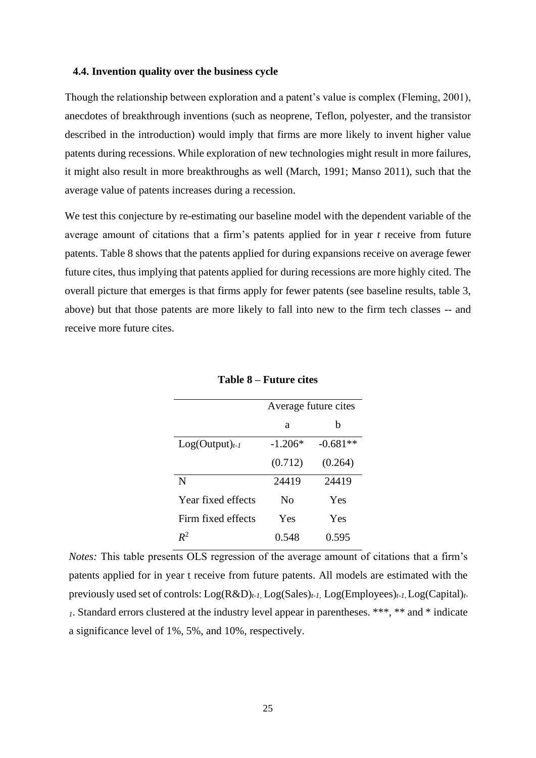### 4.4. Invention quality over the business cycle

Though the relationship between exploration and a patent's value is complex (Fleming, 2001), anecdotes of breakthrough inventions (such as neoprene, Teflon, polyester, and the transistor described in the introduction) would imply that firms are more likely to invent higher value patents during recessions. While exploration of new technologies might result in more failures, it might also result in more breakthroughs as well (March, 1991; Manso 2011), such that the average value of patents increases during a recession.

We test this conjecture by re-estimating our baseline model with the dependent variable of the average amount of citations that a firm's patents applied for in year *t* receive from future patents. Table 8 shows that the patents applied for during expansions receive on average fewer future cites, thus implying that patents applied for during recessions are more highly cited. The overall picture that emerges is that firms apply for fewer patents (see baseline results, table 3, above) but that those patents are more likely to fall into new to the firm tech classes -- and receive more future cites.

**Table 8 – Future cites**

| | Average future cites | |
|---|---|---|
| | a | b |
| $Log(Output)_{t-1}$ | -1.206* | -0.681** |
| | (0.712) | (0.264) |
| N | 24419 | 24419 |
| Year fixed effects | No | Yes |
| Firm fixed effects | Yes | Yes |
| $R^2$ | 0.548 | 0.595 |

*Notes:* This table presents OLS regression of the average amount of citations that a firm's patents applied for in year t receive from future patents. All models are estimated with the previously used set of controls: $Log(R\&D)_{t-1}$, $Log(Sales)_{t-1}$, $Log(Employees)_{t-1}$, $Log(Capital)_{t-1}$. Standard errors clustered at the industry level appear in parentheses. ***, ** and * indicate a significance level of 1%, 5%, and 10%, respectively.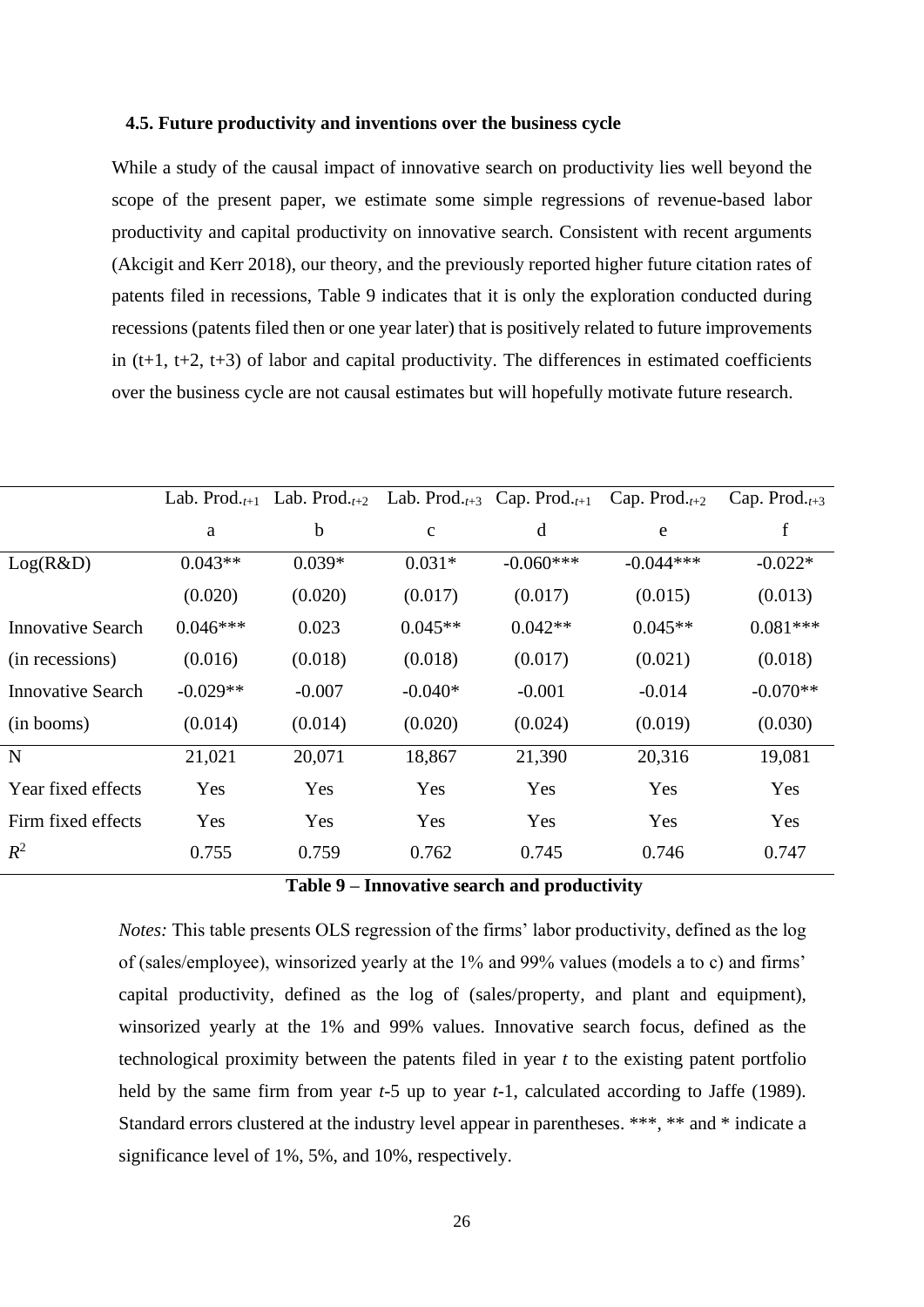### 4.5. Future productivity and inventions over the business cycle

While a study of the causal impact of innovative search on productivity lies well beyond the scope of the present paper, we estimate some simple regressions of revenue-based labor productivity and capital productivity on innovative search. Consistent with recent arguments (Akcigit and Kerr 2018), our theory, and the previously reported higher future citation rates of patents filed in recessions, Table 9 indicates that it is only the exploration conducted during recessions (patents filed then or one year later) that is positively related to future improvements in (t+1, t+2, t+3) of labor and capital productivity. The differences in estimated coefficients over the business cycle are not causal estimates but will hopefully motivate future research.

| | Lab. Prod.$_{t+1}$ | Lab. Prod.$_{t+2}$ | Lab. Prod.$_{t+3}$ | Cap. Prod.$_{t+1}$ | Cap. Prod.$_{t+2}$ | Cap. Prod.$_{t+3}$ |
|---|---|---|---|---|---|---|
| | a | b | c | d | e | f |
| Log(R&D) | 0.043** | 0.039* | 0.031* | -0.060*** | -0.044*** | -0.022* |
| | (0.020) | (0.020) | (0.017) | (0.017) | (0.015) | (0.013) |
| Innovative Search | 0.046*** | 0.023 | 0.045** | 0.042** | 0.045** | 0.081*** |
| (in recessions) | (0.016) | (0.018) | (0.018) | (0.017) | (0.021) | (0.018) |
| Innovative Search | -0.029** | -0.007 | -0.040* | -0.001 | -0.014 | -0.070** |
| (in booms) | (0.014) | (0.014) | (0.020) | (0.024) | (0.019) | (0.030) |
| N | 21,021 | 20,071 | 18,867 | 21,390 | 20,316 | 19,081 |
| Year fixed effects | Yes | Yes | Yes | Yes | Yes | Yes |
| Firm fixed effects | Yes | Yes | Yes | Yes | Yes | Yes |
| $R^2$ | 0.755 | 0.759 | 0.762 | 0.745 | 0.746 | 0.747 |

**Table 9 – Innovative search and productivity**

*Notes:* This table presents OLS regression of the firms' labor productivity, defined as the log of (sales/employee), winsorized yearly at the 1% and 99% values (models a to c) and firms' capital productivity, defined as the log of (sales/property, and plant and equipment), winsorized yearly at the 1% and 99% values. Innovative search focus, defined as the technological proximity between the patents filed in year *t* to the existing patent portfolio held by the same firm from year *t*-5 up to year *t*-1, calculated according to Jaffe (1989). Standard errors clustered at the industry level appear in parentheses. ***, ** and * indicate a significance level of 1%, 5%, and 10%, respectively.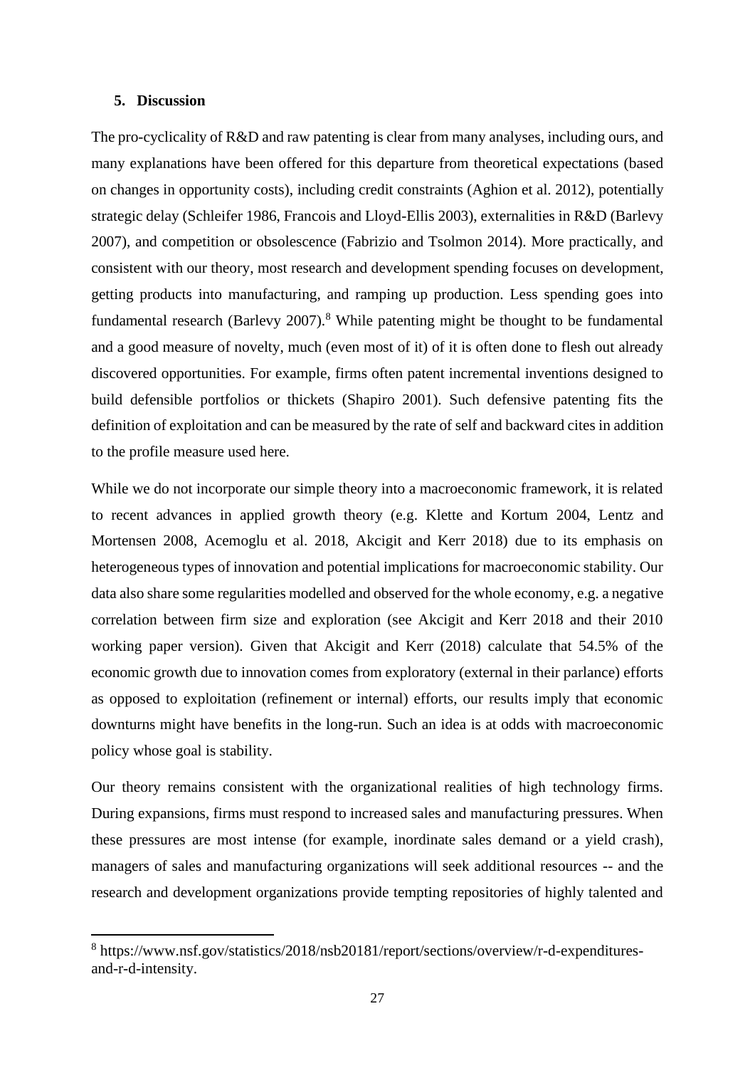## 5. Discussion

The pro-cyclicality of R&D and raw patenting is clear from many analyses, including ours, and many explanations have been offered for this departure from theoretical expectations (based on changes in opportunity costs), including credit constraints (Aghion et al. 2012), potentially strategic delay (Schleifer 1986, Francois and Lloyd-Ellis 2003), externalities in R&D (Barlevy 2007), and competition or obsolescence (Fabrizio and Tsolmon 2014). More practically, and consistent with our theory, most research and development spending focuses on development, getting products into manufacturing, and ramping up production. Less spending goes into fundamental research (Barlevy 2007).[8] While patenting might be thought to be fundamental and a good measure of novelty, much (even most of it) of it is often done to flesh out already discovered opportunities. For example, firms often patent incremental inventions designed to build defensible portfolios or thickets (Shapiro 2001). Such defensive patenting fits the definition of exploitation and can be measured by the rate of self and backward cites in addition to the profile measure used here.

While we do not incorporate our simple theory into a macroeconomic framework, it is related to recent advances in applied growth theory (e.g. Klette and Kortum 2004, Lentz and Mortensen 2008, Acemoglu et al. 2018, Akcigit and Kerr 2018) due to its emphasis on heterogeneous types of innovation and potential implications for macroeconomic stability. Our data also share some regularities modelled and observed for the whole economy, e.g. a negative correlation between firm size and exploration (see Akcigit and Kerr 2018 and their 2010 working paper version). Given that Akcigit and Kerr (2018) calculate that 54.5% of the economic growth due to innovation comes from exploratory (external in their parlance) efforts as opposed to exploitation (refinement or internal) efforts, our results imply that economic downturns might have benefits in the long-run. Such an idea is at odds with macroeconomic policy whose goal is stability.

Our theory remains consistent with the organizational realities of high technology firms. During expansions, firms must respond to increased sales and manufacturing pressures. When these pressures are most intense (for example, inordinate sales demand or a yield crash), managers of sales and manufacturing organizations will seek additional resources -- and the research and development organizations provide tempting repositories of highly talented and

[8] https://www.nsf.gov/statistics/2018/nsb20181/report/sections/overview/r-d-expenditures-and-r-d-intensity.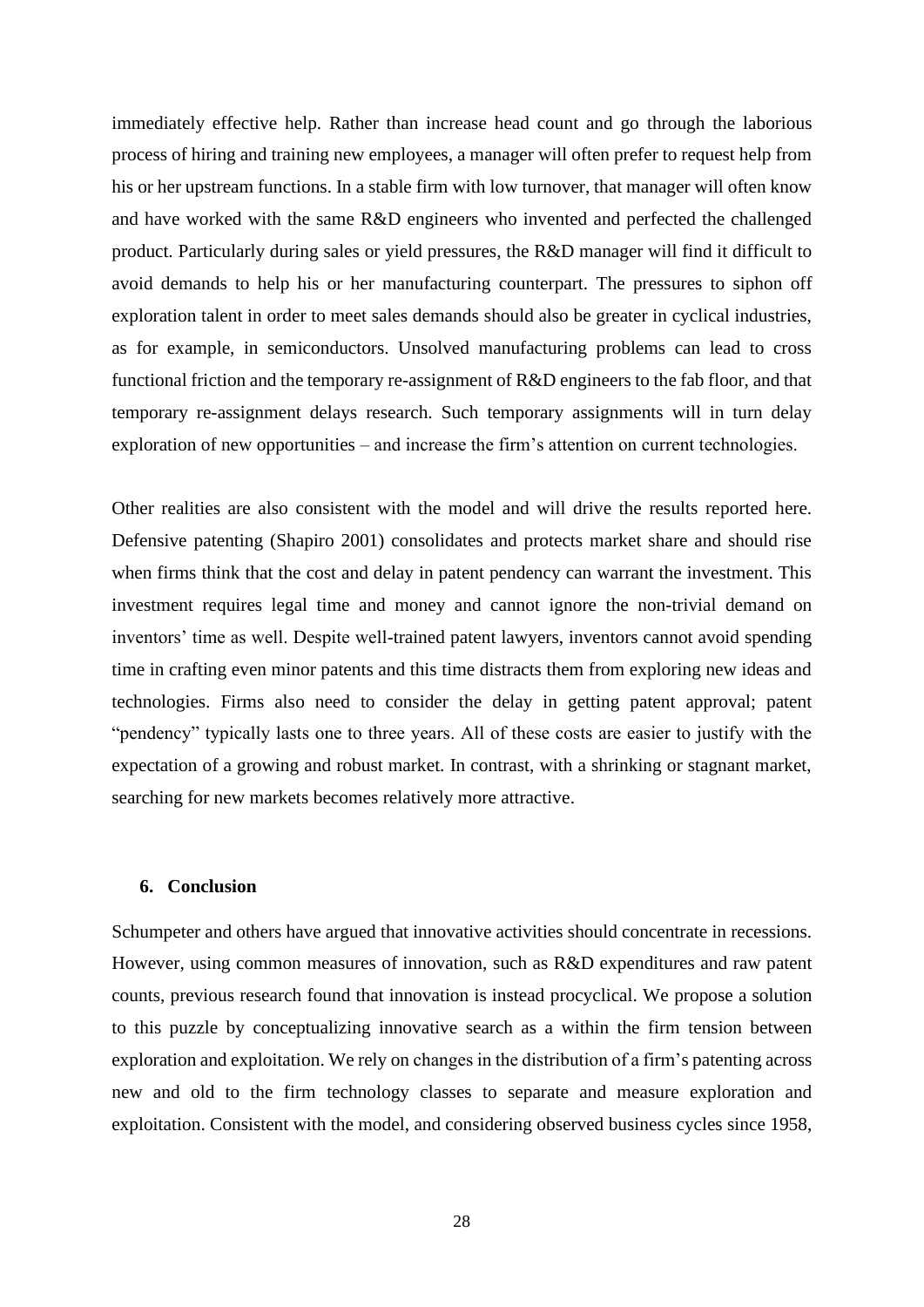immediately effective help. Rather than increase head count and go through the laborious process of hiring and training new employees, a manager will often prefer to request help from his or her upstream functions. In a stable firm with low turnover, that manager will often know and have worked with the same R&D engineers who invented and perfected the challenged product. Particularly during sales or yield pressures, the R&D manager will find it difficult to avoid demands to help his or her manufacturing counterpart. The pressures to siphon off exploration talent in order to meet sales demands should also be greater in cyclical industries, as for example, in semiconductors. Unsolved manufacturing problems can lead to cross functional friction and the temporary re-assignment of R&D engineers to the fab floor, and that temporary re-assignment delays research. Such temporary assignments will in turn delay exploration of new opportunities – and increase the firm's attention on current technologies.

Other realities are also consistent with the model and will drive the results reported here. Defensive patenting (Shapiro 2001) consolidates and protects market share and should rise when firms think that the cost and delay in patent pendency can warrant the investment. This investment requires legal time and money and cannot ignore the non-trivial demand on inventors' time as well. Despite well-trained patent lawyers, inventors cannot avoid spending time in crafting even minor patents and this time distracts them from exploring new ideas and technologies. Firms also need to consider the delay in getting patent approval; patent "pendency" typically lasts one to three years. All of these costs are easier to justify with the expectation of a growing and robust market. In contrast, with a shrinking or stagnant market, searching for new markets becomes relatively more attractive.

## 6. Conclusion

Schumpeter and others have argued that innovative activities should concentrate in recessions. However, using common measures of innovation, such as R&D expenditures and raw patent counts, previous research found that innovation is instead procyclical. We propose a solution to this puzzle by conceptualizing innovative search as a within the firm tension between exploration and exploitation. We rely on changes in the distribution of a firm's patenting across new and old to the firm technology classes to separate and measure exploration and exploitation. Consistent with the model, and considering observed business cycles since 1958,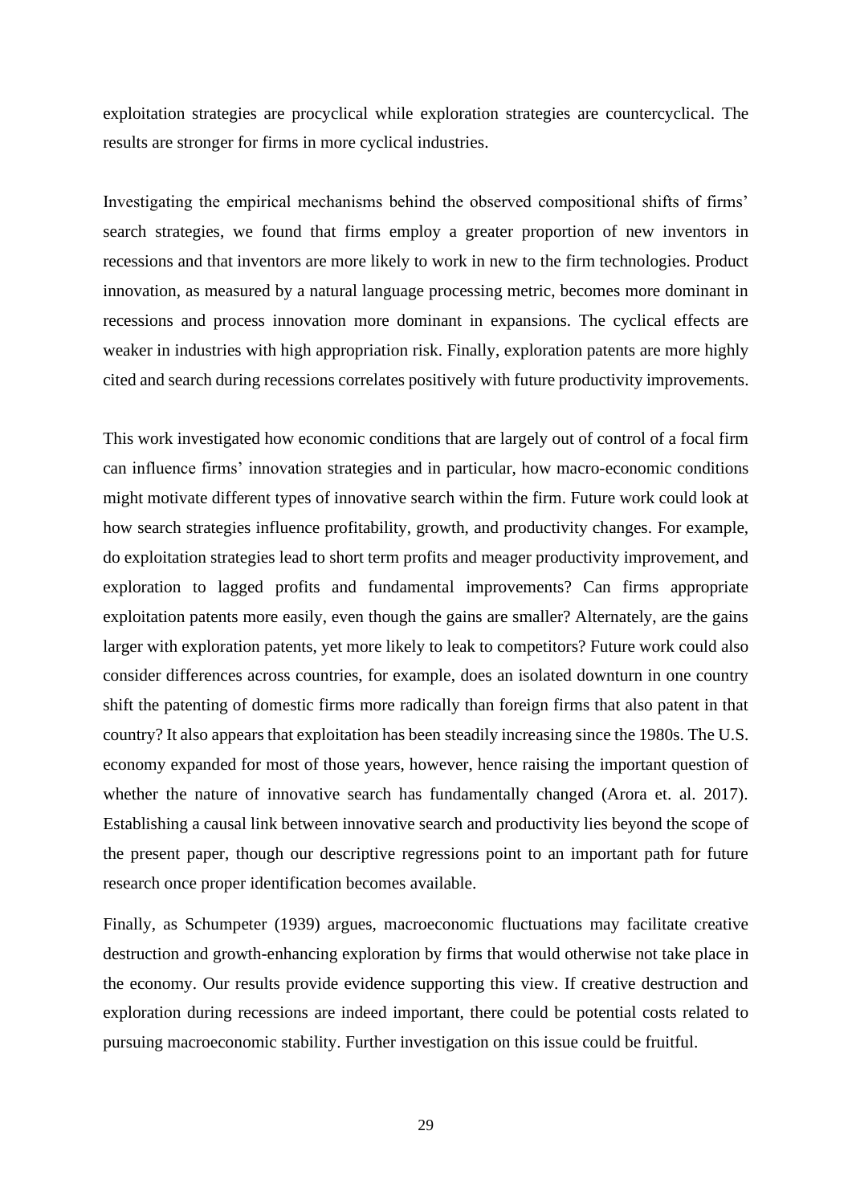exploitation strategies are procyclical while exploration strategies are countercyclical. The results are stronger for firms in more cyclical industries.

Investigating the empirical mechanisms behind the observed compositional shifts of firms' search strategies, we found that firms employ a greater proportion of new inventors in recessions and that inventors are more likely to work in new to the firm technologies. Product innovation, as measured by a natural language processing metric, becomes more dominant in recessions and process innovation more dominant in expansions. The cyclical effects are weaker in industries with high appropriation risk. Finally, exploration patents are more highly cited and search during recessions correlates positively with future productivity improvements.

This work investigated how economic conditions that are largely out of control of a focal firm can influence firms' innovation strategies and in particular, how macro-economic conditions might motivate different types of innovative search within the firm. Future work could look at how search strategies influence profitability, growth, and productivity changes. For example, do exploitation strategies lead to short term profits and meager productivity improvement, and exploration to lagged profits and fundamental improvements? Can firms appropriate exploitation patents more easily, even though the gains are smaller? Alternately, are the gains larger with exploration patents, yet more likely to leak to competitors? Future work could also consider differences across countries, for example, does an isolated downturn in one country shift the patenting of domestic firms more radically than foreign firms that also patent in that country? It also appears that exploitation has been steadily increasing since the 1980s. The U.S. economy expanded for most of those years, however, hence raising the important question of whether the nature of innovative search has fundamentally changed (Arora et. al. 2017). Establishing a causal link between innovative search and productivity lies beyond the scope of the present paper, though our descriptive regressions point to an important path for future research once proper identification becomes available.

Finally, as Schumpeter (1939) argues, macroeconomic fluctuations may facilitate creative destruction and growth-enhancing exploration by firms that would otherwise not take place in the economy. Our results provide evidence supporting this view. If creative destruction and exploration during recessions are indeed important, there could be potential costs related to pursuing macroeconomic stability. Further investigation on this issue could be fruitful.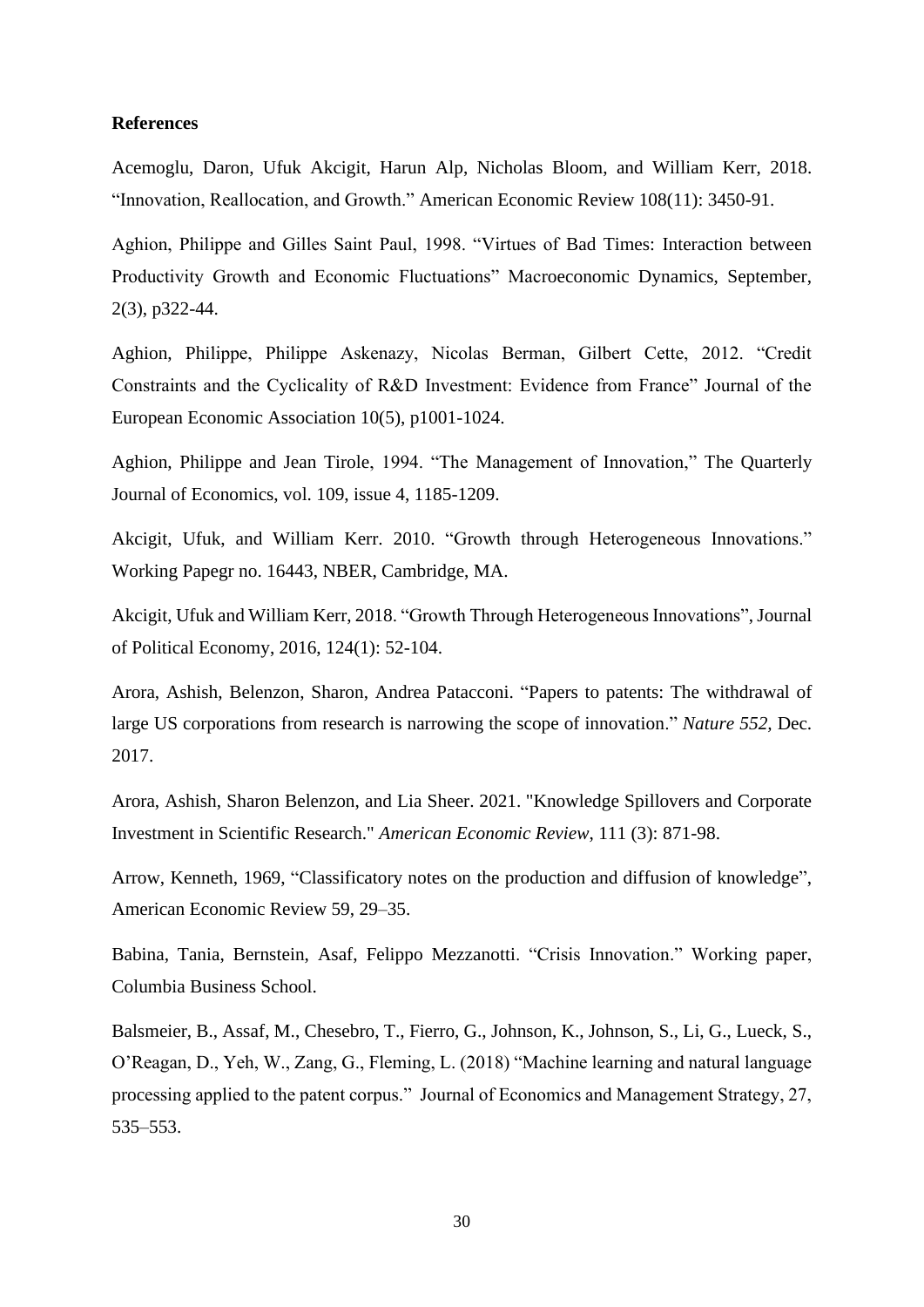**References**

Acemoglu, Daron, Ufuk Akcigit, Harun Alp, Nicholas Bloom, and William Kerr, 2018. "Innovation, Reallocation, and Growth." American Economic Review 108(11): 3450-91.

Aghion, Philippe and Gilles Saint Paul, 1998. "Virtues of Bad Times: Interaction between Productivity Growth and Economic Fluctuations" Macroeconomic Dynamics, September, 2(3), p322-44.

Aghion, Philippe, Philippe Askenazy, Nicolas Berman, Gilbert Cette, 2012. "Credit Constraints and the Cyclicality of R&D Investment: Evidence from France" Journal of the European Economic Association 10(5), p1001-1024.

Aghion, Philippe and Jean Tirole, 1994. "The Management of Innovation," The Quarterly Journal of Economics, vol. 109, issue 4, 1185-1209.

Akcigit, Ufuk, and William Kerr. 2010. "Growth through Heterogeneous Innovations." Working Papegr no. 16443, NBER, Cambridge, MA.

Akcigit, Ufuk and William Kerr, 2018. "Growth Through Heterogeneous Innovations", Journal of Political Economy, 2016, 124(1): 52-104.

Arora, Ashish, Belenzon, Sharon, Andrea Patacconi. "Papers to patents: The withdrawal of large US corporations from research is narrowing the scope of innovation." *Nature 552*, Dec. 2017.

Arora, Ashish, Sharon Belenzon, and Lia Sheer. 2021. "Knowledge Spillovers and Corporate Investment in Scientific Research." *American Economic Review*, 111 (3): 871-98.

Arrow, Kenneth, 1969, "Classificatory notes on the production and diffusion of knowledge", American Economic Review 59, 29–35.

Babina, Tania, Bernstein, Asaf, Felippo Mezzanotti. "Crisis Innovation." Working paper, Columbia Business School.

Balsmeier, B., Assaf, M., Chesebro, T., Fierro, G., Johnson, K., Johnson, S., Li, G., Lueck, S., O'Reagan, D., Yeh, W., Zang, G., Fleming, L. (2018) "Machine learning and natural language processing applied to the patent corpus." Journal of Economics and Management Strategy, 27, 535–553.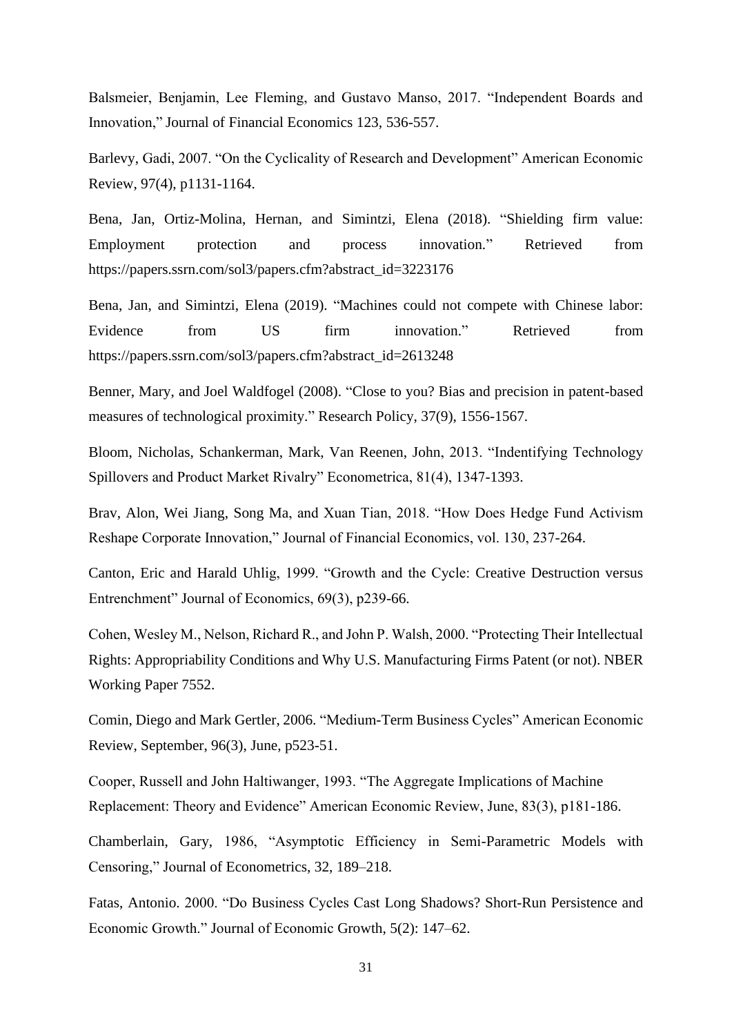Balsmeier, Benjamin, Lee Fleming, and Gustavo Manso, 2017. "Independent Boards and Innovation," Journal of Financial Economics 123, 536-557.

Barlevy, Gadi, 2007. "On the Cyclicality of Research and Development" American Economic Review, 97(4), p1131-1164.

Bena, Jan, Ortiz-Molina, Hernan, and Simintzi, Elena (2018). "Shielding firm value: Employment protection and process innovation." Retrieved from https://papers.ssrn.com/sol3/papers.cfm?abstract_id=3223176

Bena, Jan, and Simintzi, Elena (2019). "Machines could not compete with Chinese labor: Evidence from US firm innovation." Retrieved from https://papers.ssrn.com/sol3/papers.cfm?abstract_id=2613248

Benner, Mary, and Joel Waldfogel (2008). "Close to you? Bias and precision in patent-based measures of technological proximity." Research Policy, 37(9), 1556-1567.

Bloom, Nicholas, Schankerman, Mark, Van Reenen, John, 2013. "Indentifying Technology Spillovers and Product Market Rivalry" Econometrica, 81(4), 1347-1393.

Brav, Alon, Wei Jiang, Song Ma, and Xuan Tian, 2018. "How Does Hedge Fund Activism Reshape Corporate Innovation," Journal of Financial Economics, vol. 130, 237-264.

Canton, Eric and Harald Uhlig, 1999. "Growth and the Cycle: Creative Destruction versus Entrenchment" Journal of Economics, 69(3), p239-66.

Cohen, Wesley M., Nelson, Richard R., and John P. Walsh, 2000. "Protecting Their Intellectual Rights: Appropriability Conditions and Why U.S. Manufacturing Firms Patent (or not). NBER Working Paper 7552.

Comin, Diego and Mark Gertler, 2006. "Medium-Term Business Cycles" American Economic Review, September, 96(3), June, p523-51.

Cooper, Russell and John Haltiwanger, 1993. "The Aggregate Implications of Machine Replacement: Theory and Evidence" American Economic Review, June, 83(3), p181-186.

Chamberlain, Gary, 1986, "Asymptotic Efficiency in Semi-Parametric Models with Censoring," Journal of Econometrics, 32, 189–218.

Fatas, Antonio. 2000. "Do Business Cycles Cast Long Shadows? Short-Run Persistence and Economic Growth." Journal of Economic Growth, 5(2): 147–62.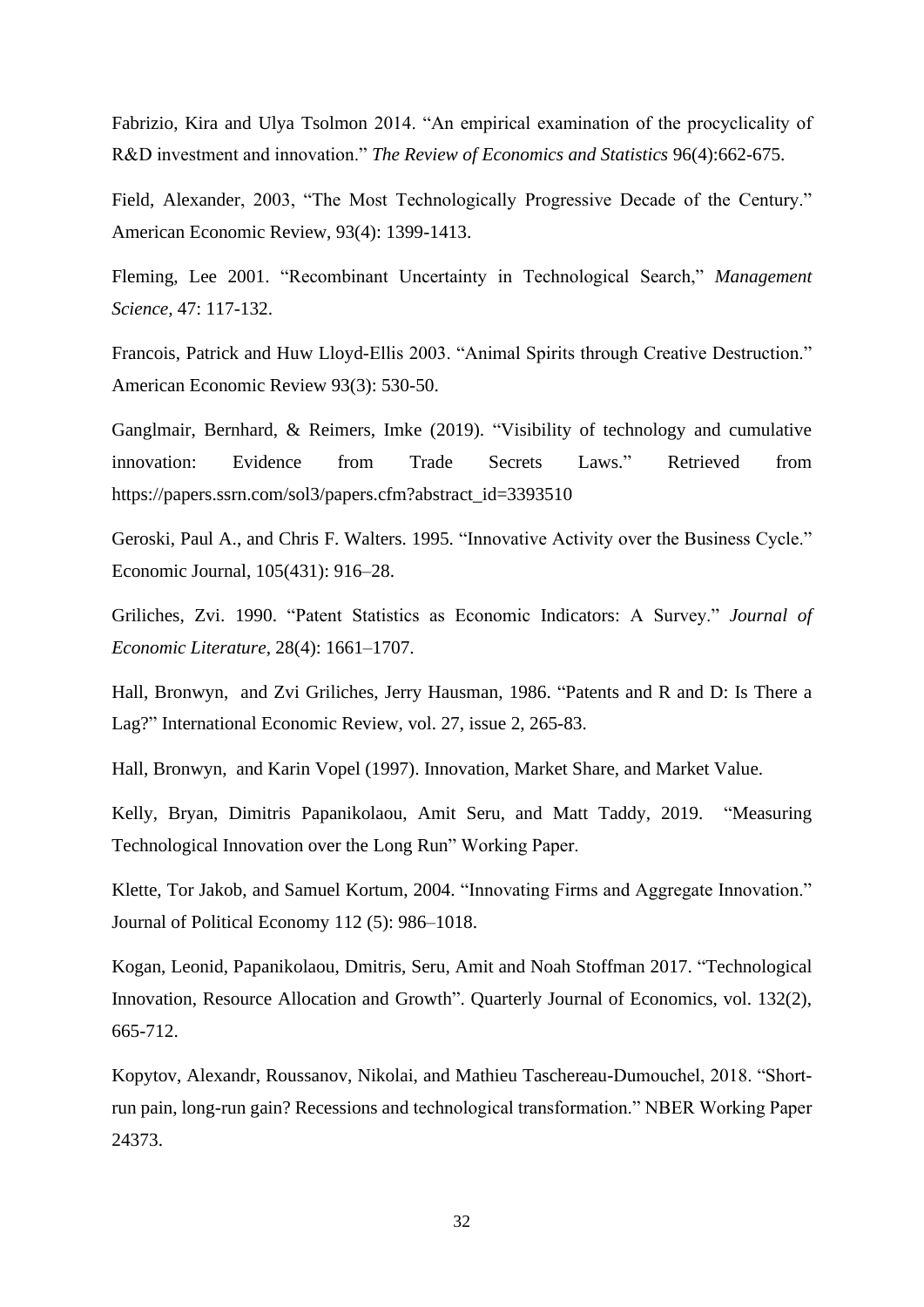Fabrizio, Kira and Ulya Tsolmon 2014. "An empirical examination of the procyclicality of R&D investment and innovation." *The Review of Economics and Statistics* 96(4):662-675.

Field, Alexander, 2003, "The Most Technologically Progressive Decade of the Century." American Economic Review, 93(4): 1399-1413.

Fleming, Lee 2001. "Recombinant Uncertainty in Technological Search," *Management Science*, 47: 117-132.

Francois, Patrick and Huw Lloyd-Ellis 2003. "Animal Spirits through Creative Destruction." American Economic Review 93(3): 530-50.

Ganglmair, Bernhard, & Reimers, Imke (2019). "Visibility of technology and cumulative innovation: Evidence from Trade Secrets Laws." Retrieved from https://papers.ssrn.com/sol3/papers.cfm?abstract_id=3393510

Geroski, Paul A., and Chris F. Walters. 1995. "Innovative Activity over the Business Cycle." Economic Journal, 105(431): 916–28.

Griliches, Zvi. 1990. "Patent Statistics as Economic Indicators: A Survey." *Journal of Economic Literature*, 28(4): 1661–1707.

Hall, Bronwyn, and Zvi Griliches, Jerry Hausman, 1986. "Patents and R and D: Is There a Lag?" International Economic Review, vol. 27, issue 2, 265-83.

Hall, Bronwyn, and Karin Vopel (1997). Innovation, Market Share, and Market Value.

Kelly, Bryan, Dimitris Papanikolaou, Amit Seru, and Matt Taddy, 2019. "Measuring Technological Innovation over the Long Run" Working Paper.

Klette, Tor Jakob, and Samuel Kortum, 2004. "Innovating Firms and Aggregate Innovation." Journal of Political Economy 112 (5): 986–1018.

Kogan, Leonid, Papanikolaou, Dmitris, Seru, Amit and Noah Stoffman 2017. "Technological Innovation, Resource Allocation and Growth". Quarterly Journal of Economics, vol. 132(2), 665-712.

Kopytov, Alexandr, Roussanov, Nikolai, and Mathieu Taschereau-Dumouchel, 2018. "Short-run pain, long-run gain? Recessions and technological transformation." NBER Working Paper 24373.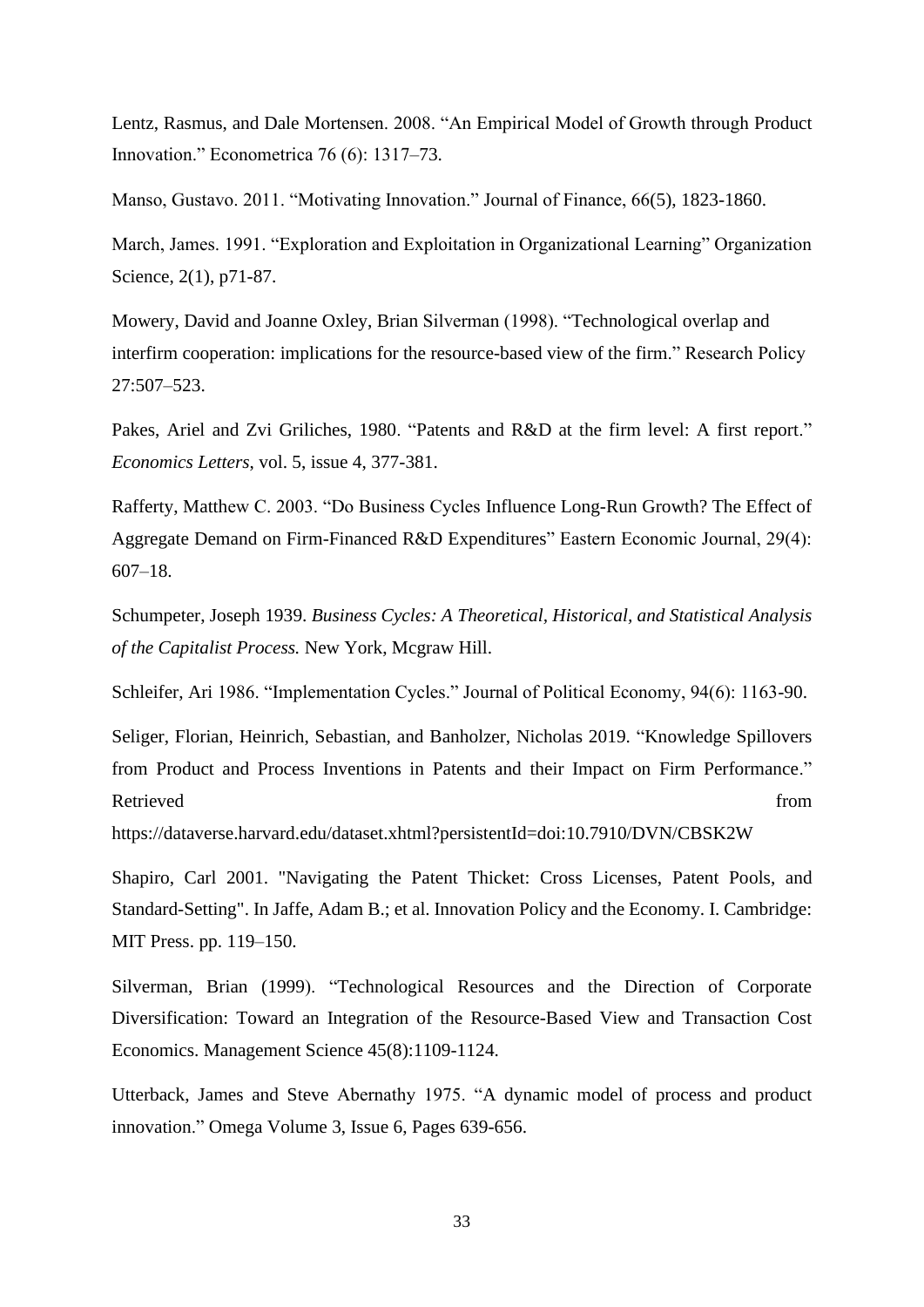Lentz, Rasmus, and Dale Mortensen. 2008. "An Empirical Model of Growth through Product Innovation." Econometrica 76 (6): 1317–73.

Manso, Gustavo. 2011. "Motivating Innovation." Journal of Finance, 66(5), 1823-1860.

March, James. 1991. "Exploration and Exploitation in Organizational Learning" Organization Science, 2(1), p71-87.

Mowery, David and Joanne Oxley, Brian Silverman (1998). "Technological overlap and interfirm cooperation: implications for the resource-based view of the firm." Research Policy 27:507–523.

Pakes, Ariel and Zvi Griliches, 1980. "Patents and R&D at the firm level: A first report." *Economics Letters*, vol. 5, issue 4, 377-381.

Rafferty, Matthew C. 2003. "Do Business Cycles Influence Long-Run Growth? The Effect of Aggregate Demand on Firm-Financed R&D Expenditures" Eastern Economic Journal, 29(4): 607–18.

Schumpeter, Joseph 1939. *Business Cycles: A Theoretical, Historical, and Statistical Analysis of the Capitalist Process.* New York, Mcgraw Hill.

Schleifer, Ari 1986. "Implementation Cycles." Journal of Political Economy, 94(6): 1163-90.

Seliger, Florian, Heinrich, Sebastian, and Banholzer, Nicholas 2019. "Knowledge Spillovers from Product and Process Inventions in Patents and their Impact on Firm Performance." Retrieved from https://dataverse.harvard.edu/dataset.xhtml?persistentId=doi:10.7910/DVN/CBSK2W

Shapiro, Carl 2001. "Navigating the Patent Thicket: Cross Licenses, Patent Pools, and Standard-Setting". In Jaffe, Adam B.; et al. Innovation Policy and the Economy. I. Cambridge: MIT Press. pp. 119–150.

Silverman, Brian (1999). "Technological Resources and the Direction of Corporate Diversification: Toward an Integration of the Resource-Based View and Transaction Cost Economics. Management Science 45(8):1109-1124.

Utterback, James and Steve Abernathy 1975. "A dynamic model of process and product innovation." Omega Volume 3, Issue 6, Pages 639-656.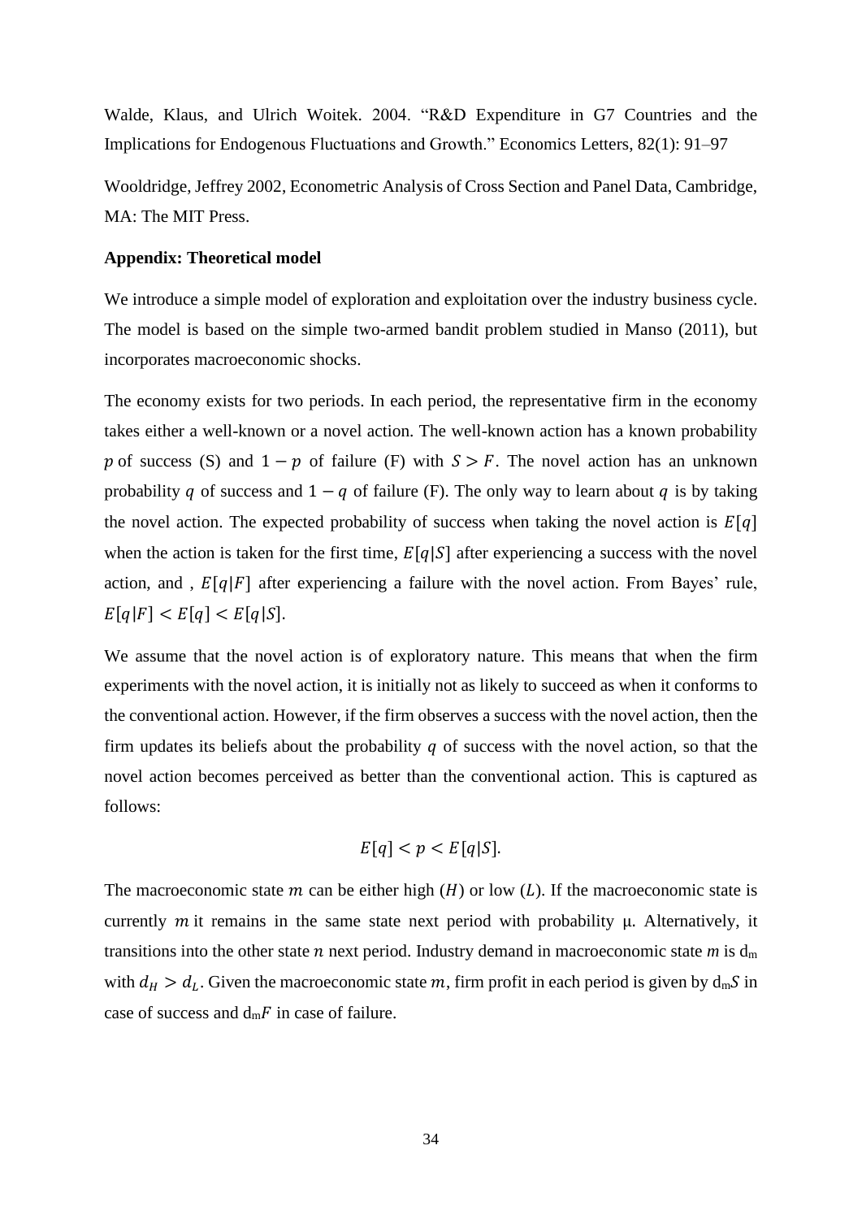Walde, Klaus, and Ulrich Woitek. 2004. "R&D Expenditure in G7 Countries and the Implications for Endogenous Fluctuations and Growth." Economics Letters, 82(1): 91–97

Wooldridge, Jeffrey 2002, Econometric Analysis of Cross Section and Panel Data, Cambridge, MA: The MIT Press.

**Appendix: Theoretical model**

We introduce a simple model of exploration and exploitation over the industry business cycle. The model is based on the simple two-armed bandit problem studied in Manso (2011), but incorporates macroeconomic shocks.

The economy exists for two periods. In each period, the representative firm in the economy takes either a well-known or a novel action. The well-known action has a known probability $p$ of success (S) and $1 - p$ of failure (F) with $S > F$. The novel action has an unknown probability $q$ of success and $1 - q$ of failure (F). The only way to learn about $q$ is by taking the novel action. The expected probability of success when taking the novel action is $E[q]$ when the action is taken for the first time, $E[q|S]$ after experiencing a success with the novel action, and , $E[q|F]$ after experiencing a failure with the novel action. From Bayes' rule, $E[q|F] < E[q] < E[q|S]$.

We assume that the novel action is of exploratory nature. This means that when the firm experiments with the novel action, it is initially not as likely to succeed as when it conforms to the conventional action. However, if the firm observes a success with the novel action, then the firm updates its beliefs about the probability $q$ of success with the novel action, so that the novel action becomes perceived as better than the conventional action. This is captured as follows:

$$E[q] < p < E[q|S].$$

The macroeconomic state $m$ can be either high ($H$) or low ($L$). If the macroeconomic state is currently $m$ it remains in the same state next period with probability μ. Alternatively, it transitions into the other state $n$ next period. Industry demand in macroeconomic state $m$ is $d_m$ with $d_H > d_L$. Given the macroeconomic state $m$, firm profit in each period is given by $d_m S$ in case of success and $d_m F$ in case of failure.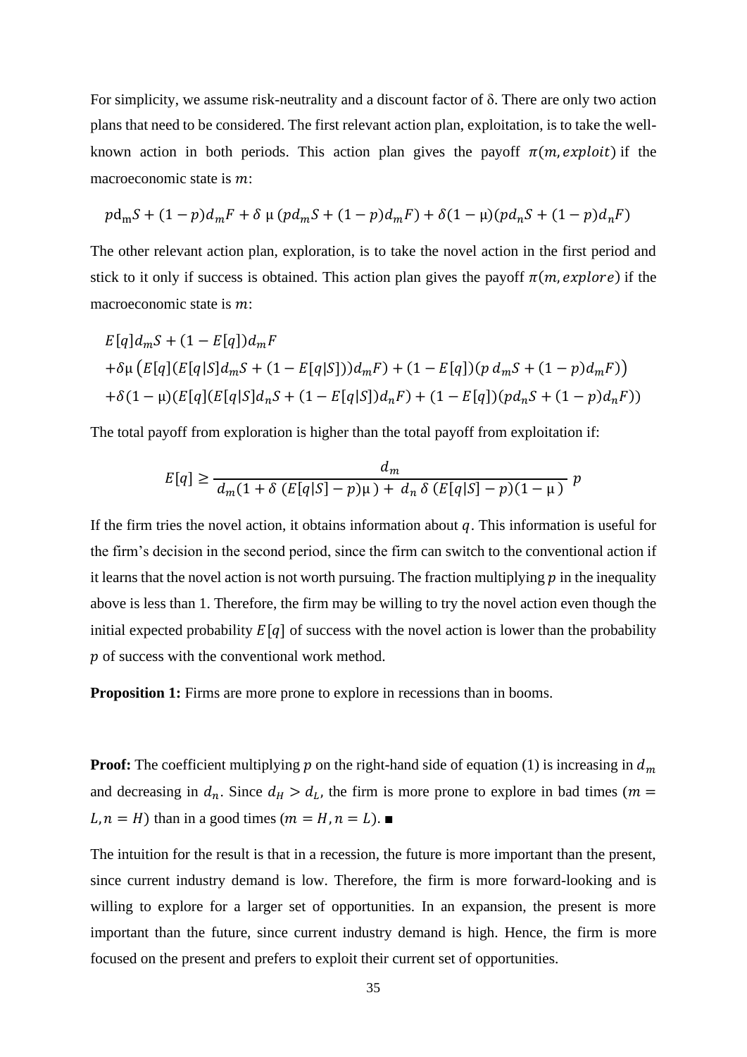For simplicity, we assume risk-neutrality and a discount factor of δ. There are only two action plans that need to be considered. The first relevant action plan, exploitation, is to take the well-known action in both periods. This action plan gives the payoff $\pi(m, exploit)$ if the macroeconomic state is $m$:

$$p d_m S + (1-p) d_m F + \delta\, \mu\, (p d_m S + (1-p) d_m F) + \delta(1-\mu)(p d_n S + (1-p) d_n F)$$

The other relevant action plan, exploration, is to take the novel action in the first period and stick to it only if success is obtained. This action plan gives the payoff $\pi(m, explore)$ if the macroeconomic state is $m$:

$$\begin{aligned}
&E[q] d_m S + (1-E[q]) d_m F \\
&+\delta\mu\left(E[q](E[q|S] d_m S + (1-E[q|S])) d_m F) + (1-E[q])(p\, d_m S + (1-p) d_m F)\right) \\
&+\delta(1-\mu)(E[q](E[q|S] d_n S + (1-E[q|S]) d_n F) + (1-E[q])(p d_n S + (1-p) d_n F))
\end{aligned}$$

The total payoff from exploration is higher than the total payoff from exploitation if:

$$E[q] \geq \frac{d_m}{d_m(1+\delta\,(E[q|S]-p)\mu) + d_n\, \delta\, (E[q|S]-p)(1-\mu)}\; p$$

If the firm tries the novel action, it obtains information about $q$. This information is useful for the firm's decision in the second period, since the firm can switch to the conventional action if it learns that the novel action is not worth pursuing. The fraction multiplying $p$ in the inequality above is less than 1. Therefore, the firm may be willing to try the novel action even though the initial expected probability $E[q]$ of success with the novel action is lower than the probability $p$ of success with the conventional work method.

**Proposition 1:** Firms are more prone to explore in recessions than in booms.

**Proof:** The coefficient multiplying $p$ on the right-hand side of equation (1) is increasing in $d_m$ and decreasing in $d_n$. Since $d_H > d_L$, the firm is more prone to explore in bad times ($m = L, n = H$) than in a good times ($m = H, n = L$). ■

The intuition for the result is that in a recession, the future is more important than the present, since current industry demand is low. Therefore, the firm is more forward-looking and is willing to explore for a larger set of opportunities. In an expansion, the present is more important than the future, since current industry demand is high. Hence, the firm is more focused on the present and prefers to exploit their current set of opportunities.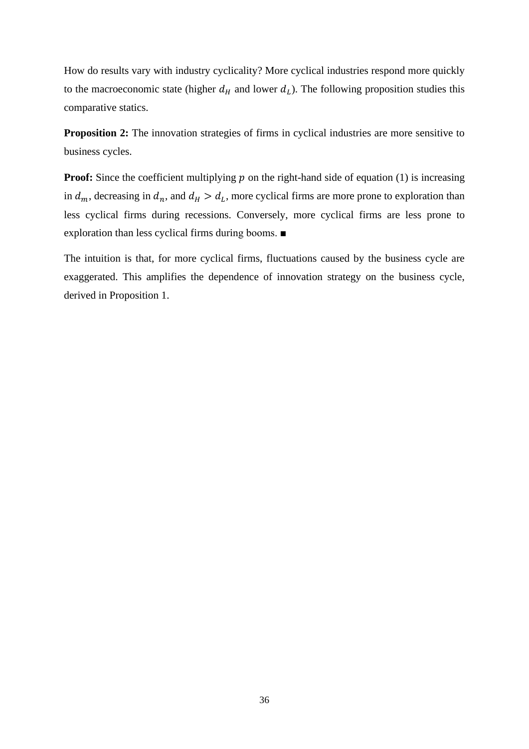How do results vary with industry cyclicality? More cyclical industries respond more quickly to the macroeconomic state (higher $d_H$ and lower $d_L$). The following proposition studies this comparative statics.

**Proposition 2:** The innovation strategies of firms in cyclical industries are more sensitive to business cycles.

**Proof:** Since the coefficient multiplying $p$ on the right-hand side of equation (1) is increasing in $d_m$, decreasing in $d_n$, and $d_H > d_L$, more cyclical firms are more prone to exploration than less cyclical firms during recessions. Conversely, more cyclical firms are less prone to exploration than less cyclical firms during booms. ∎

The intuition is that, for more cyclical firms, fluctuations caused by the business cycle are exaggerated. This amplifies the dependence of innovation strategy on the business cycle, derived in Proposition 1.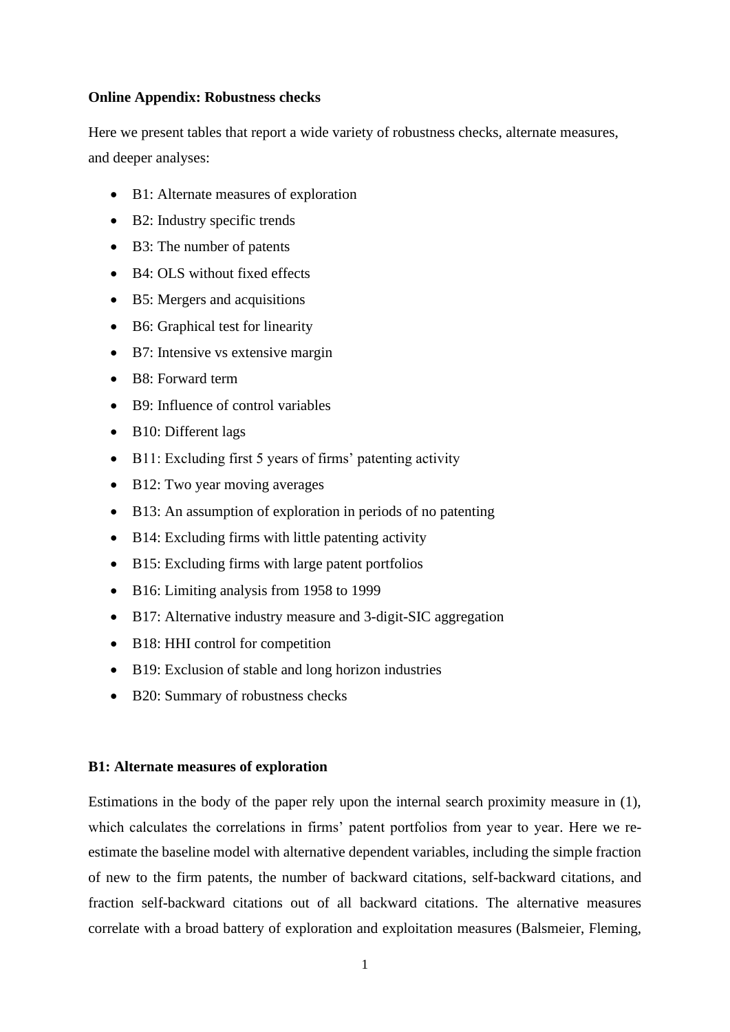**Online Appendix: Robustness checks**

Here we present tables that report a wide variety of robustness checks, alternate measures, and deeper analyses:

- B1: Alternate measures of exploration
- B2: Industry specific trends
- B3: The number of patents
- B4: OLS without fixed effects
- B5: Mergers and acquisitions
- B6: Graphical test for linearity
- B7: Intensive vs extensive margin
- B8: Forward term
- B9: Influence of control variables
- B10: Different lags
- B11: Excluding first 5 years of firms' patenting activity
- B12: Two year moving averages
- B13: An assumption of exploration in periods of no patenting
- B14: Excluding firms with little patenting activity
- B15: Excluding firms with large patent portfolios
- B16: Limiting analysis from 1958 to 1999
- B17: Alternative industry measure and 3-digit-SIC aggregation
- B18: HHI control for competition
- B19: Exclusion of stable and long horizon industries
- B20: Summary of robustness checks

**B1: Alternate measures of exploration**

Estimations in the body of the paper rely upon the internal search proximity measure in (1), which calculates the correlations in firms' patent portfolios from year to year. Here we re-estimate the baseline model with alternative dependent variables, including the simple fraction of new to the firm patents, the number of backward citations, self-backward citations, and fraction self-backward citations out of all backward citations. The alternative measures correlate with a broad battery of exploration and exploitation measures (Balsmeier, Fleming,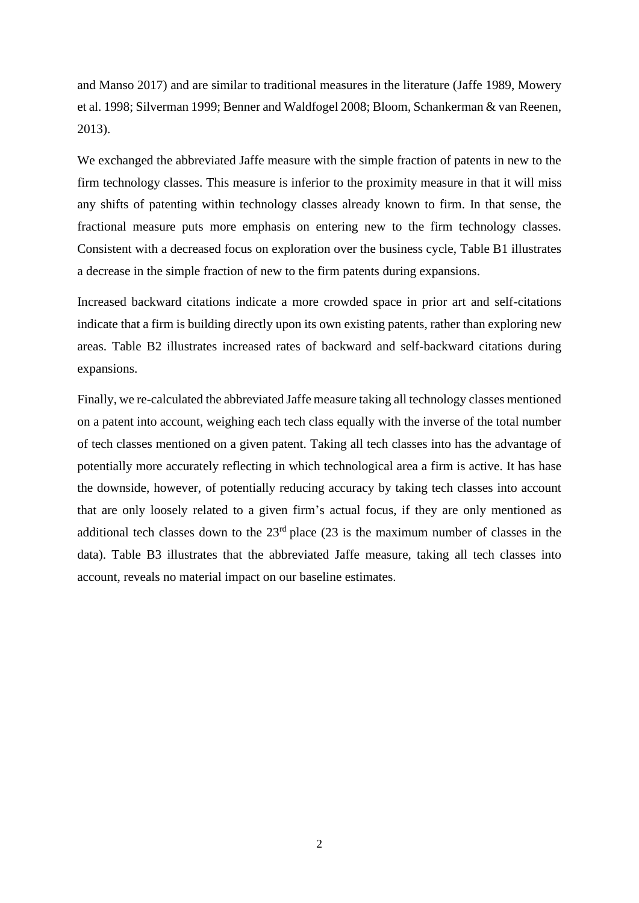and Manso 2017) and are similar to traditional measures in the literature (Jaffe 1989, Mowery et al. 1998; Silverman 1999; Benner and Waldfogel 2008; Bloom, Schankerman & van Reenen, 2013).

We exchanged the abbreviated Jaffe measure with the simple fraction of patents in new to the firm technology classes. This measure is inferior to the proximity measure in that it will miss any shifts of patenting within technology classes already known to firm. In that sense, the fractional measure puts more emphasis on entering new to the firm technology classes. Consistent with a decreased focus on exploration over the business cycle, Table B1 illustrates a decrease in the simple fraction of new to the firm patents during expansions.

Increased backward citations indicate a more crowded space in prior art and self-citations indicate that a firm is building directly upon its own existing patents, rather than exploring new areas. Table B2 illustrates increased rates of backward and self-backward citations during expansions.

Finally, we re-calculated the abbreviated Jaffe measure taking all technology classes mentioned on a patent into account, weighing each tech class equally with the inverse of the total number of tech classes mentioned on a given patent. Taking all tech classes into has the advantage of potentially more accurately reflecting in which technological area a firm is active. It has hase the downside, however, of potentially reducing accuracy by taking tech classes into account that are only loosely related to a given firm's actual focus, if they are only mentioned as additional tech classes down to the 23rd place (23 is the maximum number of classes in the data). Table B3 illustrates that the abbreviated Jaffe measure, taking all tech classes into account, reveals no material impact on our baseline estimates.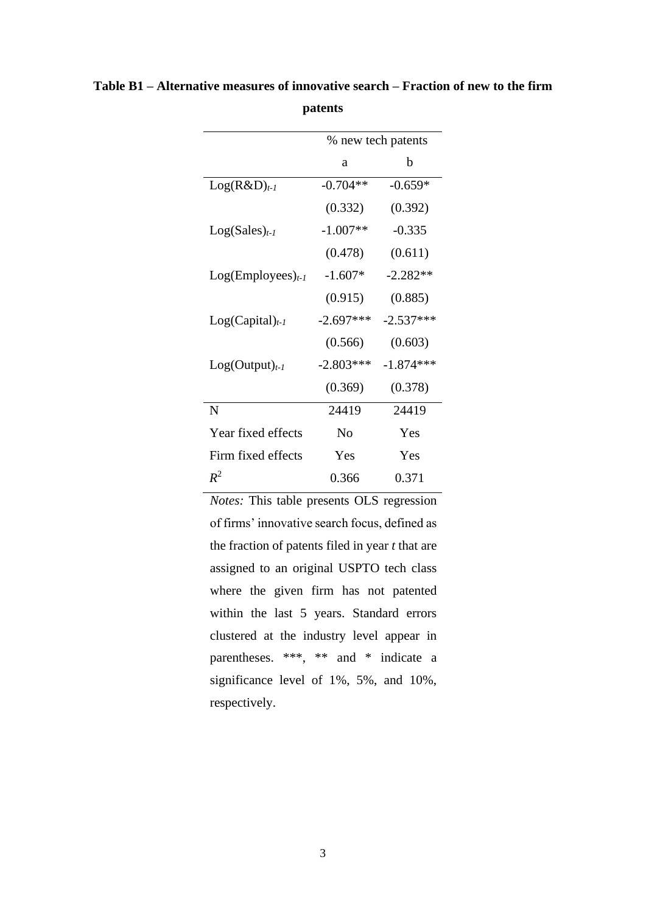**Table B1 – Alternative measures of innovative search – Fraction of new to the firm patents**

| | % new tech patents | |
|---|---|---|
| | a | b |
| $Log(R\&D)_{t-1}$ | -0.704** | -0.659* |
| | (0.332) | (0.392) |
| $Log(Sales)_{t-1}$ | -1.007** | -0.335 |
| | (0.478) | (0.611) |
| $Log(Employees)_{t-1}$ | -1.607* | -2.282** |
| | (0.915) | (0.885) |
| $Log(Capital)_{t-1}$ | -2.697*** | -2.537*** |
| | (0.566) | (0.603) |
| $Log(Output)_{t-1}$ | -2.803*** | -1.874*** |
| | (0.369) | (0.378) |
| N | 24419 | 24419 |
| Year fixed effects | No | Yes |
| Firm fixed effects | Yes | Yes |
| $R^2$ | 0.366 | 0.371 |

*Notes:* This table presents OLS regression of firms' innovative search focus, defined as the fraction of patents filed in year *t* that are assigned to an original USPTO tech class where the given firm has not patented within the last 5 years. Standard errors clustered at the industry level appear in parentheses. ***, ** and * indicate a significance level of 1%, 5%, and 10%, respectively.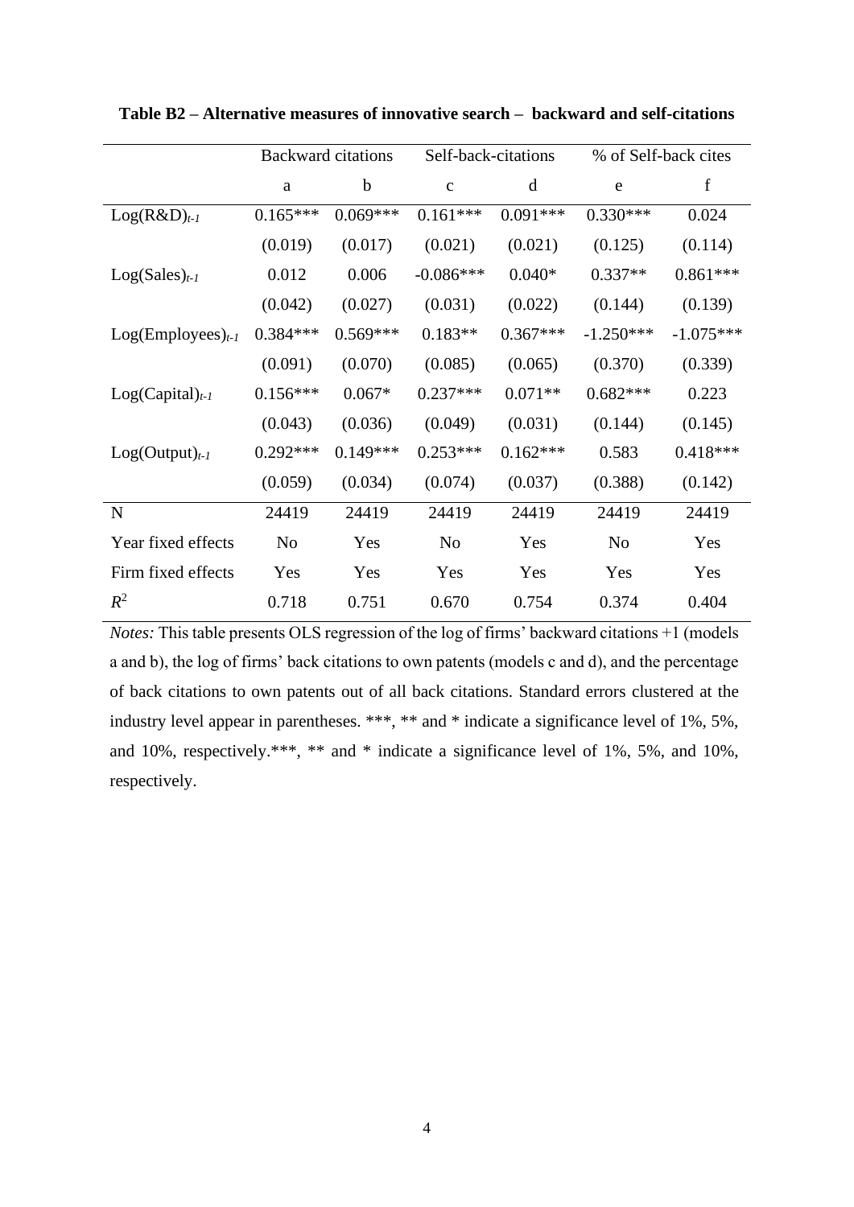**Table B2 – Alternative measures of innovative search – backward and self-citations**

| | Backward citations | | Self-back-citations | | % of Self-back cites | |
|---|---|---|---|---|---|---|
| | a | b | c | d | e | f |
| $Log(R\&D)_{t-1}$ | 0.165*** | 0.069*** | 0.161*** | 0.091*** | 0.330*** | 0.024 |
| | (0.019) | (0.017) | (0.021) | (0.021) | (0.125) | (0.114) |
| $Log(Sales)_{t-1}$ | 0.012 | 0.006 | -0.086*** | 0.040* | 0.337** | 0.861*** |
| | (0.042) | (0.027) | (0.031) | (0.022) | (0.144) | (0.139) |
| $Log(Employees)_{t-1}$ | 0.384*** | 0.569*** | 0.183** | 0.367*** | -1.250*** | -1.075*** |
| | (0.091) | (0.070) | (0.085) | (0.065) | (0.370) | (0.339) |
| $Log(Capital)_{t-1}$ | 0.156*** | 0.067* | 0.237*** | 0.071** | 0.682*** | 0.223 |
| | (0.043) | (0.036) | (0.049) | (0.031) | (0.144) | (0.145) |
| $Log(Output)_{t-1}$ | 0.292*** | 0.149*** | 0.253*** | 0.162*** | 0.583 | 0.418*** |
| | (0.059) | (0.034) | (0.074) | (0.037) | (0.388) | (0.142) |
| N | 24419 | 24419 | 24419 | 24419 | 24419 | 24419 |
| Year fixed effects | No | Yes | No | Yes | No | Yes |
| Firm fixed effects | Yes | Yes | Yes | Yes | Yes | Yes |
| $R^2$ | 0.718 | 0.751 | 0.670 | 0.754 | 0.374 | 0.404 |

*Notes:* This table presents OLS regression of the log of firms' backward citations +1 (models a and b), the log of firms' back citations to own patents (models c and d), and the percentage of back citations to own patents out of all back citations. Standard errors clustered at the industry level appear in parentheses. ***, ** and * indicate a significance level of 1%, 5%, and 10%, respectively.***, ** and * indicate a significance level of 1%, 5%, and 10%, respectively.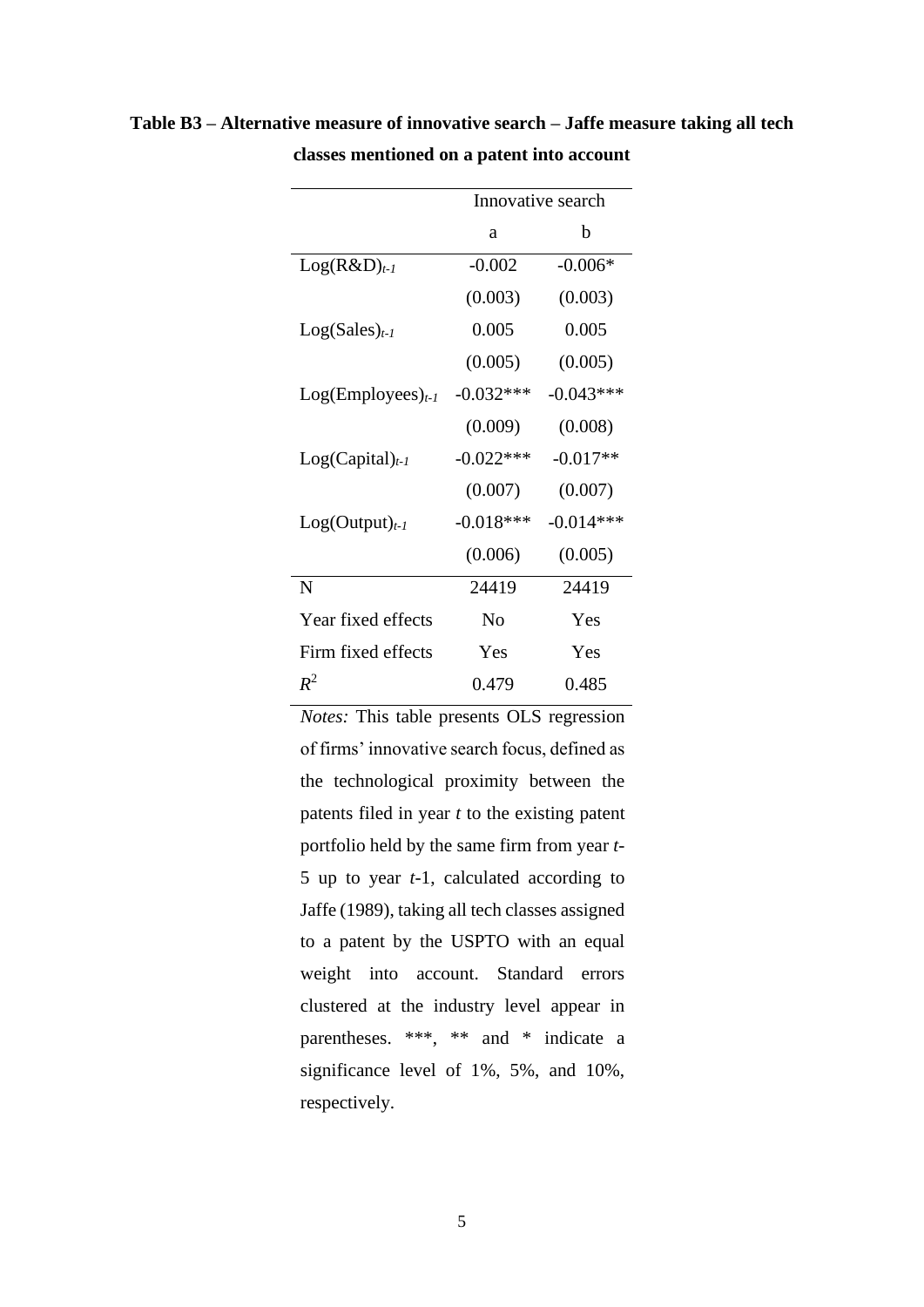**Table B3 – Alternative measure of innovative search – Jaffe measure taking all tech classes mentioned on a patent into account**

| | Innovative search | |
|---|---|---|
| | a | b |
| $Log(R\&D)_{t-1}$ | -0.002 | -0.006* |
| | (0.003) | (0.003) |
| $Log(Sales)_{t-1}$ | 0.005 | 0.005 |
| | (0.005) | (0.005) |
| $Log(Employees)_{t-1}$ | -0.032*** | -0.043*** |
| | (0.009) | (0.008) |
| $Log(Capital)_{t-1}$ | -0.022*** | -0.017** |
| | (0.007) | (0.007) |
| $Log(Output)_{t-1}$ | -0.018*** | -0.014*** |
| | (0.006) | (0.005) |
| N | 24419 | 24419 |
| Year fixed effects | No | Yes |
| Firm fixed effects | Yes | Yes |
| $R^2$ | 0.479 | 0.485 |

*Notes:* This table presents OLS regression of firms' innovative search focus, defined as the technological proximity between the patents filed in year *t* to the existing patent portfolio held by the same firm from year *t*-5 up to year *t*-1, calculated according to Jaffe (1989), taking all tech classes assigned to a patent by the USPTO with an equal weight into account. Standard errors clustered at the industry level appear in parentheses. ***, ** and * indicate a significance level of 1%, 5%, and 10%, respectively.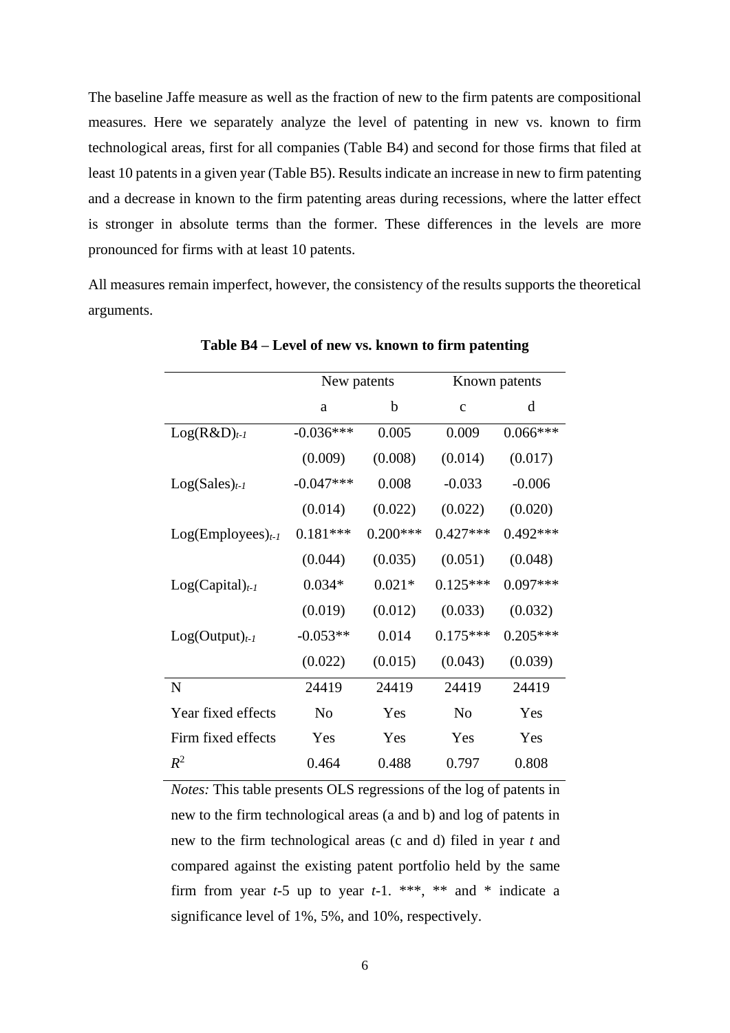The baseline Jaffe measure as well as the fraction of new to the firm patents are compositional measures. Here we separately analyze the level of patenting in new vs. known to firm technological areas, first for all companies (Table B4) and second for those firms that filed at least 10 patents in a given year (Table B5). Results indicate an increase in new to firm patenting and a decrease in known to the firm patenting areas during recessions, where the latter effect is stronger in absolute terms than the former. These differences in the levels are more pronounced for firms with at least 10 patents.

All measures remain imperfect, however, the consistency of the results supports the theoretical arguments.

**Table B4 – Level of new vs. known to firm patenting**

| | New patents | | Known patents | |
|---|---|---|---|---|
| | a | b | c | d |
| $\text{Log(R\&D)}_{t-1}$ | -0.036*** | 0.005 | 0.009 | 0.066*** |
| | (0.009) | (0.008) | (0.014) | (0.017) |
| $\text{Log(Sales)}_{t-1}$ | -0.047*** | 0.008 | -0.033 | -0.006 |
| | (0.014) | (0.022) | (0.022) | (0.020) |
| $\text{Log(Employees)}_{t-1}$ | 0.181*** | 0.200*** | 0.427*** | 0.492*** |
| | (0.044) | (0.035) | (0.051) | (0.048) |
| $\text{Log(Capital)}_{t-1}$ | 0.034* | 0.021* | 0.125*** | 0.097*** |
| | (0.019) | (0.012) | (0.033) | (0.032) |
| $\text{Log(Output)}_{t-1}$ | -0.053** | 0.014 | 0.175*** | 0.205*** |
| | (0.022) | (0.015) | (0.043) | (0.039) |
| N | 24419 | 24419 | 24419 | 24419 |
| Year fixed effects | No | Yes | No | Yes |
| Firm fixed effects | Yes | Yes | Yes | Yes |
| $R^2$ | 0.464 | 0.488 | 0.797 | 0.808 |

*Notes:* This table presents OLS regressions of the log of patents in new to the firm technological areas (a and b) and log of patents in new to the firm technological areas (c and d) filed in year *t* and compared against the existing patent portfolio held by the same firm from year *t*-5 up to year *t*-1. ***, ** and * indicate a significance level of 1%, 5%, and 10%, respectively.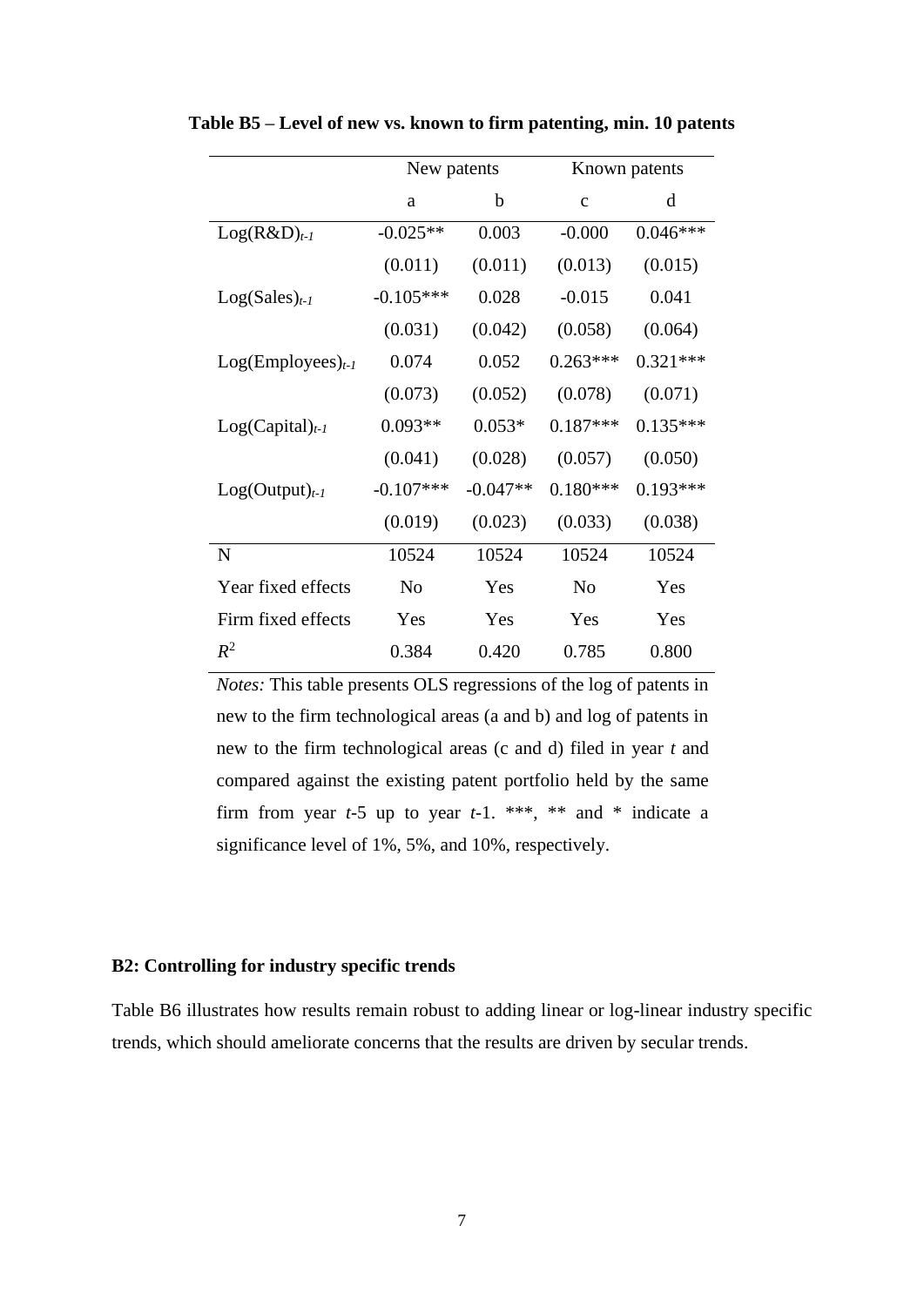**Table B5 – Level of new vs. known to firm patenting, min. 10 patents**

| | New patents | | Known patents | |
|---|---|---|---|---|
| | a | b | c | d |
| $Log(R\&D)_{t-1}$ | -0.025** | 0.003 | -0.000 | 0.046*** |
| | (0.011) | (0.011) | (0.013) | (0.015) |
| $Log(Sales)_{t-1}$ | -0.105*** | 0.028 | -0.015 | 0.041 |
| | (0.031) | (0.042) | (0.058) | (0.064) |
| $Log(Employees)_{t-1}$ | 0.074 | 0.052 | 0.263*** | 0.321*** |
| | (0.073) | (0.052) | (0.078) | (0.071) |
| $Log(Capital)_{t-1}$ | 0.093** | 0.053* | 0.187*** | 0.135*** |
| | (0.041) | (0.028) | (0.057) | (0.050) |
| $Log(Output)_{t-1}$ | -0.107*** | -0.047** | 0.180*** | 0.193*** |
| | (0.019) | (0.023) | (0.033) | (0.038) |
| N | 10524 | 10524 | 10524 | 10524 |
| Year fixed effects | No | Yes | No | Yes |
| Firm fixed effects | Yes | Yes | Yes | Yes |
| $R^2$ | 0.384 | 0.420 | 0.785 | 0.800 |

*Notes:* This table presents OLS regressions of the log of patents in new to the firm technological areas (a and b) and log of patents in new to the firm technological areas (c and d) filed in year *t* and compared against the existing patent portfolio held by the same firm from year *t*-5 up to year *t*-1. ***, ** and * indicate a significance level of 1%, 5%, and 10%, respectively.

**B2: Controlling for industry specific trends**

Table B6 illustrates how results remain robust to adding linear or log-linear industry specific trends, which should ameliorate concerns that the results are driven by secular trends.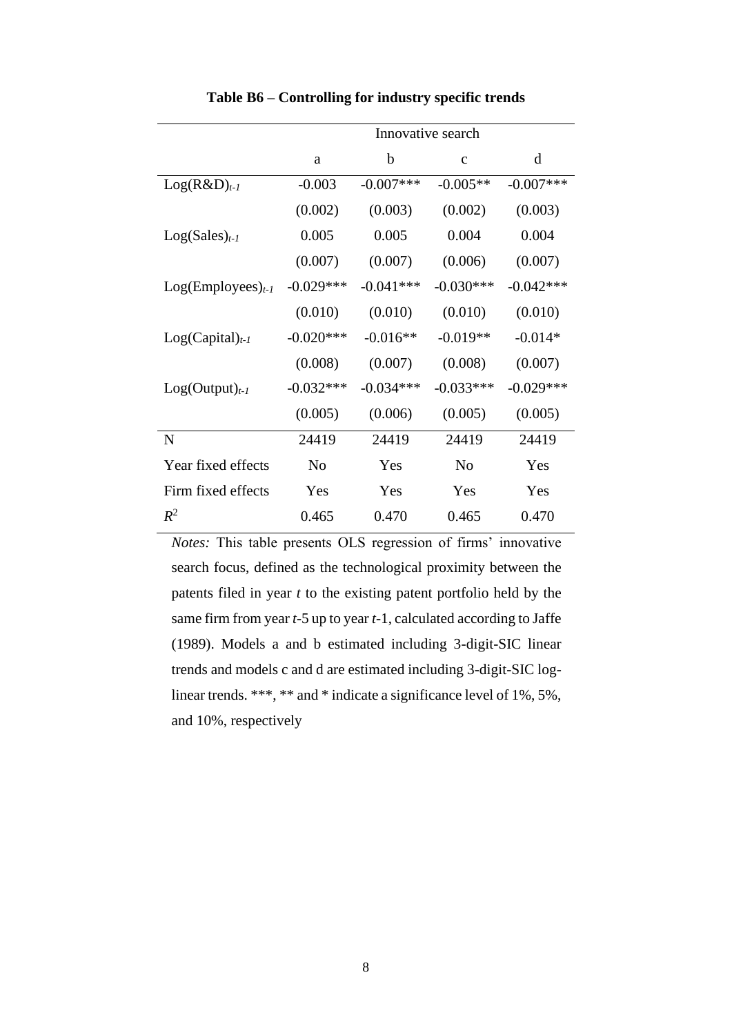**Table B6 – Controlling for industry specific trends**

| | Innovative search | | | |
|---|---|---|---|---|
| | a | b | c | d |
| $Log(R\&D)_{t-1}$ | -0.003 | -0.007*** | -0.005** | -0.007*** |
| | (0.002) | (0.003) | (0.002) | (0.003) |
| $Log(Sales)_{t-1}$ | 0.005 | 0.005 | 0.004 | 0.004 |
| | (0.007) | (0.007) | (0.006) | (0.007) |
| $Log(Employees)_{t-1}$ | -0.029*** | -0.041*** | -0.030*** | -0.042*** |
| | (0.010) | (0.010) | (0.010) | (0.010) |
| $Log(Capital)_{t-1}$ | -0.020*** | -0.016** | -0.019** | -0.014* |
| | (0.008) | (0.007) | (0.008) | (0.007) |
| $Log(Output)_{t-1}$ | -0.032*** | -0.034*** | -0.033*** | -0.029*** |
| | (0.005) | (0.006) | (0.005) | (0.005) |
| N | 24419 | 24419 | 24419 | 24419 |
| Year fixed effects | No | Yes | No | Yes |
| Firm fixed effects | Yes | Yes | Yes | Yes |
| $R^2$ | 0.465 | 0.470 | 0.465 | 0.470 |

*Notes:* This table presents OLS regression of firms' innovative search focus, defined as the technological proximity between the patents filed in year *t* to the existing patent portfolio held by the same firm from year *t*-5 up to year *t*-1, calculated according to Jaffe (1989). Models a and b estimated including 3-digit-SIC linear trends and models c and d are estimated including 3-digit-SIC log-linear trends. ***, ** and * indicate a significance level of 1%, 5%, and 10%, respectively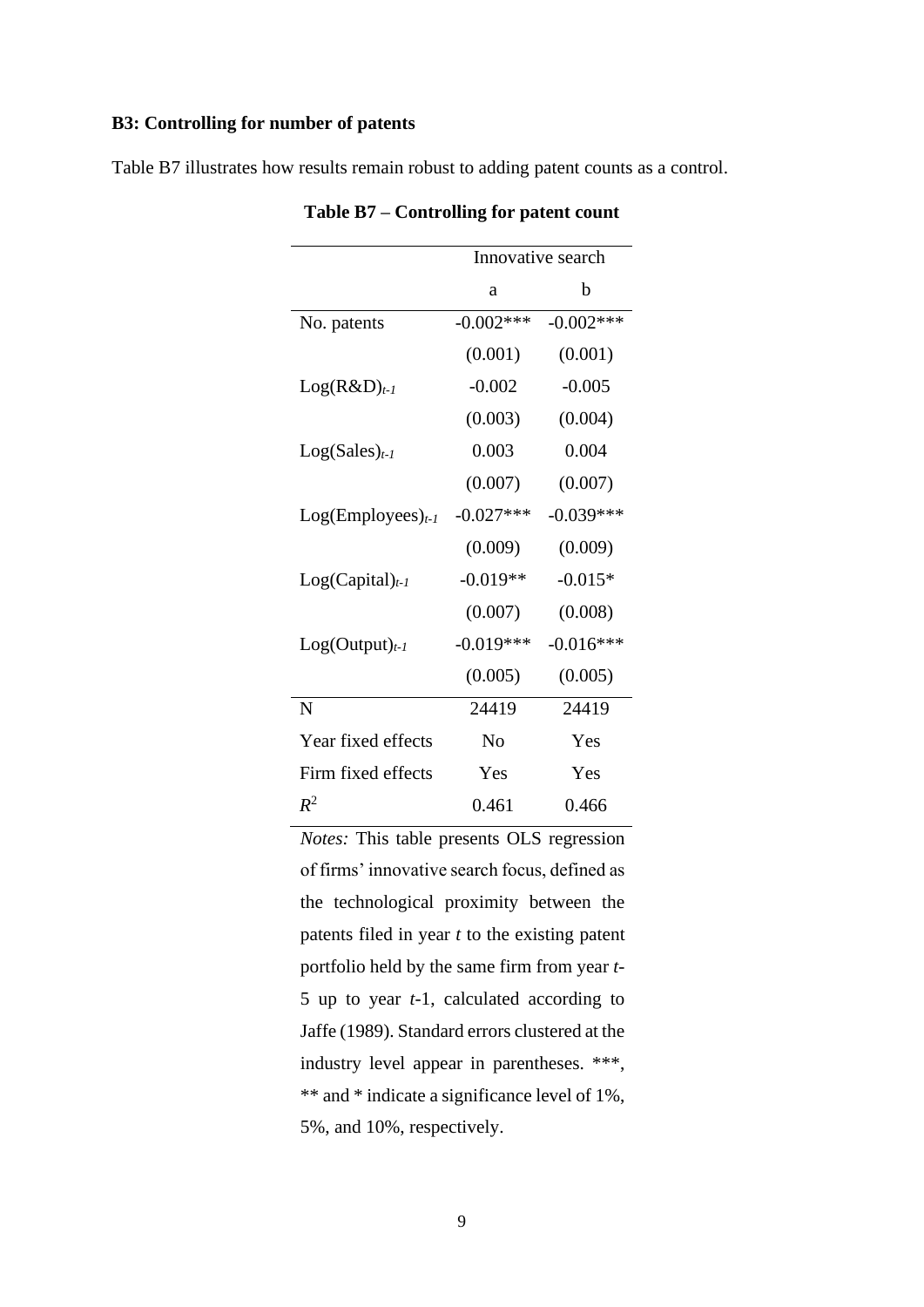### B3: Controlling for number of patents

Table B7 illustrates how results remain robust to adding patent counts as a control.

**Table B7 – Controlling for patent count**

| | Innovative search | |
|---|---|---|
| | a | b |
| No. patents | -0.002*** | -0.002*** |
| | (0.001) | (0.001) |
| $\text{Log(R\&D)}_{t-1}$ | -0.002 | -0.005 |
| | (0.003) | (0.004) |
| $\text{Log(Sales)}_{t-1}$ | 0.003 | 0.004 |
| | (0.007) | (0.007) |
| $\text{Log(Employees)}_{t-1}$ | -0.027*** | -0.039*** |
| | (0.009) | (0.009) |
| $\text{Log(Capital)}_{t-1}$ | -0.019** | -0.015* |
| | (0.007) | (0.008) |
| $\text{Log(Output)}_{t-1}$ | -0.019*** | -0.016*** |
| | (0.005) | (0.005) |
| N | 24419 | 24419 |
| Year fixed effects | No | Yes |
| Firm fixed effects | Yes | Yes |
| $R^2$ | 0.461 | 0.466 |

*Notes:* This table presents OLS regression of firms' innovative search focus, defined as the technological proximity between the patents filed in year *t* to the existing patent portfolio held by the same firm from year *t*-5 up to year *t*-1, calculated according to Jaffe (1989). Standard errors clustered at the industry level appear in parentheses. ***, ** and * indicate a significance level of 1%, 5%, and 10%, respectively.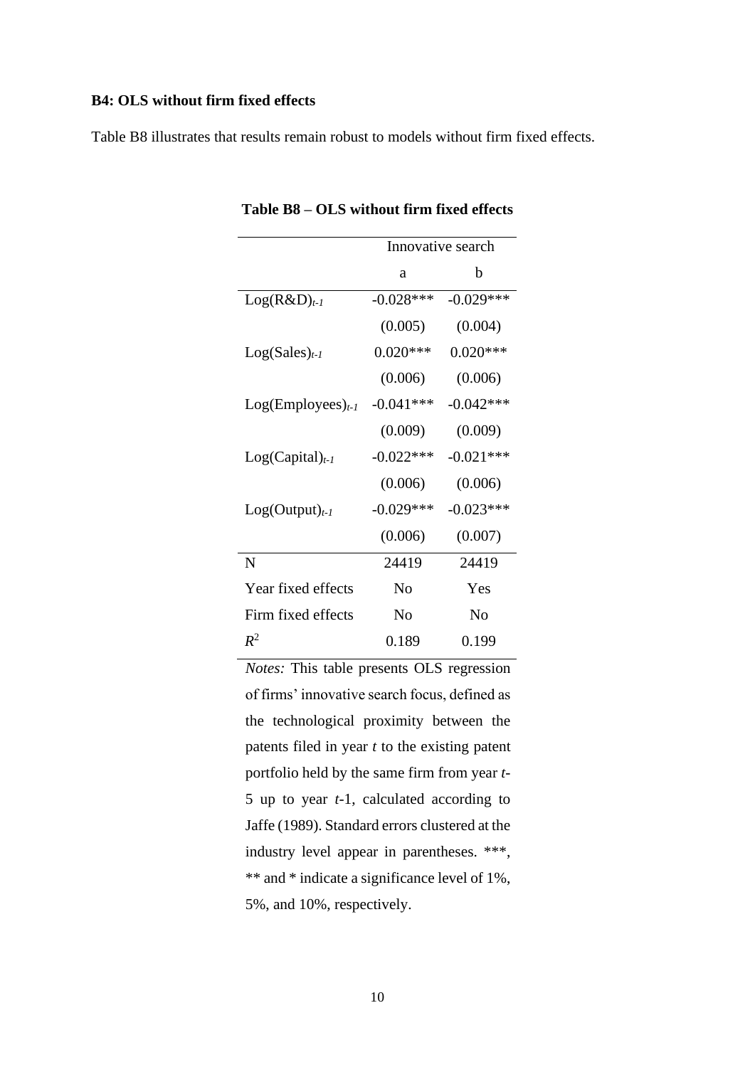**B4: OLS without firm fixed effects**

Table B8 illustrates that results remain robust to models without firm fixed effects.

**Table B8 – OLS without firm fixed effects**

| | Innovative search | |
|---|---|---|
| | a | b |
| $\text{Log(R\&D)}_{t-1}$ | -0.028*** | -0.029*** |
| | (0.005) | (0.004) |
| $\text{Log(Sales)}_{t-1}$ | 0.020*** | 0.020*** |
| | (0.006) | (0.006) |
| $\text{Log(Employees)}_{t-1}$ | -0.041*** | -0.042*** |
| | (0.009) | (0.009) |
| $\text{Log(Capital)}_{t-1}$ | -0.022*** | -0.021*** |
| | (0.006) | (0.006) |
| $\text{Log(Output)}_{t-1}$ | -0.029*** | -0.023*** |
| | (0.006) | (0.007) |
| N | 24419 | 24419 |
| Year fixed effects | No | Yes |
| Firm fixed effects | No | No |
| $R^2$ | 0.189 | 0.199 |

*Notes:* This table presents OLS regression of firms' innovative search focus, defined as the technological proximity between the patents filed in year *t* to the existing patent portfolio held by the same firm from year *t*-5 up to year *t*-1, calculated according to Jaffe (1989). Standard errors clustered at the industry level appear in parentheses. ***, ** and * indicate a significance level of 1%, 5%, and 10%, respectively.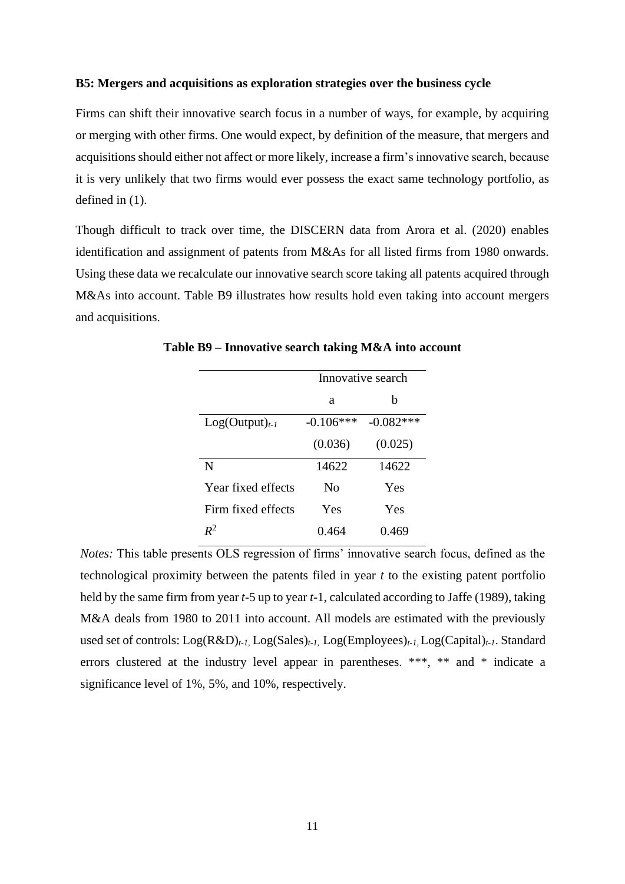**B5: Mergers and acquisitions as exploration strategies over the business cycle**

Firms can shift their innovative search focus in a number of ways, for example, by acquiring or merging with other firms. One would expect, by definition of the measure, that mergers and acquisitions should either not affect or more likely, increase a firm's innovative search, because it is very unlikely that two firms would ever possess the exact same technology portfolio, as defined in (1).

Though difficult to track over time, the DISCERN data from Arora et al. (2020) enables identification and assignment of patents from M&As for all listed firms from 1980 onwards. Using these data we recalculate our innovative search score taking all patents acquired through M&As into account. Table B9 illustrates how results hold even taking into account mergers and acquisitions.

**Table B9 – Innovative search taking M&A into account**

| | Innovative search | |
|---|---|---|
| | a | b |
| $Log(Output)_{t-1}$ | -0.106*** | -0.082*** |
| | (0.036) | (0.025) |
| N | 14622 | 14622 |
| Year fixed effects | No | Yes |
| Firm fixed effects | Yes | Yes |
| $R^2$ | 0.464 | 0.469 |

*Notes:* This table presents OLS regression of firms' innovative search focus, defined as the technological proximity between the patents filed in year *t* to the existing patent portfolio held by the same firm from year *t*-5 up to year *t*-1, calculated according to Jaffe (1989), taking M&A deals from 1980 to 2011 into account. All models are estimated with the previously used set of controls: $Log(R\&D)_{t-1}$, $Log(Sales)_{t-1}$, $Log(Employees)_{t-1}$, $Log(Capital)_{t-1}$. Standard errors clustered at the industry level appear in parentheses. ***, ** and * indicate a significance level of 1%, 5%, and 10%, respectively.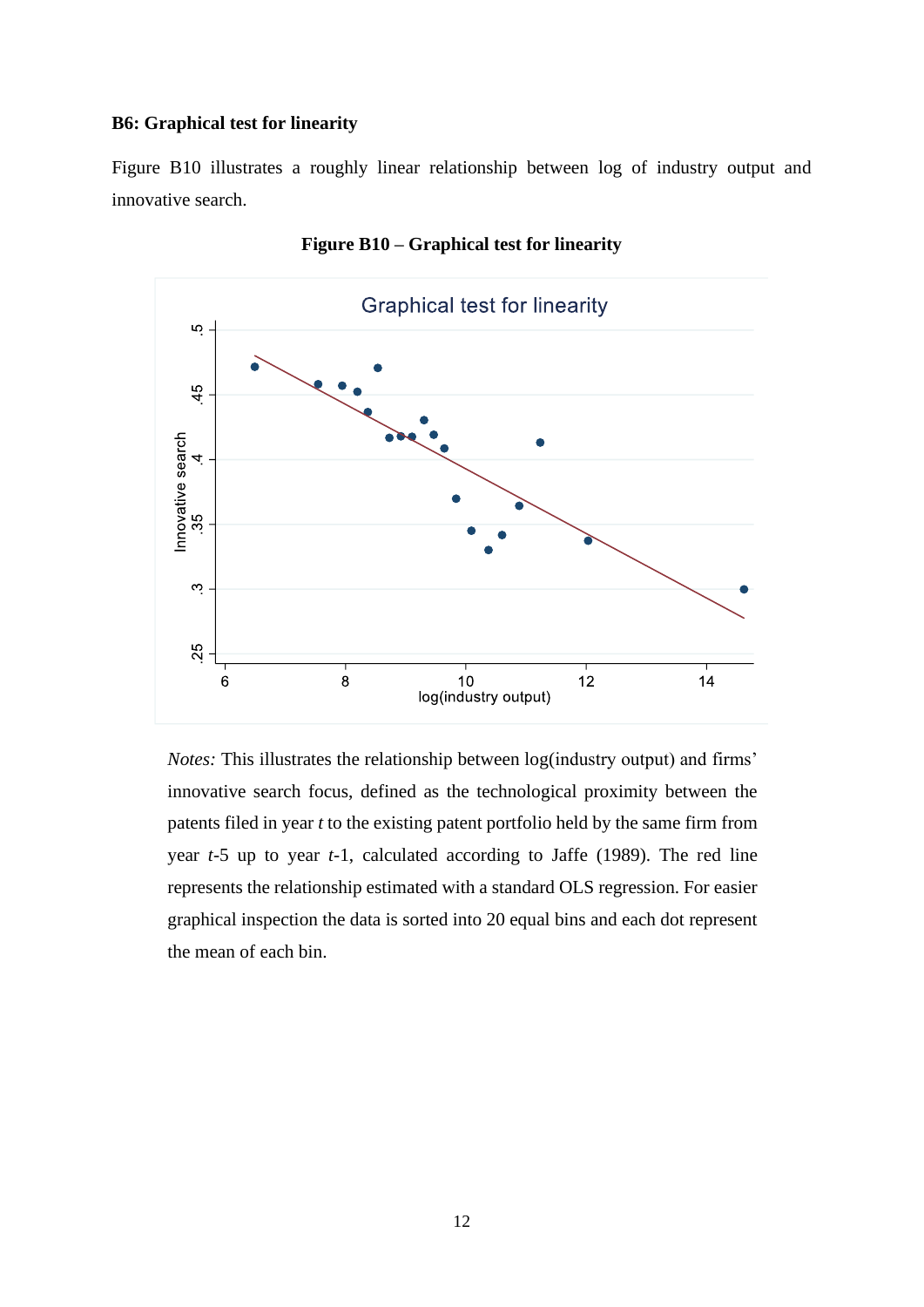**B6: Graphical test for linearity**

Figure B10 illustrates a roughly linear relationship between log of industry output and innovative search.

**Figure B10 – Graphical test for linearity**

*Notes:* This illustrates the relationship between log(industry output) and firms' innovative search focus, defined as the technological proximity between the patents filed in year $t$ to the existing patent portfolio held by the same firm from year $t$-5 up to year $t$-1, calculated according to Jaffe (1989). The red line represents the relationship estimated with a standard OLS regression. For easier graphical inspection the data is sorted into 20 equal bins and each dot represent the mean of each bin.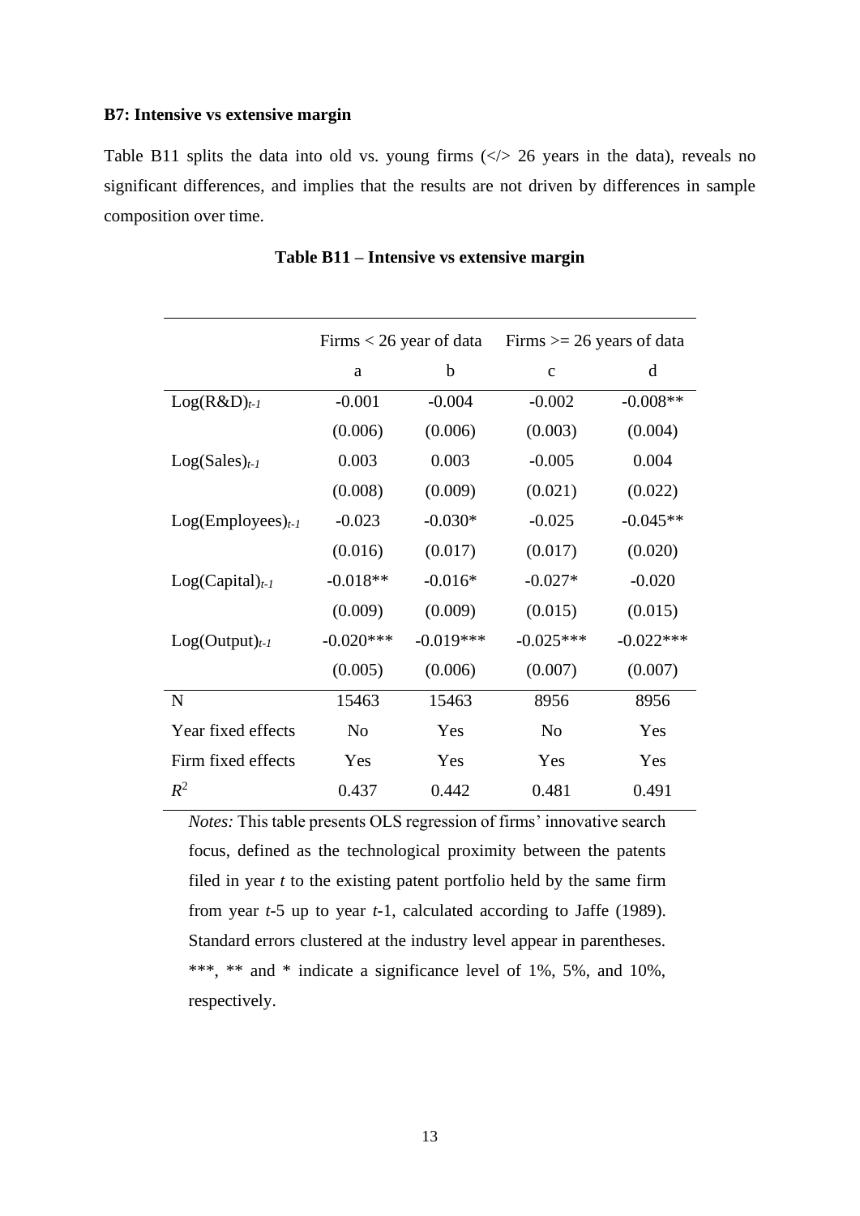**B7: Intensive vs extensive margin**

Table B11 splits the data into old vs. young firms (</> 26 years in the data), reveals no significant differences, and implies that the results are not driven by differences in sample composition over time.

**Table B11 – Intensive vs extensive margin**

| | Firms < 26 year of data | | Firms >= 26 years of data | |
|---|---|---|---|---|
| | a | b | c | d |
| $Log(R\&D)_{t-1}$ | -0.001 | -0.004 | -0.002 | -0.008** |
| | (0.006) | (0.006) | (0.003) | (0.004) |
| $Log(Sales)_{t-1}$ | 0.003 | 0.003 | -0.005 | 0.004 |
| | (0.008) | (0.009) | (0.021) | (0.022) |
| $Log(Employees)_{t-1}$ | -0.023 | -0.030* | -0.025 | -0.045** |
| | (0.016) | (0.017) | (0.017) | (0.020) |
| $Log(Capital)_{t-1}$ | -0.018** | -0.016* | -0.027* | -0.020 |
| | (0.009) | (0.009) | (0.015) | (0.015) |
| $Log(Output)_{t-1}$ | -0.020*** | -0.019*** | -0.025*** | -0.022*** |
| | (0.005) | (0.006) | (0.007) | (0.007) |
| N | 15463 | 15463 | 8956 | 8956 |
| Year fixed effects | No | Yes | No | Yes |
| Firm fixed effects | Yes | Yes | Yes | Yes |
| $R^2$ | 0.437 | 0.442 | 0.481 | 0.491 |

*Notes:* This table presents OLS regression of firms' innovative search focus, defined as the technological proximity between the patents filed in year *t* to the existing patent portfolio held by the same firm from year *t*-5 up to year *t*-1, calculated according to Jaffe (1989). Standard errors clustered at the industry level appear in parentheses. ***, ** and * indicate a significance level of 1%, 5%, and 10%, respectively.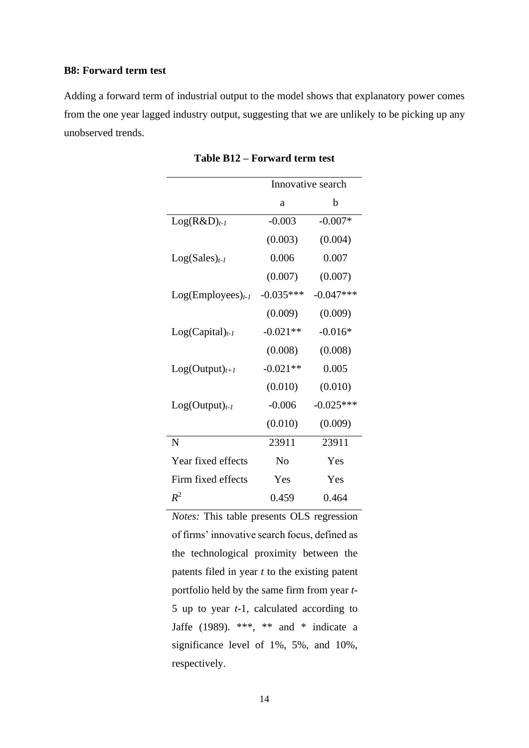**B8: Forward term test**

Adding a forward term of industrial output to the model shows that explanatory power comes from the one year lagged industry output, suggesting that we are unlikely to be picking up any unobserved trends.

**Table B12 – Forward term test**

| | Innovative search | |
|---|---|---|
| | a | b |
| $\text{Log(R\&D)}_{t-1}$ | -0.003 | -0.007* |
| | (0.003) | (0.004) |
| $\text{Log(Sales)}_{t-1}$ | 0.006 | 0.007 |
| | (0.007) | (0.007) |
| $\text{Log(Employees)}_{t-1}$ | -0.035*** | -0.047*** |
| | (0.009) | (0.009) |
| $\text{Log(Capital)}_{t-1}$ | -0.021** | -0.016* |
| | (0.008) | (0.008) |
| $\text{Log(Output)}_{t+1}$ | -0.021** | 0.005 |
| | (0.010) | (0.010) |
| $\text{Log(Output)}_{t-1}$ | -0.006 | -0.025*** |
| | (0.010) | (0.009) |
| N | 23911 | 23911 |
| Year fixed effects | No | Yes |
| Firm fixed effects | Yes | Yes |
| $R^2$ | 0.459 | 0.464 |

*Notes:* This table presents OLS regression of firms' innovative search focus, defined as the technological proximity between the patents filed in year *t* to the existing patent portfolio held by the same firm from year *t*-5 up to year *t*-1, calculated according to Jaffe (1989). ***, ** and * indicate a significance level of 1%, 5%, and 10%, respectively.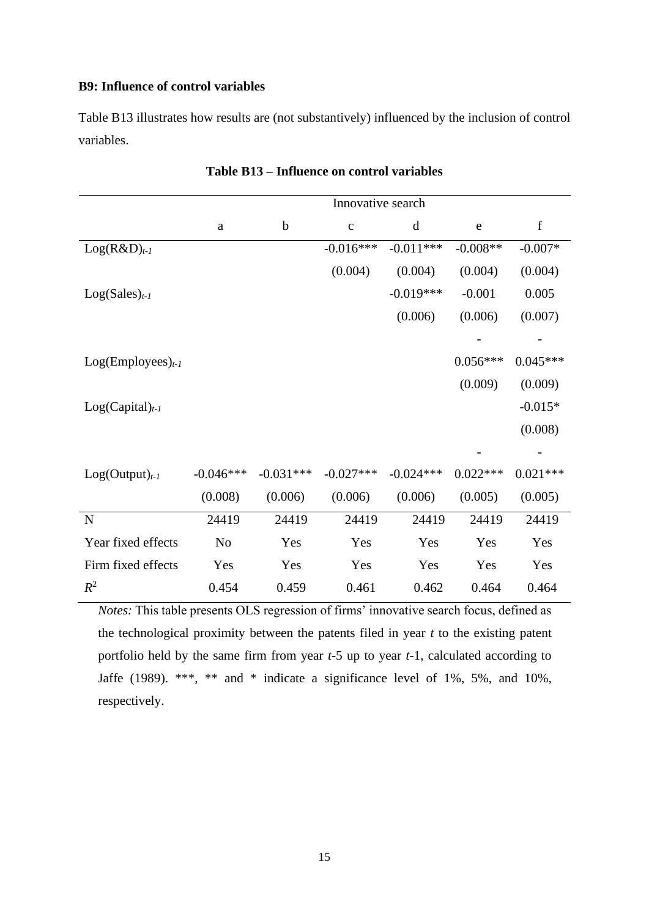**B9: Influence of control variables**

Table B13 illustrates how results are (not substantively) influenced by the inclusion of control variables.

**Table B13 – Influence on control variables**

| | Innovative search | | | | | |
|---|---|---|---|---|---|---|
| | a | b | c | d | e | f |
| $Log(R\&D)_{t-1}$ | | | -0.016*** | -0.011*** | -0.008** | -0.007* |
| | | | (0.004) | (0.004) | (0.004) | (0.004) |
| $Log(Sales)_{t-1}$ | | | | -0.019*** | -0.001 | 0.005 |
| | | | | (0.006) | (0.006) | (0.007) |
| | | | | | - | - |
| $Log(Employees)_{t-1}$ | | | | | 0.056*** | 0.045*** |
| | | | | | (0.009) | (0.009) |
| $Log(Capital)_{t-1}$ | | | | | | -0.015* |
| | | | | | | (0.008) |
| | | | | | - | - |
| $Log(Output)_{t-1}$ | -0.046*** | -0.031*** | -0.027*** | -0.024*** | 0.022*** | 0.021*** |
| | (0.008) | (0.006) | (0.006) | (0.006) | (0.005) | (0.005) |
| N | 24419 | 24419 | 24419 | 24419 | 24419 | 24419 |
| Year fixed effects | No | Yes | Yes | Yes | Yes | Yes |
| Firm fixed effects | Yes | Yes | Yes | Yes | Yes | Yes |
| $R^2$ | 0.454 | 0.459 | 0.461 | 0.462 | 0.464 | 0.464 |

*Notes:* This table presents OLS regression of firms' innovative search focus, defined as the technological proximity between the patents filed in year *t* to the existing patent portfolio held by the same firm from year *t*-5 up to year *t*-1, calculated according to Jaffe (1989). ***, ** and * indicate a significance level of 1%, 5%, and 10%, respectively.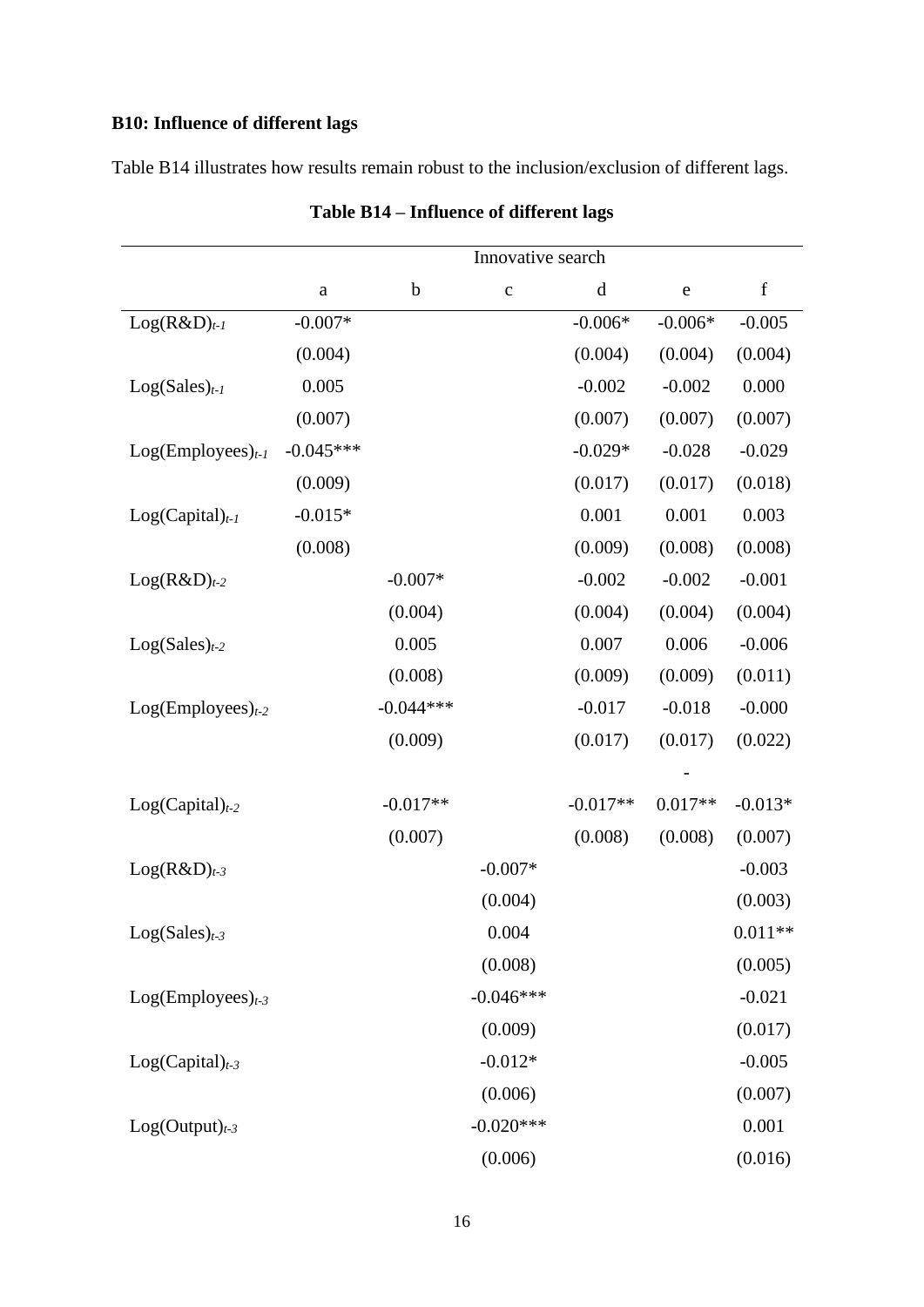### B10: Influence of different lags

Table B14 illustrates how results remain robust to the inclusion/exclusion of different lags.

**Table B14 – Influence of different lags**

| | Innovative search | | | | | |
|---|---|---|---|---|---|---|
| | a | b | c | d | e | f |
| $Log(R\&D)_{t-1}$ | -0.007* | | | -0.006* | -0.006* | -0.005 |
| | (0.004) | | | (0.004) | (0.004) | (0.004) |
| $Log(Sales)_{t-1}$ | 0.005 | | | -0.002 | -0.002 | 0.000 |
| | (0.007) | | | (0.007) | (0.007) | (0.007) |
| $Log(Employees)_{t-1}$ | -0.045*** | | | -0.029* | -0.028 | -0.029 |
| | (0.009) | | | (0.017) | (0.017) | (0.018) |
| $Log(Capital)_{t-1}$ | -0.015* | | | 0.001 | 0.001 | 0.003 |
| | (0.008) | | | (0.009) | (0.008) | (0.008) |
| $Log(R\&D)_{t-2}$ | | -0.007* | | -0.002 | -0.002 | -0.001 |
| | | (0.004) | | (0.004) | (0.004) | (0.004) |
| $Log(Sales)_{t-2}$ | | 0.005 | | 0.007 | 0.006 | -0.006 |
| | | (0.008) | | (0.009) | (0.009) | (0.011) |
| $Log(Employees)_{t-2}$ | | -0.044*** | | -0.017 | -0.018 | -0.000 |
| | | (0.009) | | (0.017) | (0.017) | (0.022) |
| $Log(Capital)_{t-2}$ | | -0.017** | | -0.017** | -0.017** | -0.013* |
| | | (0.007) | | (0.008) | (0.008) | (0.007) |
| $Log(R\&D)_{t-3}$ | | | -0.007* | | | -0.003 |
| | | | (0.004) | | | (0.003) |
| $Log(Sales)_{t-3}$ | | | 0.004 | | | 0.011** |
| | | | (0.008) | | | (0.005) |
| $Log(Employees)_{t-3}$ | | | -0.046*** | | | -0.021 |
| | | | (0.009) | | | (0.017) |
| $Log(Capital)_{t-3}$ | | | -0.012* | | | -0.005 |
| | | | (0.006) | | | (0.007) |
| $Log(Output)_{t-3}$ | | | -0.020*** | | | 0.001 |
| | | | (0.006) | | | (0.016) |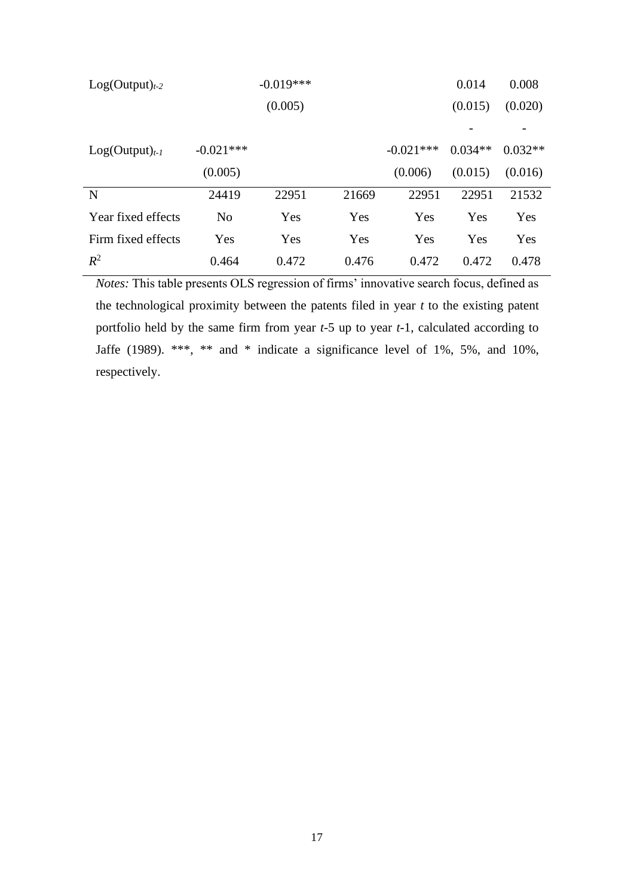| | (1) | (2) | (3) | (4) | (5) | (6) |
|---|---|---|---|---|---|---|
| Log(Output)$_{t-2}$ | | -0.019*** | | | 0.014 | 0.008 |
| | | (0.005) | | | (0.015) | (0.020) |
| | | | | | - | - |
| Log(Output)$_{t-1}$ | -0.021*** | | | -0.021*** | 0.034** | 0.032** |
| | (0.005) | | | (0.006) | (0.015) | (0.016) |
| N | 24419 | 22951 | 21669 | 22951 | 22951 | 21532 |
| Year fixed effects | No | Yes | Yes | Yes | Yes | Yes |
| Firm fixed effects | Yes | Yes | Yes | Yes | Yes | Yes |
| $R^2$ | 0.464 | 0.472 | 0.476 | 0.472 | 0.472 | 0.478 |

*Notes:* This table presents OLS regression of firms' innovative search focus, defined as the technological proximity between the patents filed in year *t* to the existing patent portfolio held by the same firm from year *t*-5 up to year *t*-1, calculated according to Jaffe (1989). ***, ** and * indicate a significance level of 1%, 5%, and 10%, respectively.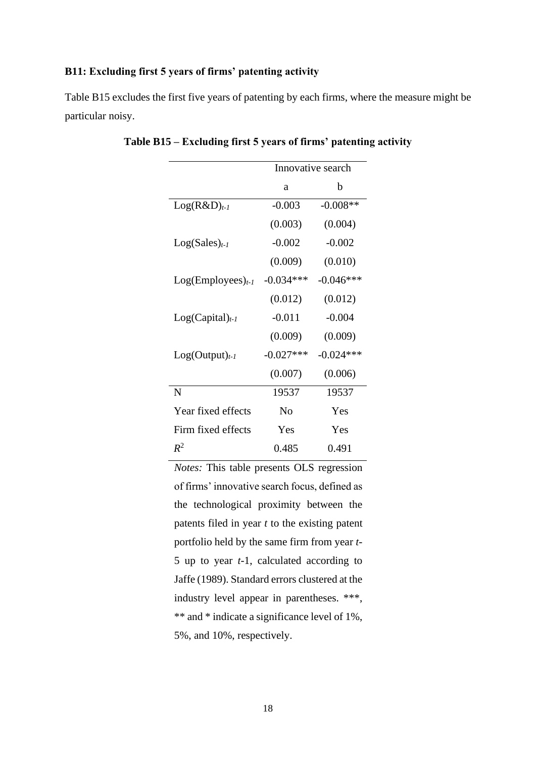### B11: Excluding first 5 years of firms' patenting activity

Table B15 excludes the first five years of patenting by each firms, where the measure might be particular noisy.

**Table B15 – Excluding first 5 years of firms' patenting activity**

| | Innovative search | |
|---|---|---|
| | a | b |
| $Log(R\&D)_{t-1}$ | -0.003 | -0.008** |
| | (0.003) | (0.004) |
| $Log(Sales)_{t-1}$ | -0.002 | -0.002 |
| | (0.009) | (0.010) |
| $Log(Employees)_{t-1}$ | -0.034*** | -0.046*** |
| | (0.012) | (0.012) |
| $Log(Capital)_{t-1}$ | -0.011 | -0.004 |
| | (0.009) | (0.009) |
| $Log(Output)_{t-1}$ | -0.027*** | -0.024*** |
| | (0.007) | (0.006) |
| N | 19537 | 19537 |
| Year fixed effects | No | Yes |
| Firm fixed effects | Yes | Yes |
| $R^2$ | 0.485 | 0.491 |

*Notes:* This table presents OLS regression of firms' innovative search focus, defined as the technological proximity between the patents filed in year *t* to the existing patent portfolio held by the same firm from year *t*-5 up to year *t*-1, calculated according to Jaffe (1989). Standard errors clustered at the industry level appear in parentheses. ***, ** and * indicate a significance level of 1%, 5%, and 10%, respectively.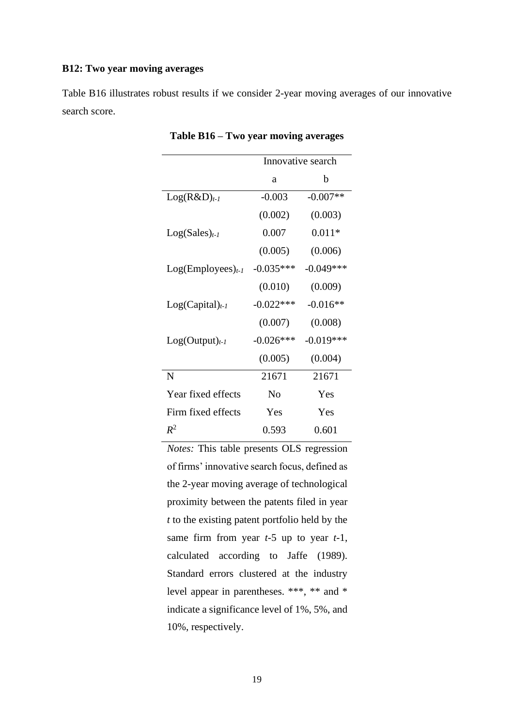### B12: Two year moving averages

Table B16 illustrates robust results if we consider 2-year moving averages of our innovative search score.

**Table B16 – Two year moving averages**

| | Innovative search | |
|---|---|---|
| | a | b |
| $Log(R\&D)_{t-1}$ | -0.003 | -0.007** |
| | (0.002) | (0.003) |
| $Log(Sales)_{t-1}$ | 0.007 | 0.011* |
| | (0.005) | (0.006) |
| $Log(Employees)_{t-1}$ | -0.035*** | -0.049*** |
| | (0.010) | (0.009) |
| $Log(Capital)_{t-1}$ | -0.022*** | -0.016** |
| | (0.007) | (0.008) |
| $Log(Output)_{t-1}$ | -0.026*** | -0.019*** |
| | (0.005) | (0.004) |
| N | 21671 | 21671 |
| Year fixed effects | No | Yes |
| Firm fixed effects | Yes | Yes |
| $R^2$ | 0.593 | 0.601 |

*Notes:* This table presents OLS regression of firms' innovative search focus, defined as the 2-year moving average of technological proximity between the patents filed in year *t* to the existing patent portfolio held by the same firm from year *t*-5 up to year *t*-1, calculated according to Jaffe (1989). Standard errors clustered at the industry level appear in parentheses. ***, ** and * indicate a significance level of 1%, 5%, and 10%, respectively.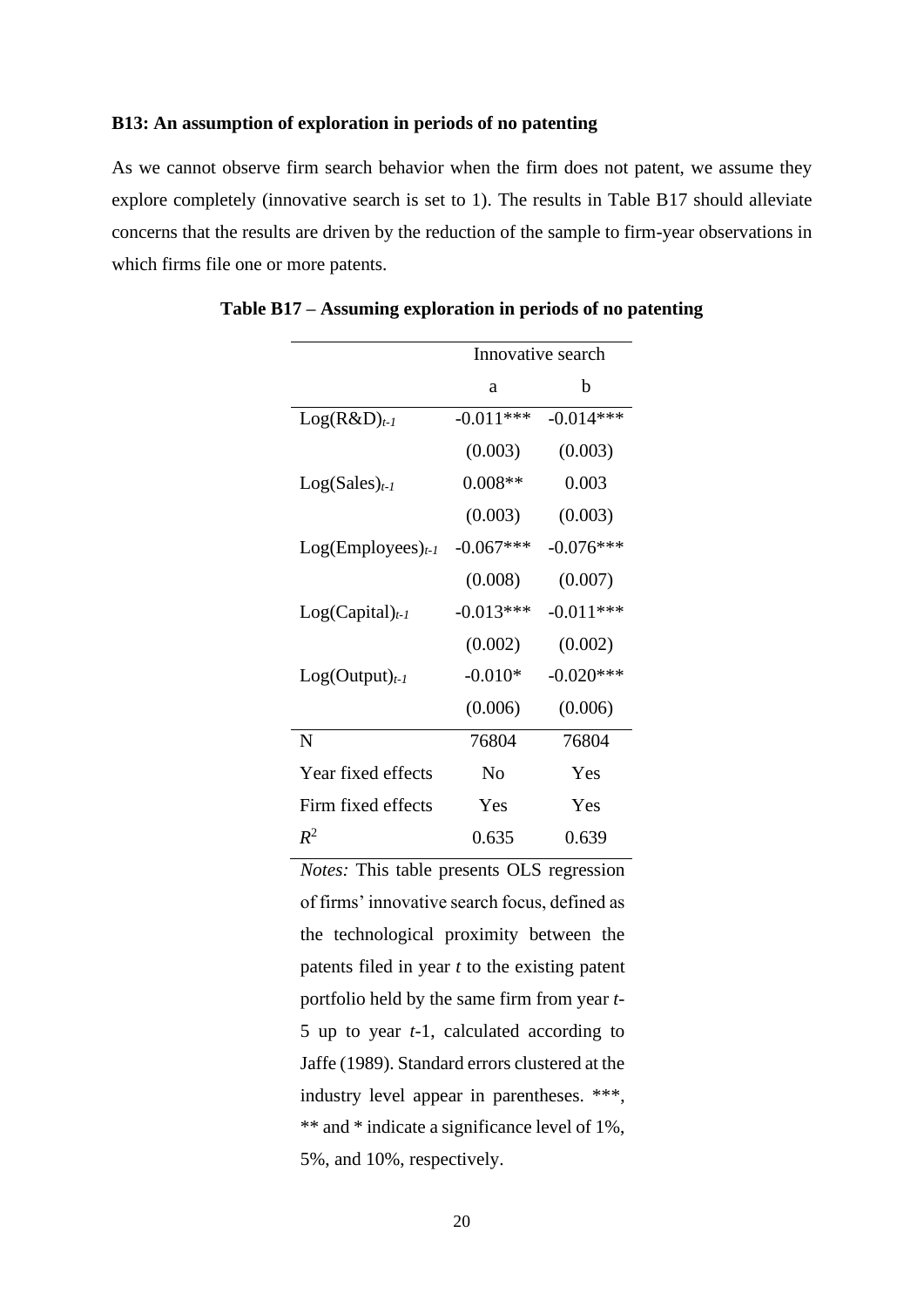### B13: An assumption of exploration in periods of no patenting

As we cannot observe firm search behavior when the firm does not patent, we assume they explore completely (innovative search is set to 1). The results in Table B17 should alleviate concerns that the results are driven by the reduction of the sample to firm-year observations in which firms file one or more patents.

**Table B17 – Assuming exploration in periods of no patenting**

| | Innovative search | |
|---|---|---|
| | a | b |
| $\text{Log(R\&D)}_{t-1}$ | -0.011*** | -0.014*** |
| | (0.003) | (0.003) |
| $\text{Log(Sales)}_{t-1}$ | 0.008** | 0.003 |
| | (0.003) | (0.003) |
| $\text{Log(Employees)}_{t-1}$ | -0.067*** | -0.076*** |
| | (0.008) | (0.007) |
| $\text{Log(Capital)}_{t-1}$ | -0.013*** | -0.011*** |
| | (0.002) | (0.002) |
| $\text{Log(Output)}_{t-1}$ | -0.010* | -0.020*** |
| | (0.006) | (0.006) |
| N | 76804 | 76804 |
| Year fixed effects | No | Yes |
| Firm fixed effects | Yes | Yes |
| $R^2$ | 0.635 | 0.639 |

*Notes:* This table presents OLS regression of firms' innovative search focus, defined as the technological proximity between the patents filed in year *t* to the existing patent portfolio held by the same firm from year *t*-5 up to year *t*-1, calculated according to Jaffe (1989). Standard errors clustered at the industry level appear in parentheses. ***, ** and * indicate a significance level of 1%, 5%, and 10%, respectively.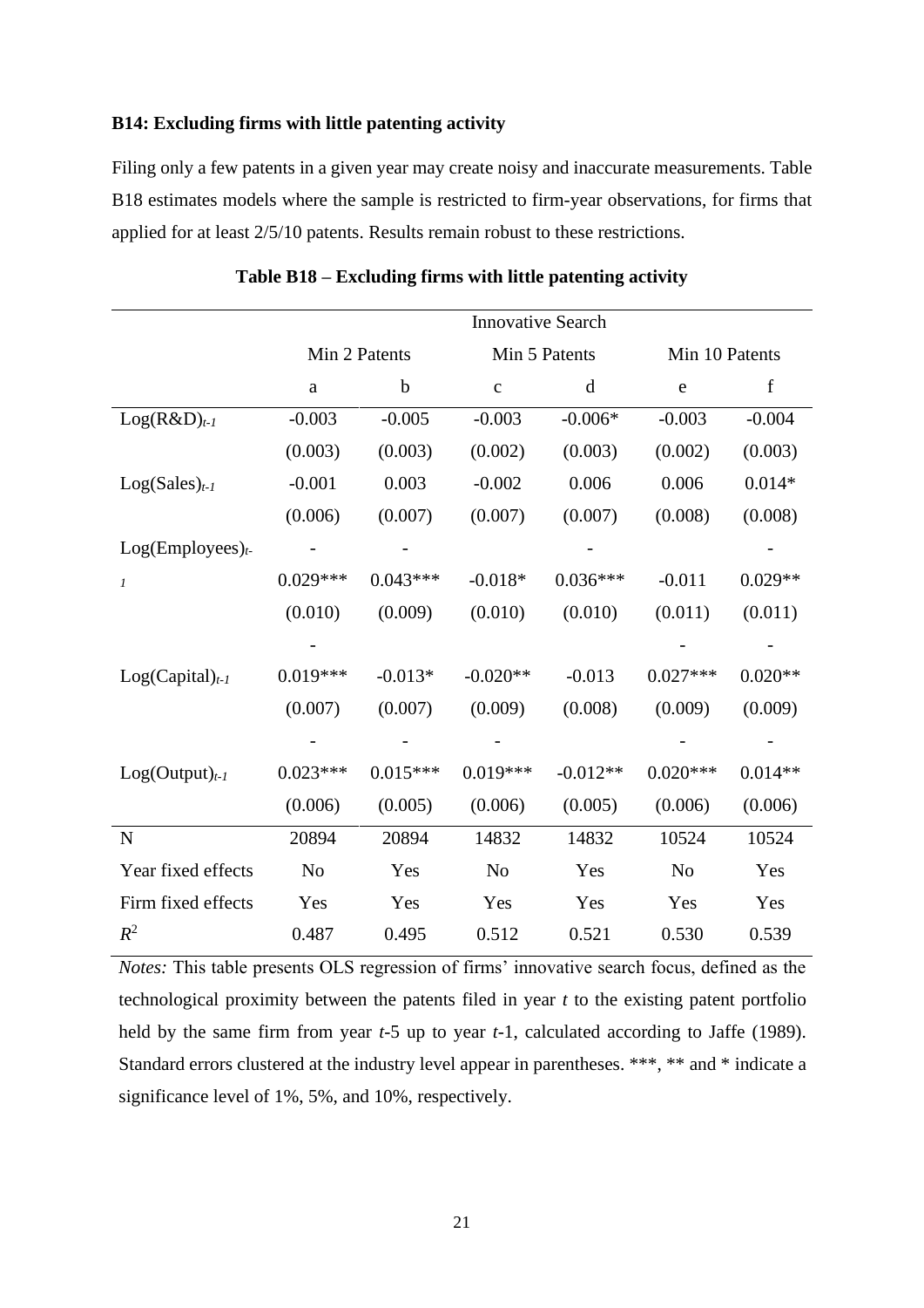**B14: Excluding firms with little patenting activity**

Filing only a few patents in a given year may create noisy and inaccurate measurements. Table B18 estimates models where the sample is restricted to firm-year observations, for firms that applied for at least 2/5/10 patents. Results remain robust to these restrictions.

**Table B18 – Excluding firms with little patenting activity**

| | Innovative Search | | | | | |
|---|---|---|---|---|---|---|
| | Min 2 Patents | | Min 5 Patents | | Min 10 Patents | |
| | a | b | c | d | e | f |
| $Log(R\&D)_{t-1}$ | -0.003 | -0.005 | -0.003 | -0.006* | -0.003 | -0.004 |
| | (0.003) | (0.003) | (0.002) | (0.003) | (0.002) | (0.003) |
| $Log(Sales)_{t-1}$ | -0.001 | 0.003 | -0.002 | 0.006 | 0.006 | 0.014* |
| | (0.006) | (0.007) | (0.007) | (0.007) | (0.008) | (0.008) |
| $Log(Employees)_{t-1}$ | -0.029*** | -0.043*** | -0.018* | -0.036*** | -0.011 | -0.029** |
| | (0.010) | (0.009) | (0.010) | (0.010) | (0.011) | (0.011) |
| $Log(Capital)_{t-1}$ | -0.019*** | -0.013* | -0.020** | -0.013 | -0.027*** | -0.020** |
| | (0.007) | (0.007) | (0.009) | (0.008) | (0.009) | (0.009) |
| $Log(Output)_{t-1}$ | -0.023*** | -0.015*** | -0.019*** | -0.012** | -0.020*** | -0.014** |
| | (0.006) | (0.005) | (0.006) | (0.005) | (0.006) | (0.006) |
| N | 20894 | 20894 | 14832 | 14832 | 10524 | 10524 |
| Year fixed effects | No | Yes | No | Yes | No | Yes |
| Firm fixed effects | Yes | Yes | Yes | Yes | Yes | Yes |
| $R^2$ | 0.487 | 0.495 | 0.512 | 0.521 | 0.530 | 0.539 |

*Notes:* This table presents OLS regression of firms' innovative search focus, defined as the technological proximity between the patents filed in year *t* to the existing patent portfolio held by the same firm from year *t*-5 up to year *t*-1, calculated according to Jaffe (1989). Standard errors clustered at the industry level appear in parentheses. ***, ** and * indicate a significance level of 1%, 5%, and 10%, respectively.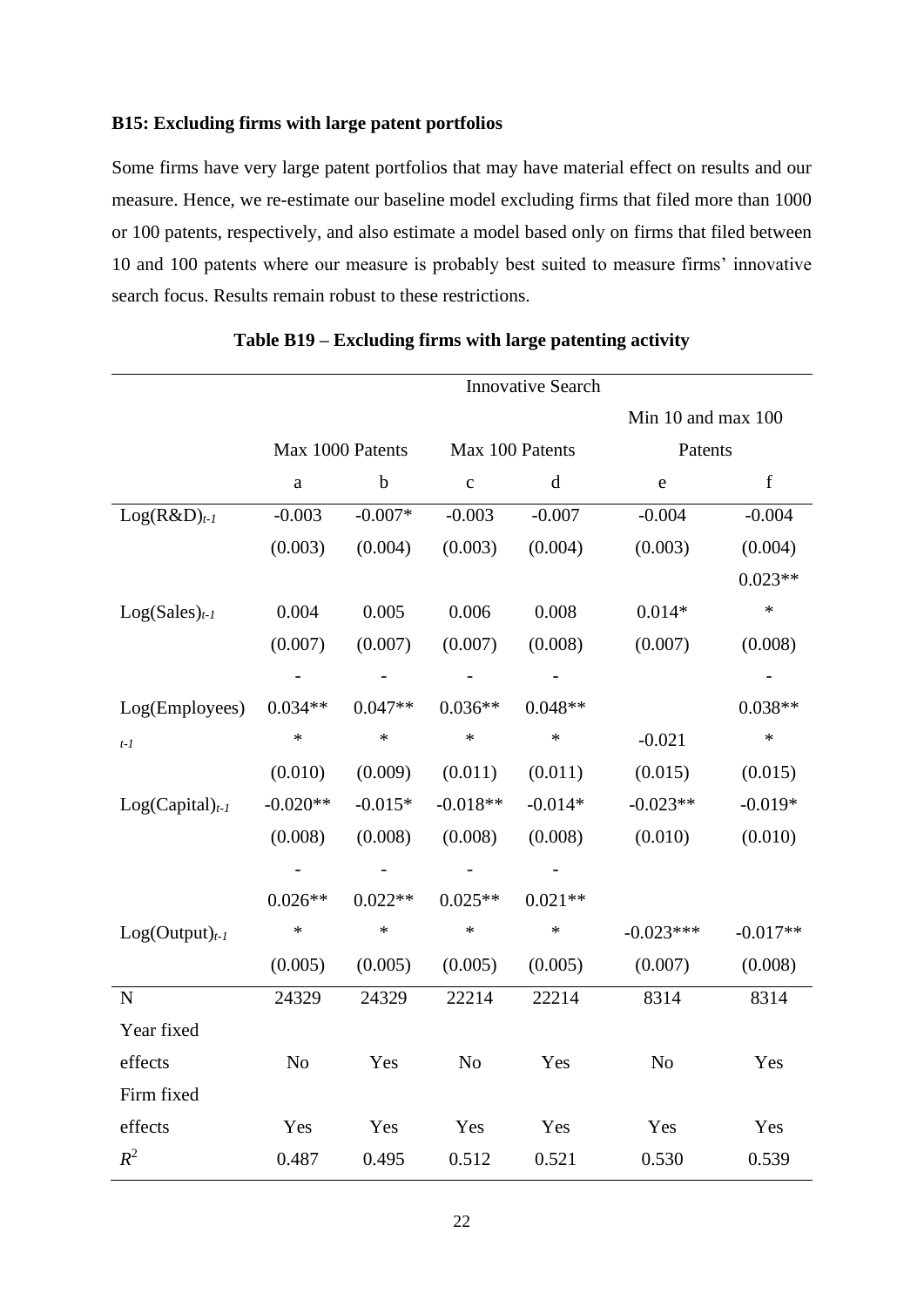**B15: Excluding firms with large patent portfolios**

Some firms have very large patent portfolios that may have material effect on results and our measure. Hence, we re-estimate our baseline model excluding firms that filed more than 1000 or 100 patents, respectively, and also estimate a model based only on firms that filed between 10 and 100 patents where our measure is probably best suited to measure firms' innovative search focus. Results remain robust to these restrictions.

**Table B19 – Excluding firms with large patenting activity**

| | Innovative Search | | | | | |
|---|---|---|---|---|---|---|
| | Max 1000 Patents | | Max 100 Patents | | Min 10 and max 100 Patents | |
| | a | b | c | d | e | f |
| $Log(R\&D)_{t-1}$ | -0.003 | -0.007* | -0.003 | -0.007 | -0.004 | -0.004 |
| | (0.003) | (0.004) | (0.003) | (0.004) | (0.003) | (0.004) |
| $Log(Sales)_{t-1}$ | 0.004 | 0.005 | 0.006 | 0.008 | 0.014* | 0.023*** |
| | (0.007) | (0.007) | (0.007) | (0.008) | (0.007) | (0.008) |
| $Log(Employees)_{t-1}$ | -0.034*** | -0.047*** | -0.036*** | -0.048*** | -0.021 | -0.038*** |
| | (0.010) | (0.009) | (0.011) | (0.011) | (0.015) | (0.015) |
| $Log(Capital)_{t-1}$ | -0.020** | -0.015* | -0.018** | -0.014* | -0.023** | -0.019* |
| | (0.008) | (0.008) | (0.008) | (0.008) | (0.010) | (0.010) |
| $Log(Output)_{t-1}$ | -0.026*** | -0.022*** | -0.025*** | -0.021*** | -0.023*** | -0.017** |
| | (0.005) | (0.005) | (0.005) | (0.005) | (0.007) | (0.008) |
| N | 24329 | 24329 | 22214 | 22214 | 8314 | 8314 |
| Year fixed effects | No | Yes | No | Yes | No | Yes |
| Firm fixed effects | Yes | Yes | Yes | Yes | Yes | Yes |
| $R^2$ | 0.487 | 0.495 | 0.512 | 0.521 | 0.530 | 0.539 |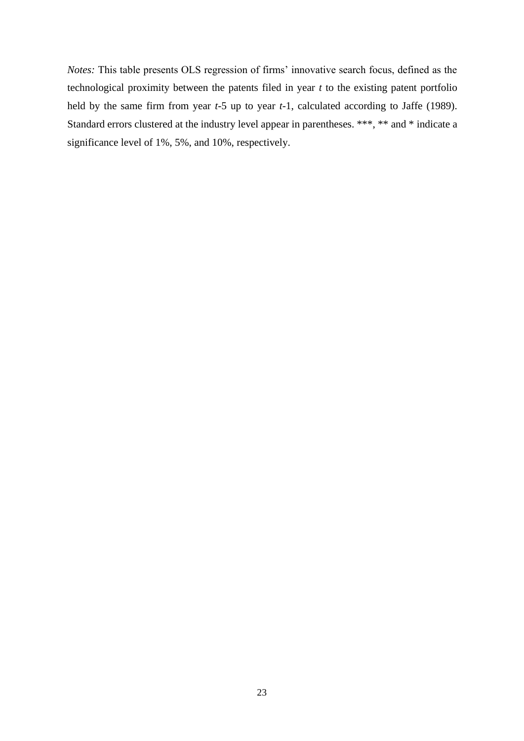*Notes:* This table presents OLS regression of firms' innovative search focus, defined as the technological proximity between the patents filed in year *t* to the existing patent portfolio held by the same firm from year *t*-5 up to year *t*-1, calculated according to Jaffe (1989). Standard errors clustered at the industry level appear in parentheses. ***, ** and * indicate a significance level of 1%, 5%, and 10%, respectively.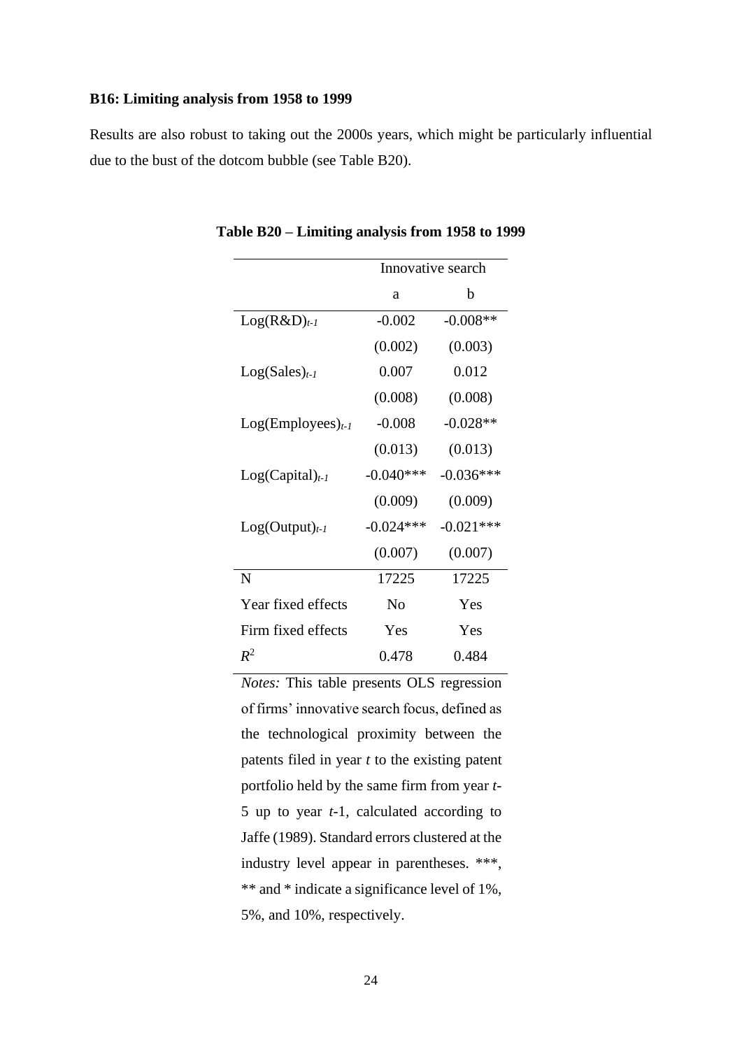**B16: Limiting analysis from 1958 to 1999**

Results are also robust to taking out the 2000s years, which might be particularly influential due to the bust of the dotcom bubble (see Table B20).

**Table B20 – Limiting analysis from 1958 to 1999**

| | Innovative search | |
|---|---|---|
| | a | b |
| $Log(R\&D)_{t-1}$ | -0.002 | -0.008** |
| | (0.002) | (0.003) |
| $Log(Sales)_{t-1}$ | 0.007 | 0.012 |
| | (0.008) | (0.008) |
| $Log(Employees)_{t-1}$ | -0.008 | -0.028** |
| | (0.013) | (0.013) |
| $Log(Capital)_{t-1}$ | -0.040*** | -0.036*** |
| | (0.009) | (0.009) |
| $Log(Output)_{t-1}$ | -0.024*** | -0.021*** |
| | (0.007) | (0.007) |
| N | 17225 | 17225 |
| Year fixed effects | No | Yes |
| Firm fixed effects | Yes | Yes |
| $R^2$ | 0.478 | 0.484 |

*Notes:* This table presents OLS regression of firms' innovative search focus, defined as the technological proximity between the patents filed in year *t* to the existing patent portfolio held by the same firm from year *t*-5 up to year *t*-1, calculated according to Jaffe (1989). Standard errors clustered at the industry level appear in parentheses. ***, ** and * indicate a significance level of 1%, 5%, and 10%, respectively.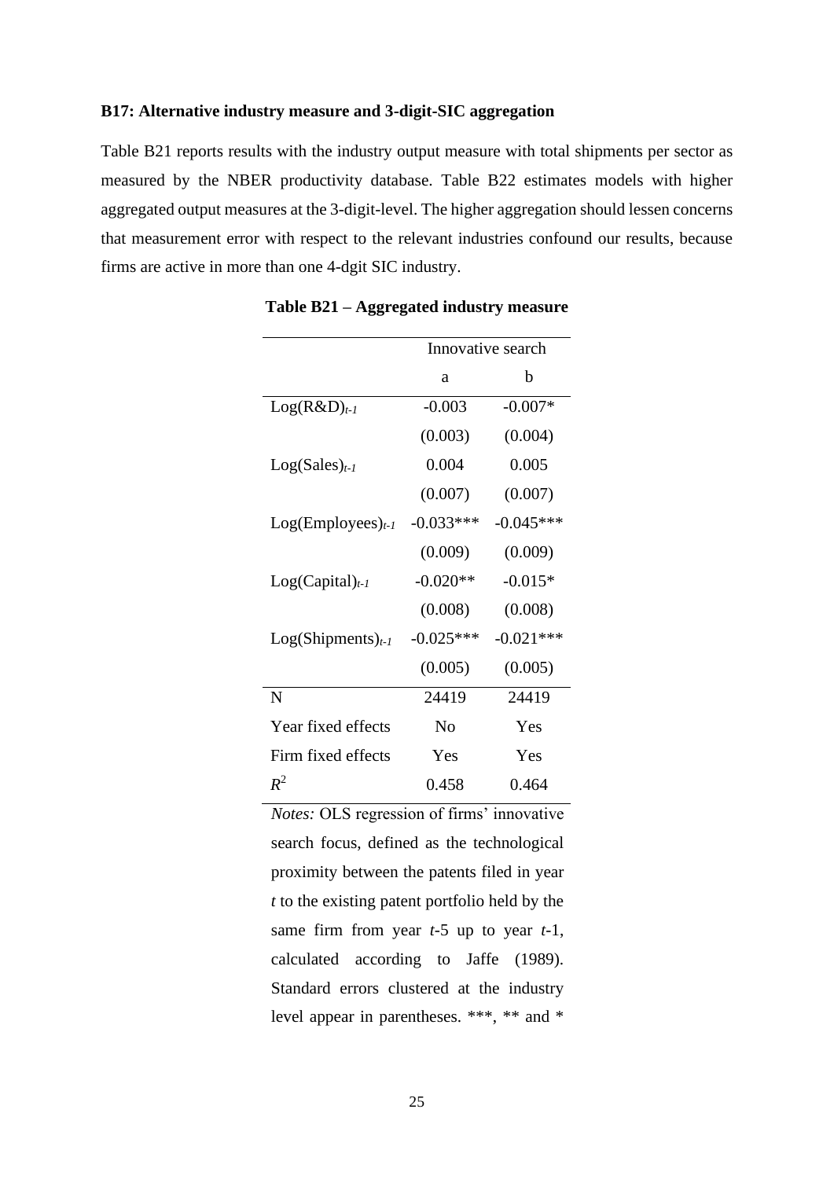**B17: Alternative industry measure and 3-digit-SIC aggregation**

Table B21 reports results with the industry output measure with total shipments per sector as measured by the NBER productivity database. Table B22 estimates models with higher aggregated output measures at the 3-digit-level. The higher aggregation should lessen concerns that measurement error with respect to the relevant industries confound our results, because firms are active in more than one 4-dgit SIC industry.

**Table B21 – Aggregated industry measure**

| | Innovative search | |
|---|---|---|
| | a | b |
| $Log(R\&D)_{t-1}$ | -0.003 | -0.007* |
| | (0.003) | (0.004) |
| $Log(Sales)_{t-1}$ | 0.004 | 0.005 |
| | (0.007) | (0.007) |
| $Log(Employees)_{t-1}$ | -0.033*** | -0.045*** |
| | (0.009) | (0.009) |
| $Log(Capital)_{t-1}$ | -0.020** | -0.015* |
| | (0.008) | (0.008) |
| $Log(Shipments)_{t-1}$ | -0.025*** | -0.021*** |
| | (0.005) | (0.005) |
| N | 24419 | 24419 |
| Year fixed effects | No | Yes |
| Firm fixed effects | Yes | Yes |
| $R^2$ | 0.458 | 0.464 |

*Notes:* OLS regression of firms' innovative search focus, defined as the technological proximity between the patents filed in year *t* to the existing patent portfolio held by the same firm from year *t*-5 up to year *t*-1, calculated according to Jaffe (1989). Standard errors clustered at the industry level appear in parentheses. ***, ** and *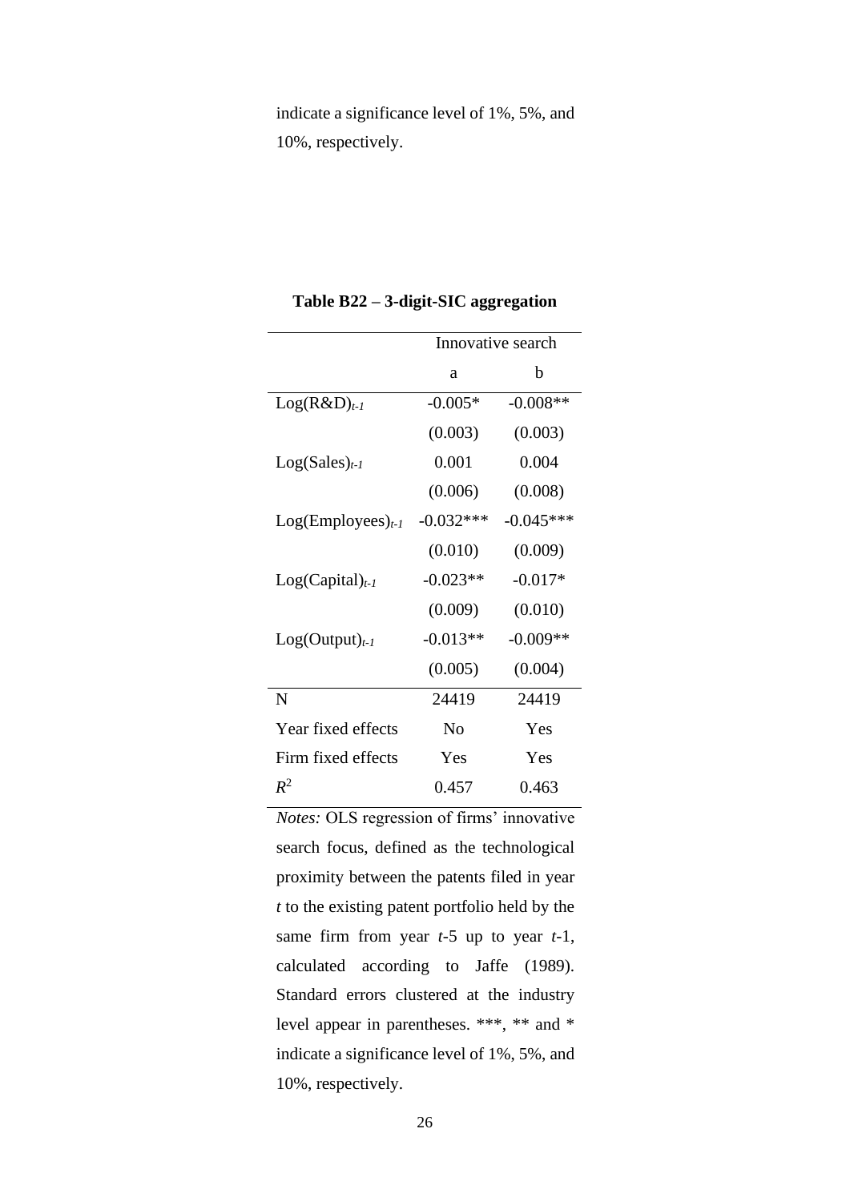indicate a significance level of 1%, 5%, and 10%, respectively.

**Table B22 – 3-digit-SIC aggregation**

| | Innovative search | |
|---|---|---|
| | a | b |
| $Log(R\&D)_{t-1}$ | -0.005* | -0.008** |
| | (0.003) | (0.003) |
| $Log(Sales)_{t-1}$ | 0.001 | 0.004 |
| | (0.006) | (0.008) |
| $Log(Employees)_{t-1}$ | -0.032*** | -0.045*** |
| | (0.010) | (0.009) |
| $Log(Capital)_{t-1}$ | -0.023** | -0.017* |
| | (0.009) | (0.010) |
| $Log(Output)_{t-1}$ | -0.013** | -0.009** |
| | (0.005) | (0.004) |
| N | 24419 | 24419 |
| Year fixed effects | No | Yes |
| Firm fixed effects | Yes | Yes |
| $R^2$ | 0.457 | 0.463 |

*Notes:* OLS regression of firms' innovative search focus, defined as the technological proximity between the patents filed in year $t$ to the existing patent portfolio held by the same firm from year $t$-5 up to year $t$-1, calculated according to Jaffe (1989). Standard errors clustered at the industry level appear in parentheses. ***, ** and * indicate a significance level of 1%, 5%, and 10%, respectively.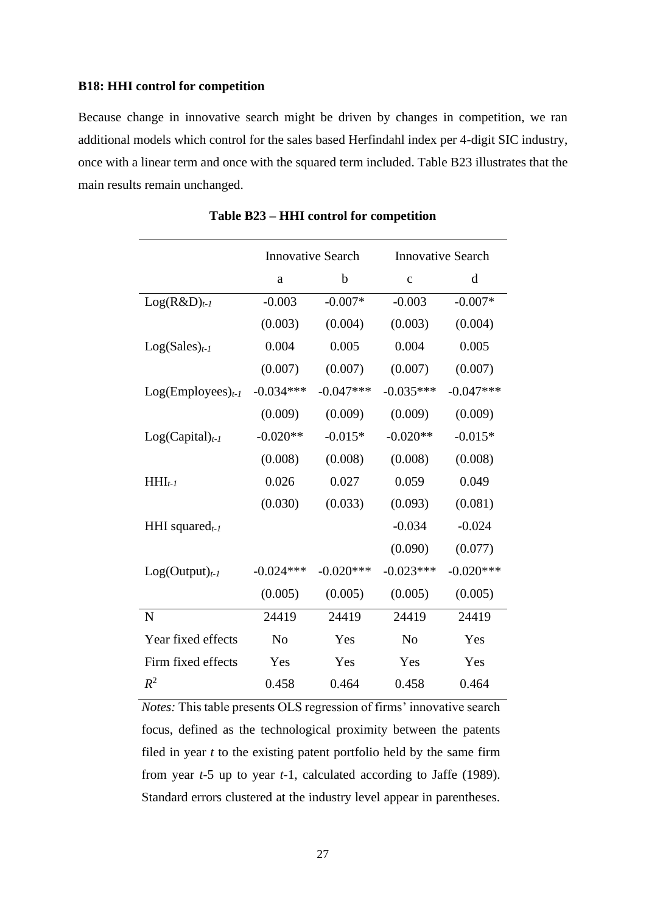**B18: HHI control for competition**

Because change in innovative search might be driven by changes in competition, we ran additional models which control for the sales based Herfindahl index per 4-digit SIC industry, once with a linear term and once with the squared term included. Table B23 illustrates that the main results remain unchanged.

**Table B23 – HHI control for competition**

| | Innovative Search | | Innovative Search | |
|---|---|---|---|---|
| | a | b | c | d |
| $\text{Log(R\&D)}_{t-1}$ | -0.003 | -0.007* | -0.003 | -0.007* |
| | (0.003) | (0.004) | (0.003) | (0.004) |
| $\text{Log(Sales)}_{t-1}$ | 0.004 | 0.005 | 0.004 | 0.005 |
| | (0.007) | (0.007) | (0.007) | (0.007) |
| $\text{Log(Employees)}_{t-1}$ | -0.034*** | -0.047*** | -0.035*** | -0.047*** |
| | (0.009) | (0.009) | (0.009) | (0.009) |
| $\text{Log(Capital)}_{t-1}$ | -0.020** | -0.015* | -0.020** | -0.015* |
| | (0.008) | (0.008) | (0.008) | (0.008) |
| $\text{HHI}_{t-1}$ | 0.026 | 0.027 | 0.059 | 0.049 |
| | (0.030) | (0.033) | (0.093) | (0.081) |
| HHI $\text{squared}_{t-1}$ | | | -0.034 | -0.024 |
| | | | (0.090) | (0.077) |
| $\text{Log(Output)}_{t-1}$ | -0.024*** | -0.020*** | -0.023*** | -0.020*** |
| | (0.005) | (0.005) | (0.005) | (0.005) |
| N | 24419 | 24419 | 24419 | 24419 |
| Year fixed effects | No | Yes | No | Yes |
| Firm fixed effects | Yes | Yes | Yes | Yes |
| $R^2$ | 0.458 | 0.464 | 0.458 | 0.464 |

*Notes:* This table presents OLS regression of firms' innovative search focus, defined as the technological proximity between the patents filed in year *t* to the existing patent portfolio held by the same firm from year *t*-5 up to year *t*-1, calculated according to Jaffe (1989). Standard errors clustered at the industry level appear in parentheses.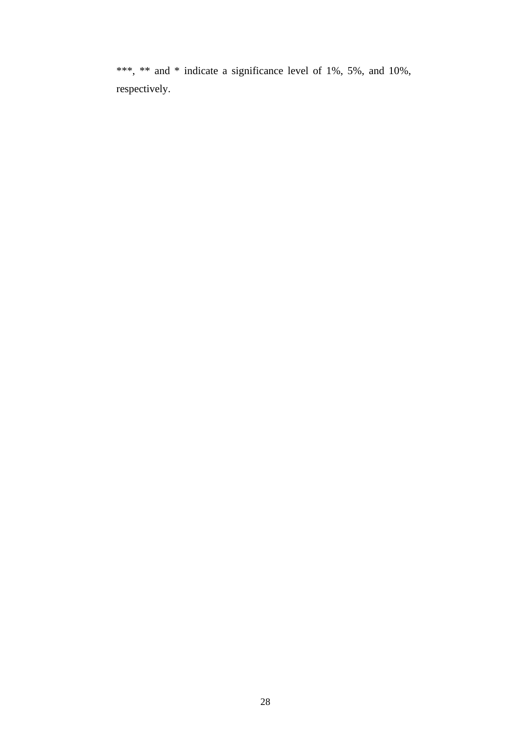***, ** and * indicate a significance level of 1%, 5%, and 10%, respectively.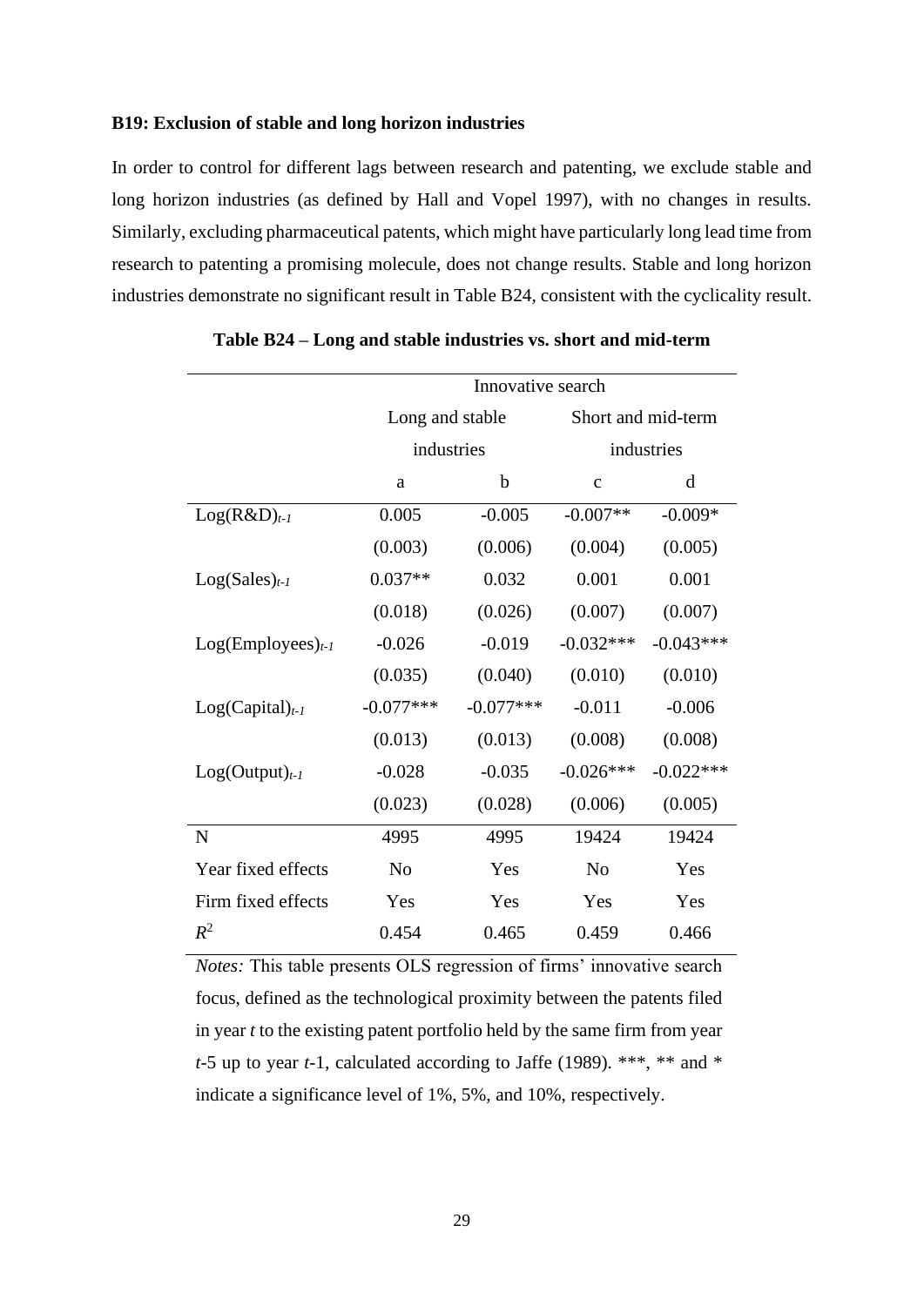**B19: Exclusion of stable and long horizon industries**

In order to control for different lags between research and patenting, we exclude stable and long horizon industries (as defined by Hall and Vopel 1997), with no changes in results. Similarly, excluding pharmaceutical patents, which might have particularly long lead time from research to patenting a promising molecule, does not change results. Stable and long horizon industries demonstrate no significant result in Table B24, consistent with the cyclicality result.

**Table B24 – Long and stable industries vs. short and mid-term**

| | Innovative search | | | |
|---|---|---|---|---|
| | Long and stable industries | | Short and mid-term industries | |
| | a | b | c | d |
| $Log(R\&D)_{t-1}$ | 0.005 | -0.005 | -0.007** | -0.009* |
| | (0.003) | (0.006) | (0.004) | (0.005) |
| $Log(Sales)_{t-1}$ | 0.037** | 0.032 | 0.001 | 0.001 |
| | (0.018) | (0.026) | (0.007) | (0.007) |
| $Log(Employees)_{t-1}$ | -0.026 | -0.019 | -0.032*** | -0.043*** |
| | (0.035) | (0.040) | (0.010) | (0.010) |
| $Log(Capital)_{t-1}$ | -0.077*** | -0.077*** | -0.011 | -0.006 |
| | (0.013) | (0.013) | (0.008) | (0.008) |
| $Log(Output)_{t-1}$ | -0.028 | -0.035 | -0.026*** | -0.022*** |
| | (0.023) | (0.028) | (0.006) | (0.005) |
| N | 4995 | 4995 | 19424 | 19424 |
| Year fixed effects | No | Yes | No | Yes |
| Firm fixed effects | Yes | Yes | Yes | Yes |
| $R^2$ | 0.454 | 0.465 | 0.459 | 0.466 |

*Notes:* This table presents OLS regression of firms' innovative search focus, defined as the technological proximity between the patents filed in year *t* to the existing patent portfolio held by the same firm from year *t*-5 up to year *t*-1, calculated according to Jaffe (1989). ***, ** and * indicate a significance level of 1%, 5%, and 10%, respectively.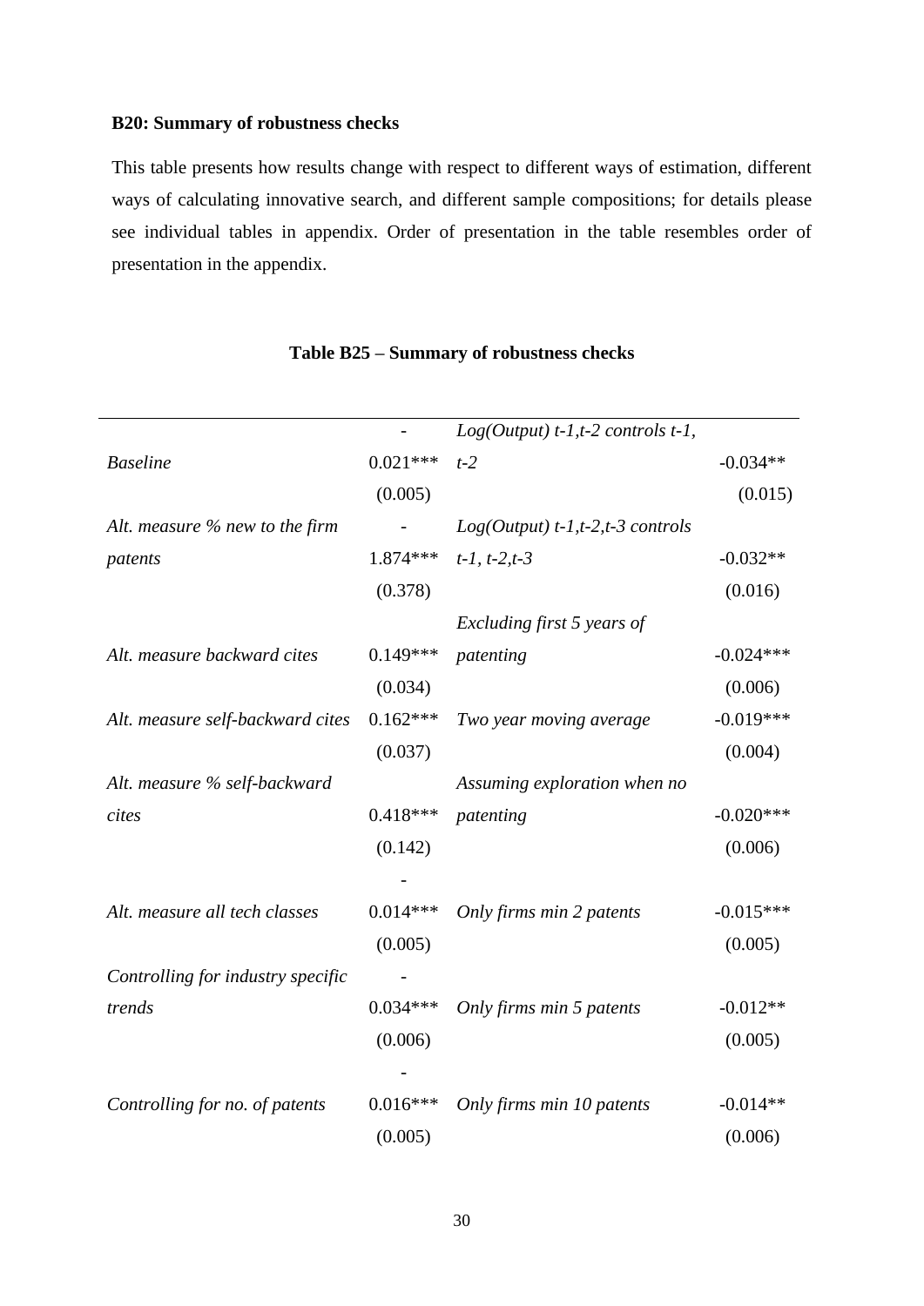**B20: Summary of robustness checks**

This table presents how results change with respect to different ways of estimation, different ways of calculating innovative search, and different sample compositions; for details please see individual tables in appendix. Order of presentation in the table resembles order of presentation in the appendix.

**Table B25 – Summary of robustness checks**

| | | | |
|---|---|---|---|
| *Baseline* | -0.021*** | *Log(Output) t-1,t-2 controls t-1, t-2* | -0.034** |
| | (0.005) | | (0.015) |
| *Alt. measure % new to the firm patents* | -1.874*** | *Log(Output) t-1,t-2,t-3 controls t-1, t-2,t-3* | -0.032** |
| | (0.378) | | (0.016) |
| *Alt. measure backward cites* | 0.149*** | *Excluding first 5 years of patenting* | -0.024*** |
| | (0.034) | | (0.006) |
| *Alt. measure self-backward cites* | 0.162*** | *Two year moving average* | -0.019*** |
| | (0.037) | | (0.004) |
| *Alt. measure % self-backward cites* | 0.418*** | *Assuming exploration when no patenting* | -0.020*** |
| | (0.142) | | (0.006) |
| *Alt. measure all tech classes* | -0.014*** | *Only firms min 2 patents* | -0.015*** |
| | (0.005) | | (0.005) |
| *Controlling for industry specific trends* | -0.034*** | *Only firms min 5 patents* | -0.012** |
| | (0.006) | | (0.005) |
| *Controlling for no. of patents* | -0.016*** | *Only firms min 10 patents* | -0.014** |
| | (0.005) | | (0.006) |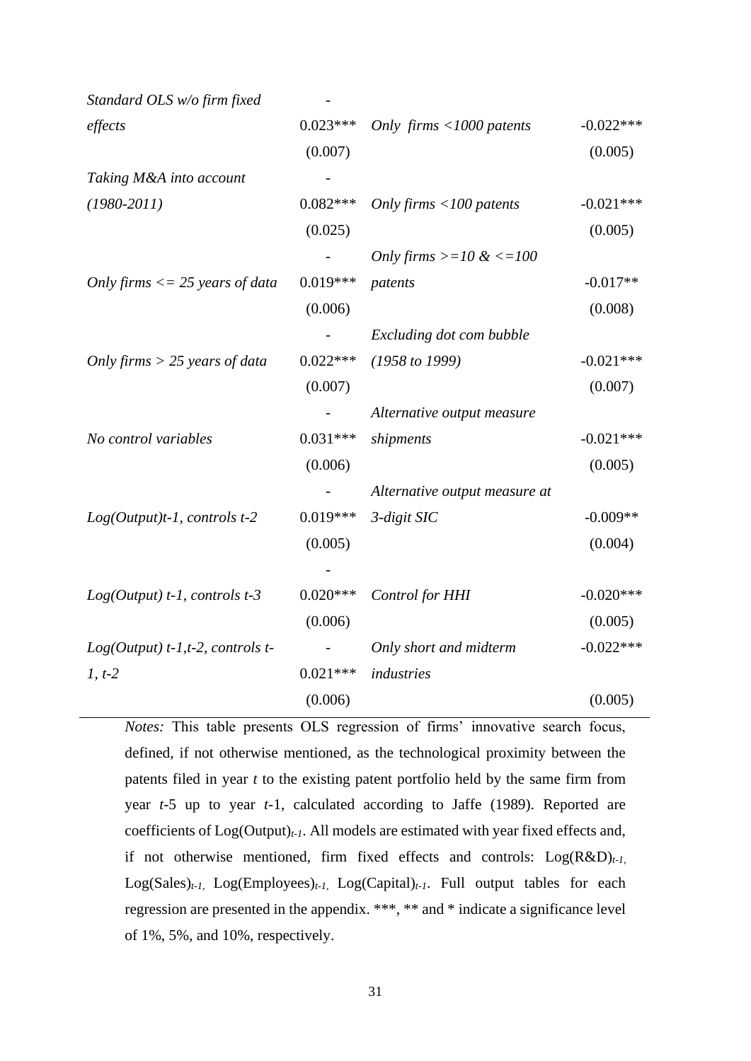| | | | |
|---|---|---|---|
| *Standard OLS w/o firm fixed effects* | -0.023*** | *Only firms <1000 patents* | -0.022*** |
| | (0.007) | | (0.005) |
| *Taking M&A into account (1980-2011)* | -0.082*** | *Only firms <100 patents* | -0.021*** |
| | (0.025) | | (0.005) |
| *Only firms <= 25 years of data* | -0.019*** | *Only firms >=10 & <=100 patents* | -0.017** |
| | (0.006) | | (0.008) |
| *Only firms > 25 years of data* | -0.022*** | *Excluding dot com bubble (1958 to 1999)* | -0.021*** |
| | (0.007) | | (0.007) |
| *No control variables* | -0.031*** | *Alternative output measure shipments* | -0.021*** |
| | (0.006) | | (0.005) |
| *Log(Output)t-1, controls t-2* | -0.019*** | *Alternative output measure at 3-digit SIC* | -0.009** |
| | (0.005) | | (0.004) |
| *Log(Output) t-1, controls t-3* | -0.020*** | *Control for HHI* | -0.020*** |
| | (0.006) | | (0.005) |
| *Log(Output) t-1,t-2, controls t-1, t-2* | -0.021*** | *Only short and midterm industries* | -0.022*** |
| | (0.006) | | (0.005) |

*Notes:* This table presents OLS regression of firms' innovative search focus, defined, if not otherwise mentioned, as the technological proximity between the patents filed in year *t* to the existing patent portfolio held by the same firm from year *t*-5 up to year *t*-1, calculated according to Jaffe (1989). Reported are coefficients of $\text{Log(Output)}_{t-1}$. All models are estimated with year fixed effects and, if not otherwise mentioned, firm fixed effects and controls: $\text{Log(R\&D)}_{t-1}$, $\text{Log(Sales)}_{t-1}$, $\text{Log(Employees)}_{t-1}$, $\text{Log(Capital)}_{t-1}$. Full output tables for each regression are presented in the appendix. ***, ** and * indicate a significance level of 1%, 5%, and 10%, respectively.